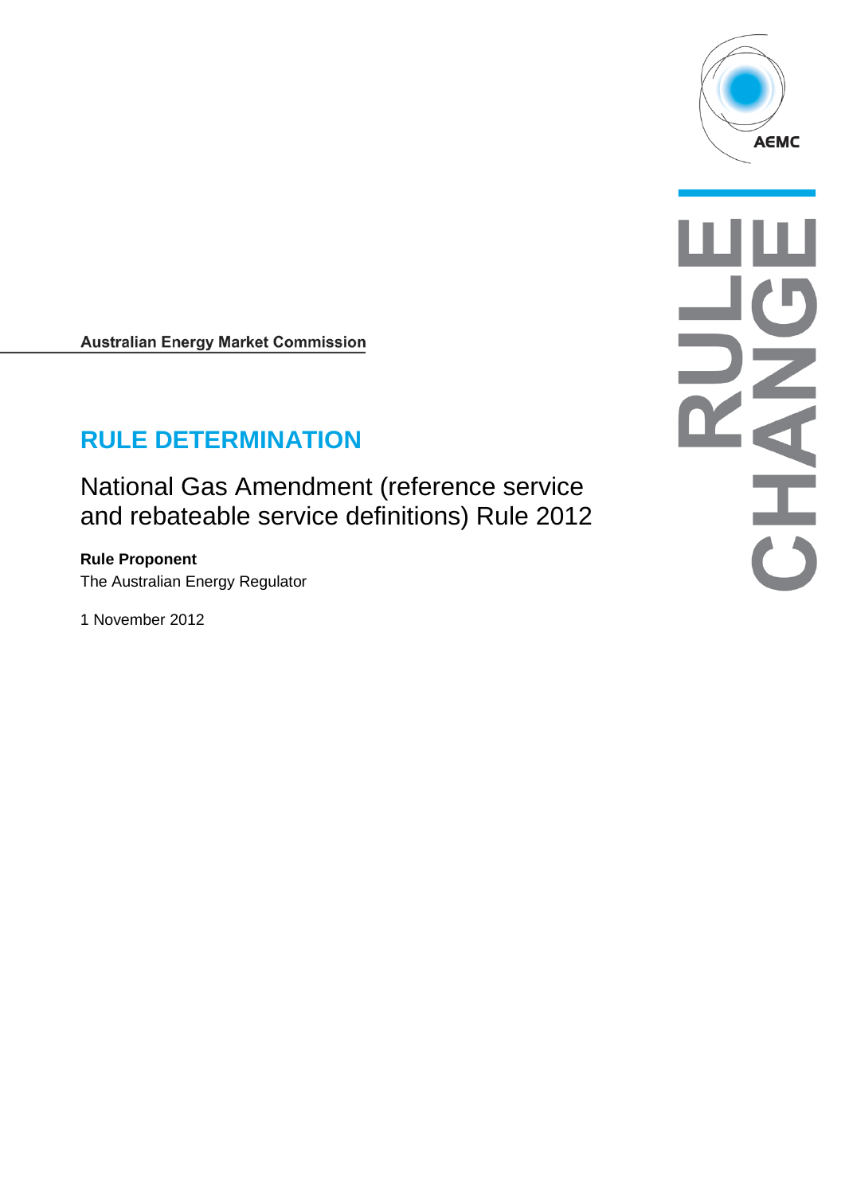AEMC

RULE CHANGE

Australian Energy Market Commission

# RULE DETERMINATION

## National Gas Amendment (reference service and rebateable service definitions) Rule 2012

**Rule Proponent**

The Australian Energy Regulator

1 November 2012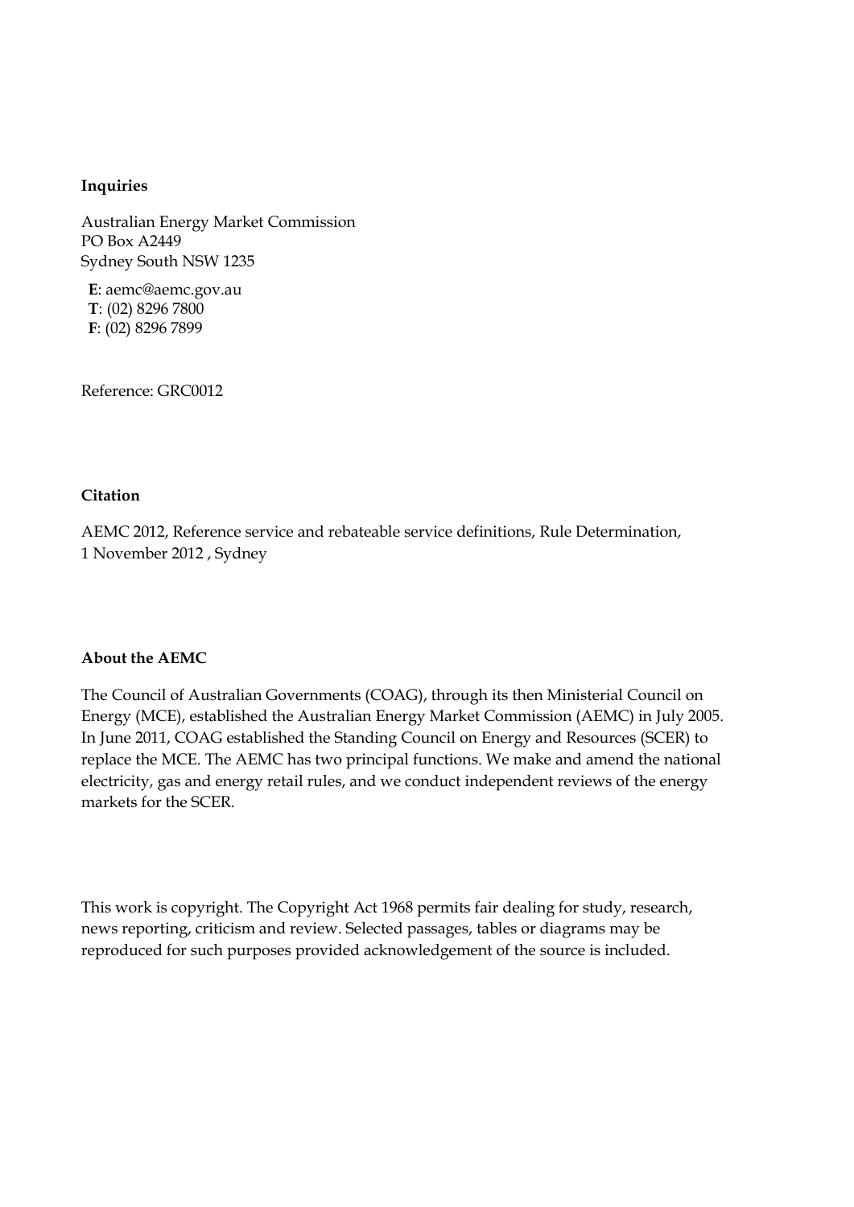**Inquiries**

Australian Energy Market Commission
PO Box A2449
Sydney South NSW 1235

**E**: aemc@aemc.gov.au
**T**: (02) 8296 7800
**F**: (02) 8296 7899

Reference: GRC0012

**Citation**

AEMC 2012, Reference service and rebateable service definitions, Rule Determination, 1 November 2012 , Sydney

**About the AEMC**

The Council of Australian Governments (COAG), through its then Ministerial Council on Energy (MCE), established the Australian Energy Market Commission (AEMC) in July 2005. In June 2011, COAG established the Standing Council on Energy and Resources (SCER) to replace the MCE. The AEMC has two principal functions. We make and amend the national electricity, gas and energy retail rules, and we conduct independent reviews of the energy markets for the SCER.

This work is copyright. The Copyright Act 1968 permits fair dealing for study, research, news reporting, criticism and review. Selected passages, tables or diagrams may be reproduced for such purposes provided acknowledgement of the source is included.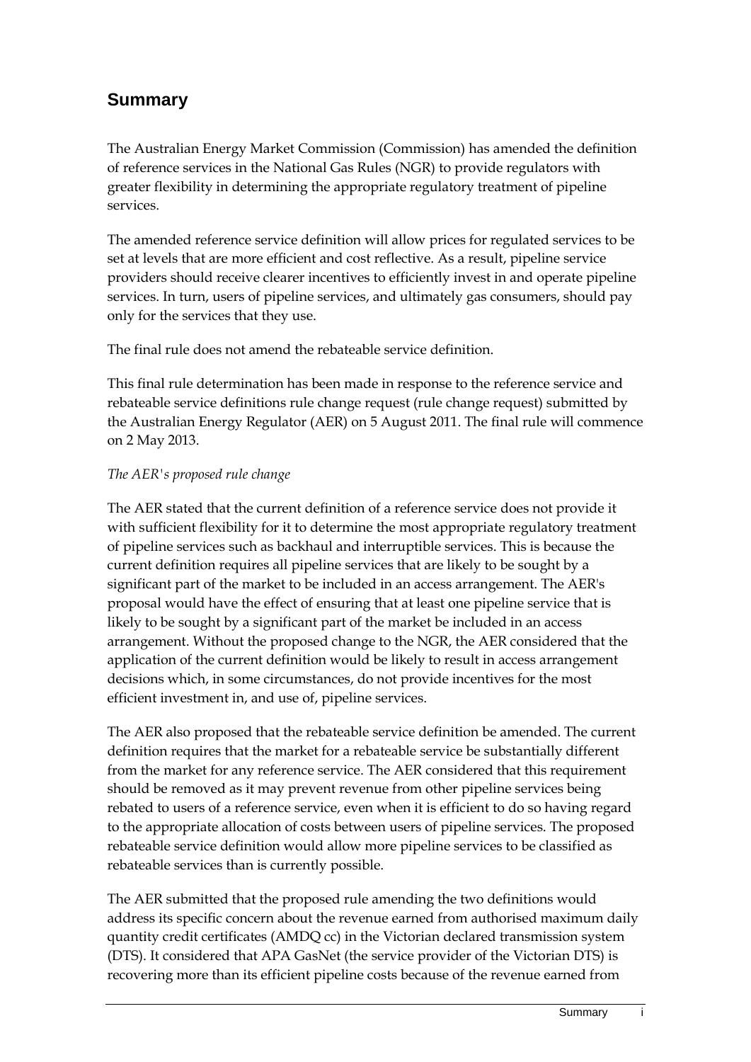## Summary

The Australian Energy Market Commission (Commission) has amended the definition of reference services in the National Gas Rules (NGR) to provide regulators with greater flexibility in determining the appropriate regulatory treatment of pipeline services.

The amended reference service definition will allow prices for regulated services to be set at levels that are more efficient and cost reflective. As a result, pipeline service providers should receive clearer incentives to efficiently invest in and operate pipeline services. In turn, users of pipeline services, and ultimately gas consumers, should pay only for the services that they use.

The final rule does not amend the rebateable service definition.

This final rule determination has been made in response to the reference service and rebateable service definitions rule change request (rule change request) submitted by the Australian Energy Regulator (AER) on 5 August 2011. The final rule will commence on 2 May 2013.

*The AER's proposed rule change*

The AER stated that the current definition of a reference service does not provide it with sufficient flexibility for it to determine the most appropriate regulatory treatment of pipeline services such as backhaul and interruptible services. This is because the current definition requires all pipeline services that are likely to be sought by a significant part of the market to be included in an access arrangement. The AER's proposal would have the effect of ensuring that at least one pipeline service that is likely to be sought by a significant part of the market be included in an access arrangement. Without the proposed change to the NGR, the AER considered that the application of the current definition would be likely to result in access arrangement decisions which, in some circumstances, do not provide incentives for the most efficient investment in, and use of, pipeline services.

The AER also proposed that the rebateable service definition be amended. The current definition requires that the market for a rebateable service be substantially different from the market for any reference service. The AER considered that this requirement should be removed as it may prevent revenue from other pipeline services being rebated to users of a reference service, even when it is efficient to do so having regard to the appropriate allocation of costs between users of pipeline services. The proposed rebateable service definition would allow more pipeline services to be classified as rebateable services than is currently possible.

The AER submitted that the proposed rule amending the two definitions would address its specific concern about the revenue earned from authorised maximum daily quantity credit certificates (AMDQ cc) in the Victorian declared transmission system (DTS). It considered that APA GasNet (the service provider of the Victorian DTS) is recovering more than its efficient pipeline costs because of the revenue earned from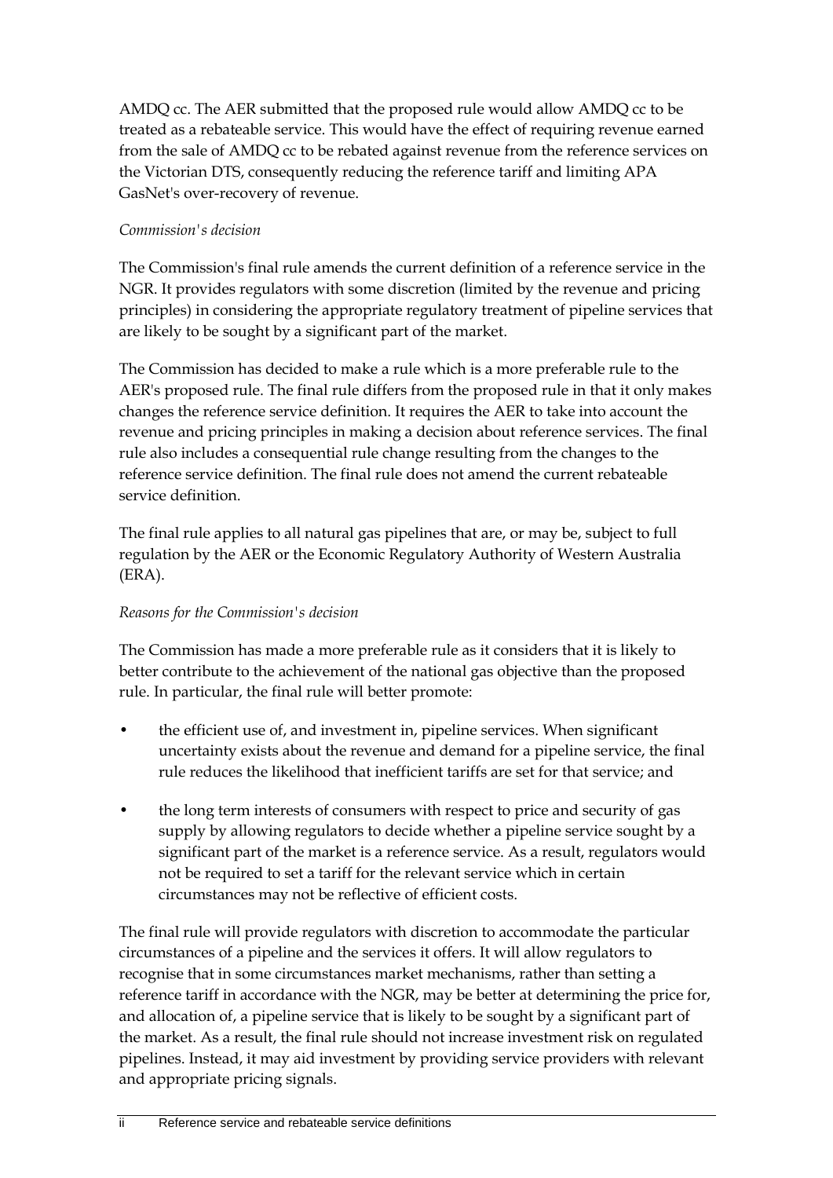AMDQ cc. The AER submitted that the proposed rule would allow AMDQ cc to be treated as a rebateable service. This would have the effect of requiring revenue earned from the sale of AMDQ cc to be rebated against revenue from the reference services on the Victorian DTS, consequently reducing the reference tariff and limiting APA GasNet's over-recovery of revenue.

*Commission's decision*

The Commission's final rule amends the current definition of a reference service in the NGR. It provides regulators with some discretion (limited by the revenue and pricing principles) in considering the appropriate regulatory treatment of pipeline services that are likely to be sought by a significant part of the market.

The Commission has decided to make a rule which is a more preferable rule to the AER's proposed rule. The final rule differs from the proposed rule in that it only makes changes the reference service definition. It requires the AER to take into account the revenue and pricing principles in making a decision about reference services. The final rule also includes a consequential rule change resulting from the changes to the reference service definition. The final rule does not amend the current rebateable service definition.

The final rule applies to all natural gas pipelines that are, or may be, subject to full regulation by the AER or the Economic Regulatory Authority of Western Australia (ERA).

*Reasons for the Commission's decision*

The Commission has made a more preferable rule as it considers that it is likely to better contribute to the achievement of the national gas objective than the proposed rule. In particular, the final rule will better promote:

- the efficient use of, and investment in, pipeline services. When significant uncertainty exists about the revenue and demand for a pipeline service, the final rule reduces the likelihood that inefficient tariffs are set for that service; and
- the long term interests of consumers with respect to price and security of gas supply by allowing regulators to decide whether a pipeline service sought by a significant part of the market is a reference service. As a result, regulators would not be required to set a tariff for the relevant service which in certain circumstances may not be reflective of efficient costs.

The final rule will provide regulators with discretion to accommodate the particular circumstances of a pipeline and the services it offers. It will allow regulators to recognise that in some circumstances market mechanisms, rather than setting a reference tariff in accordance with the NGR, may be better at determining the price for, and allocation of, a pipeline service that is likely to be sought by a significant part of the market. As a result, the final rule should not increase investment risk on regulated pipelines. Instead, it may aid investment by providing service providers with relevant and appropriate pricing signals.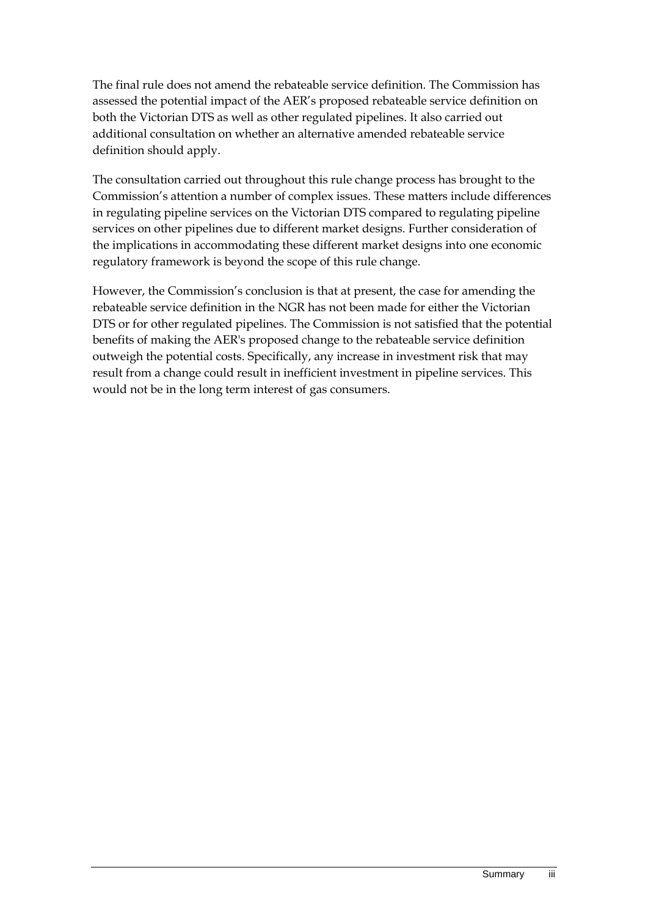The final rule does not amend the rebateable service definition. The Commission has assessed the potential impact of the AER's proposed rebateable service definition on both the Victorian DTS as well as other regulated pipelines. It also carried out additional consultation on whether an alternative amended rebateable service definition should apply.

The consultation carried out throughout this rule change process has brought to the Commission's attention a number of complex issues. These matters include differences in regulating pipeline services on the Victorian DTS compared to regulating pipeline services on other pipelines due to different market designs. Further consideration of the implications in accommodating these different market designs into one economic regulatory framework is beyond the scope of this rule change.

However, the Commission's conclusion is that at present, the case for amending the rebateable service definition in the NGR has not been made for either the Victorian DTS or for other regulated pipelines. The Commission is not satisfied that the potential benefits of making the AER's proposed change to the rebateable service definition outweigh the potential costs. Specifically, any increase in investment risk that may result from a change could result in inefficient investment in pipeline services. This would not be in the long term interest of gas consumers.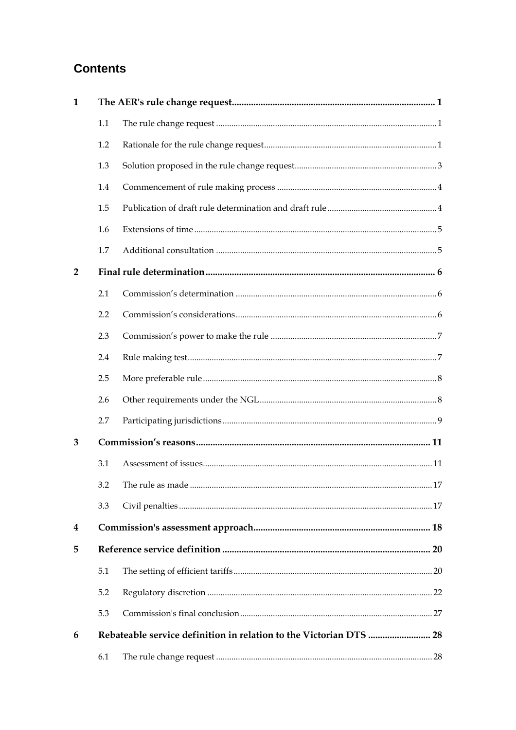# Contents

| | | | |
|---|---|---|---|
| **1** | **The AER's rule change request** | | **1** |
| | 1.1 | The rule change request | 1 |
| | 1.2 | Rationale for the rule change request | 1 |
| | 1.3 | Solution proposed in the rule change request | 3 |
| | 1.4 | Commencement of rule making process | 4 |
| | 1.5 | Publication of draft rule determination and draft rule | 4 |
| | 1.6 | Extensions of time | 5 |
| | 1.7 | Additional consultation | 5 |
| **2** | **Final rule determination** | | **6** |
| | 2.1 | Commission's determination | 6 |
| | 2.2 | Commission's considerations | 6 |
| | 2.3 | Commission's power to make the rule | 7 |
| | 2.4 | Rule making test | 7 |
| | 2.5 | More preferable rule | 8 |
| | 2.6 | Other requirements under the NGL | 8 |
| | 2.7 | Participating jurisdictions | 9 |
| **3** | **Commission's reasons** | | **11** |
| | 3.1 | Assessment of issues | 11 |
| | 3.2 | The rule as made | 17 |
| | 3.3 | Civil penalties | 17 |
| **4** | **Commission's assessment approach** | | **18** |
| **5** | **Reference service definition** | | **20** |
| | 5.1 | The setting of efficient tariffs | 20 |
| | 5.2 | Regulatory discretion | 22 |
| | 5.3 | Commission's final conclusion | 27 |
| **6** | **Rebateable service definition in relation to the Victorian DTS** | | **28** |
| | 6.1 | The rule change request | 28 |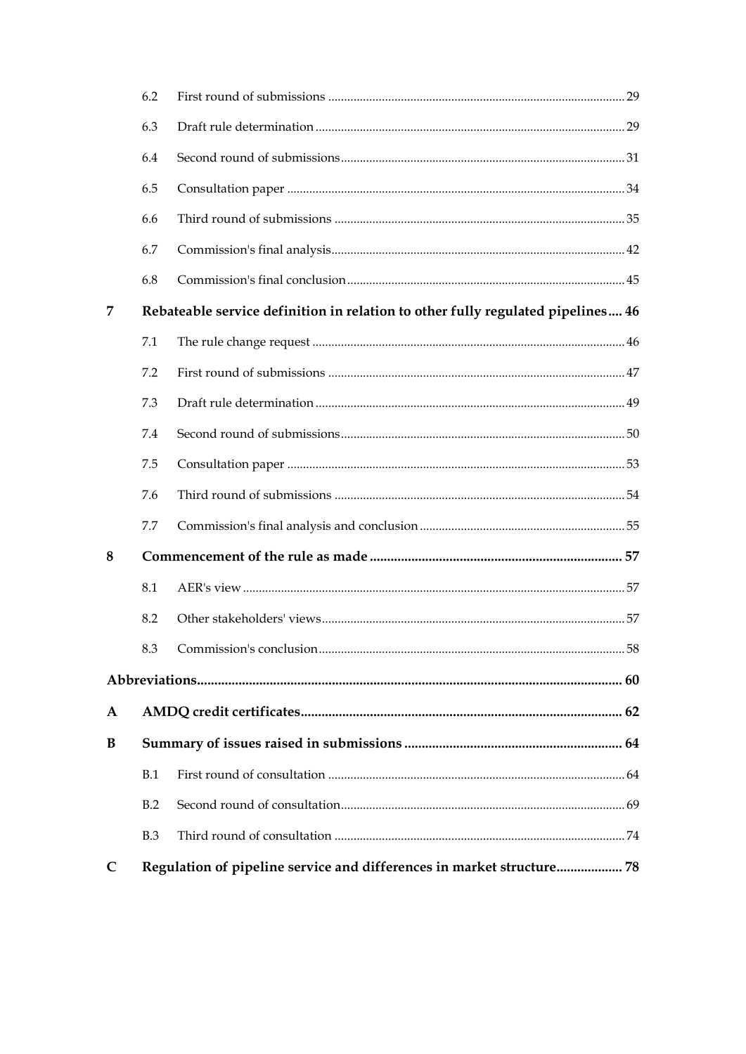| | | |
|---|---|---|
| 6.2 | First round of submissions | 29 |
| 6.3 | Draft rule determination | 29 |
| 6.4 | Second round of submissions | 31 |
| 6.5 | Consultation paper | 34 |
| 6.6 | Third round of submissions | 35 |
| 6.7 | Commission's final analysis | 42 |
| 6.8 | Commission's final conclusion | 45 |
| **7** | **Rebateable service definition in relation to other fully regulated pipelines** | **46** |
| 7.1 | The rule change request | 46 |
| 7.2 | First round of submissions | 47 |
| 7.3 | Draft rule determination | 49 |
| 7.4 | Second round of submissions | 50 |
| 7.5 | Consultation paper | 53 |
| 7.6 | Third round of submissions | 54 |
| 7.7 | Commission's final analysis and conclusion | 55 |
| **8** | **Commencement of the rule as made** | **57** |
| 8.1 | AER's view | 57 |
| 8.2 | Other stakeholders' views | 57 |
| 8.3 | Commission's conclusion | 58 |
| **Abbreviations** | | **60** |
| **A** | **AMDQ credit certificates** | **62** |
| **B** | **Summary of issues raised in submissions** | **64** |
| B.1 | First round of consultation | 64 |
| B.2 | Second round of consultation | 69 |
| B.3 | Third round of consultation | 74 |
| **C** | **Regulation of pipeline service and differences in market structure** | **78** |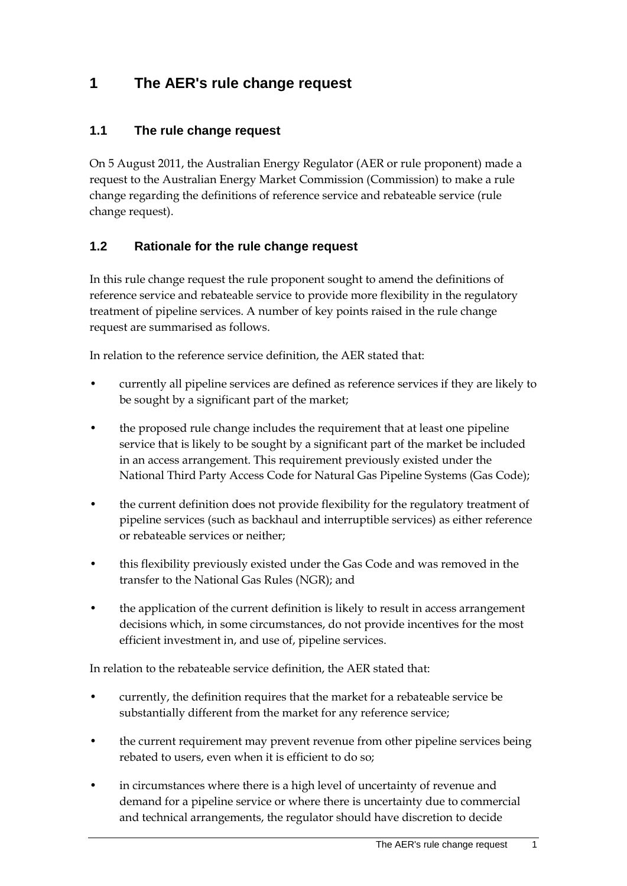# 1 The AER's rule change request

## 1.1 The rule change request

On 5 August 2011, the Australian Energy Regulator (AER or rule proponent) made a request to the Australian Energy Market Commission (Commission) to make a rule change regarding the definitions of reference service and rebateable service (rule change request).

## 1.2 Rationale for the rule change request

In this rule change request the rule proponent sought to amend the definitions of reference service and rebateable service to provide more flexibility in the regulatory treatment of pipeline services. A number of key points raised in the rule change request are summarised as follows.

In relation to the reference service definition, the AER stated that:

- currently all pipeline services are defined as reference services if they are likely to be sought by a significant part of the market;
- the proposed rule change includes the requirement that at least one pipeline service that is likely to be sought by a significant part of the market be included in an access arrangement. This requirement previously existed under the National Third Party Access Code for Natural Gas Pipeline Systems (Gas Code);
- the current definition does not provide flexibility for the regulatory treatment of pipeline services (such as backhaul and interruptible services) as either reference or rebateable services or neither;
- this flexibility previously existed under the Gas Code and was removed in the transfer to the National Gas Rules (NGR); and
- the application of the current definition is likely to result in access arrangement decisions which, in some circumstances, do not provide incentives for the most efficient investment in, and use of, pipeline services.

In relation to the rebateable service definition, the AER stated that:

- currently, the definition requires that the market for a rebateable service be substantially different from the market for any reference service;
- the current requirement may prevent revenue from other pipeline services being rebated to users, even when it is efficient to do so;
- in circumstances where there is a high level of uncertainty of revenue and demand for a pipeline service or where there is uncertainty due to commercial and technical arrangements, the regulator should have discretion to decide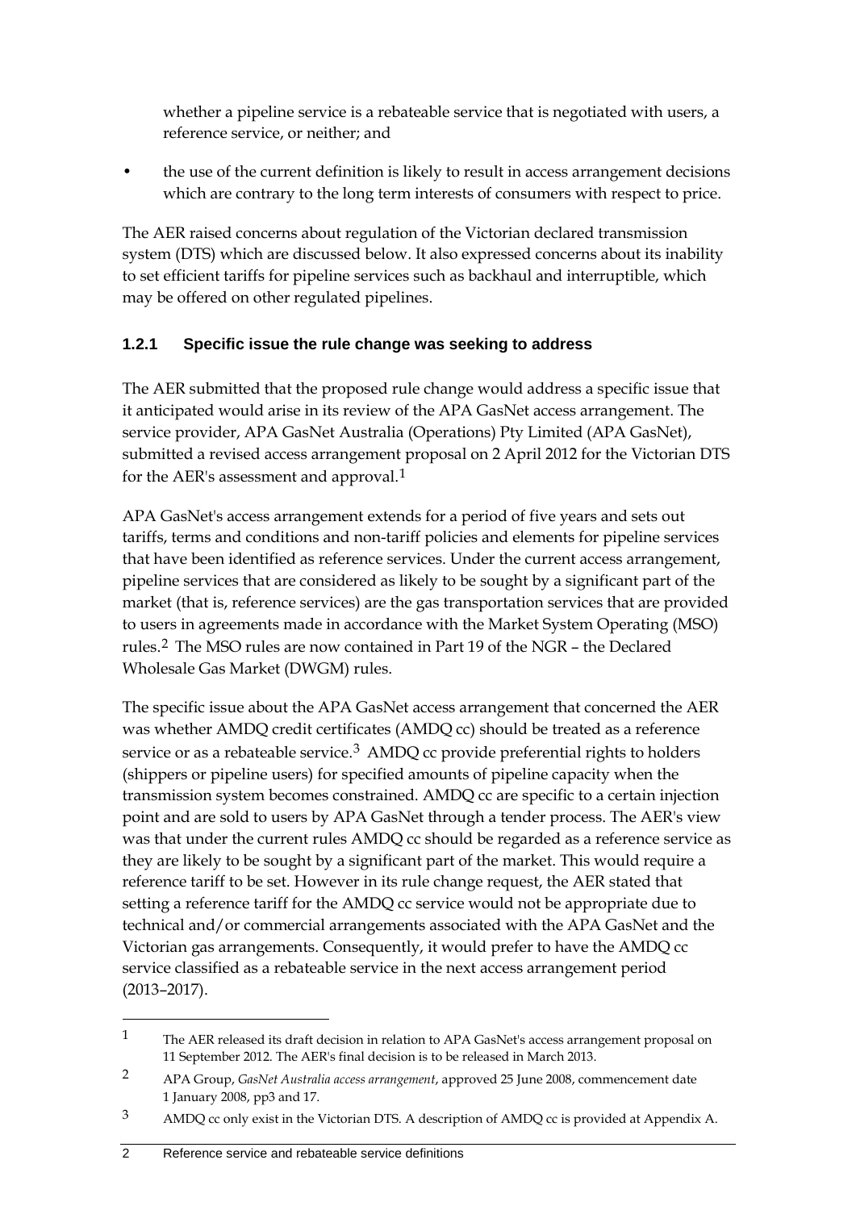whether a pipeline service is a rebateable service that is negotiated with users, a reference service, or neither; and

- the use of the current definition is likely to result in access arrangement decisions which are contrary to the long term interests of consumers with respect to price.

The AER raised concerns about regulation of the Victorian declared transmission system (DTS) which are discussed below. It also expressed concerns about its inability to set efficient tariffs for pipeline services such as backhaul and interruptible, which may be offered on other regulated pipelines.

### 1.2.1 Specific issue the rule change was seeking to address

The AER submitted that the proposed rule change would address a specific issue that it anticipated would arise in its review of the APA GasNet access arrangement. The service provider, APA GasNet Australia (Operations) Pty Limited (APA GasNet), submitted a revised access arrangement proposal on 2 April 2012 for the Victorian DTS for the AER's assessment and approval.[1]

APA GasNet's access arrangement extends for a period of five years and sets out tariffs, terms and conditions and non-tariff policies and elements for pipeline services that have been identified as reference services. Under the current access arrangement, pipeline services that are considered as likely to be sought by a significant part of the market (that is, reference services) are the gas transportation services that are provided to users in agreements made in accordance with the Market System Operating (MSO) rules.[2] The MSO rules are now contained in Part 19 of the NGR – the Declared Wholesale Gas Market (DWGM) rules.

The specific issue about the APA GasNet access arrangement that concerned the AER was whether AMDQ credit certificates (AMDQ cc) should be treated as a reference service or as a rebateable service.[3] AMDQ cc provide preferential rights to holders (shippers or pipeline users) for specified amounts of pipeline capacity when the transmission system becomes constrained. AMDQ cc are specific to a certain injection point and are sold to users by APA GasNet through a tender process. The AER's view was that under the current rules AMDQ cc should be regarded as a reference service as they are likely to be sought by a significant part of the market. This would require a reference tariff to be set. However in its rule change request, the AER stated that setting a reference tariff for the AMDQ cc service would not be appropriate due to technical and/or commercial arrangements associated with the APA GasNet and the Victorian gas arrangements. Consequently, it would prefer to have the AMDQ cc service classified as a rebateable service in the next access arrangement period (2013–2017).

---

[1] The AER released its draft decision in relation to APA GasNet's access arrangement proposal on 11 September 2012. The AER's final decision is to be released in March 2013.

[2] APA Group, *GasNet Australia access arrangement*, approved 25 June 2008, commencement date 1 January 2008, pp3 and 17.

[3] AMDQ cc only exist in the Victorian DTS. A description of AMDQ cc is provided at Appendix A.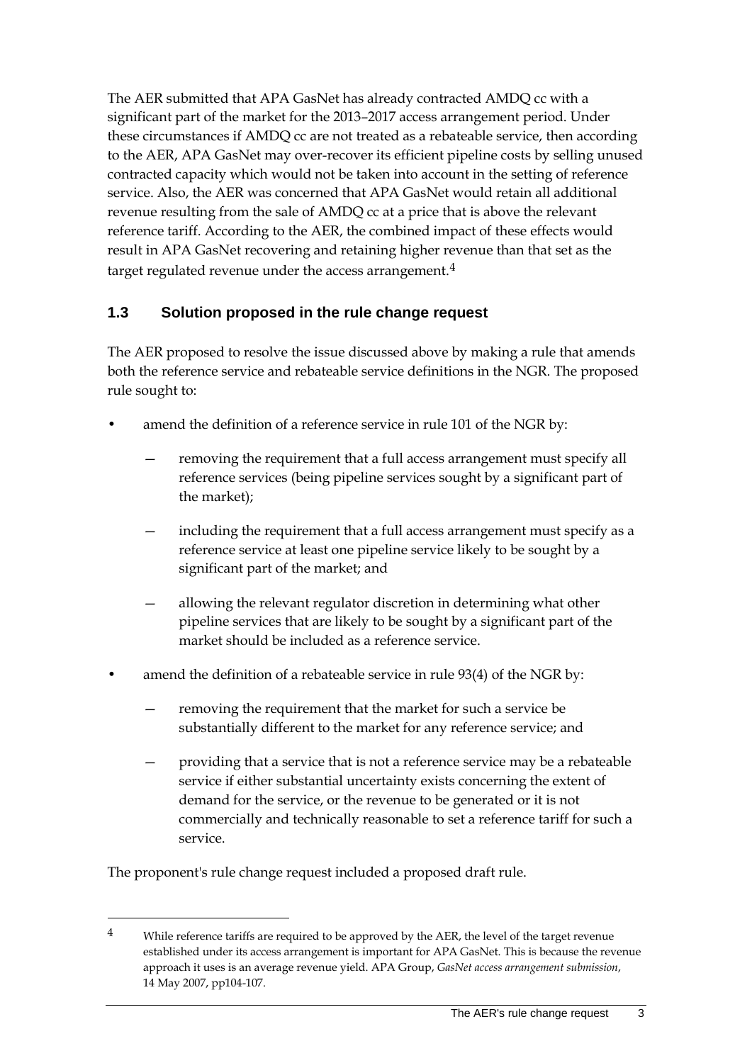The AER submitted that APA GasNet has already contracted AMDQ cc with a significant part of the market for the 2013–2017 access arrangement period. Under these circumstances if AMDQ cc are not treated as a rebateable service, then according to the AER, APA GasNet may over-recover its efficient pipeline costs by selling unused contracted capacity which would not be taken into account in the setting of reference service. Also, the AER was concerned that APA GasNet would retain all additional revenue resulting from the sale of AMDQ cc at a price that is above the relevant reference tariff. According to the AER, the combined impact of these effects would result in APA GasNet recovering and retaining higher revenue than that set as the target regulated revenue under the access arrangement.[4]

## 1.3 Solution proposed in the rule change request

The AER proposed to resolve the issue discussed above by making a rule that amends both the reference service and rebateable service definitions in the NGR. The proposed rule sought to:

- amend the definition of a reference service in rule 101 of the NGR by:
  - removing the requirement that a full access arrangement must specify all reference services (being pipeline services sought by a significant part of the market);
  - including the requirement that a full access arrangement must specify as a reference service at least one pipeline service likely to be sought by a significant part of the market; and
  - allowing the relevant regulator discretion in determining what other pipeline services that are likely to be sought by a significant part of the market should be included as a reference service.
- amend the definition of a rebateable service in rule 93(4) of the NGR by:
  - removing the requirement that the market for such a service be substantially different to the market for any reference service; and
  - providing that a service that is not a reference service may be a rebateable service if either substantial uncertainty exists concerning the extent of demand for the service, or the revenue to be generated or it is not commercially and technically reasonable to set a reference tariff for such a service.

The proponent's rule change request included a proposed draft rule.

---

4 While reference tariffs are required to be approved by the AER, the level of the target revenue established under its access arrangement is important for APA GasNet. This is because the revenue approach it uses is an average revenue yield. APA Group, *GasNet access arrangement submission*, 14 May 2007, pp104-107.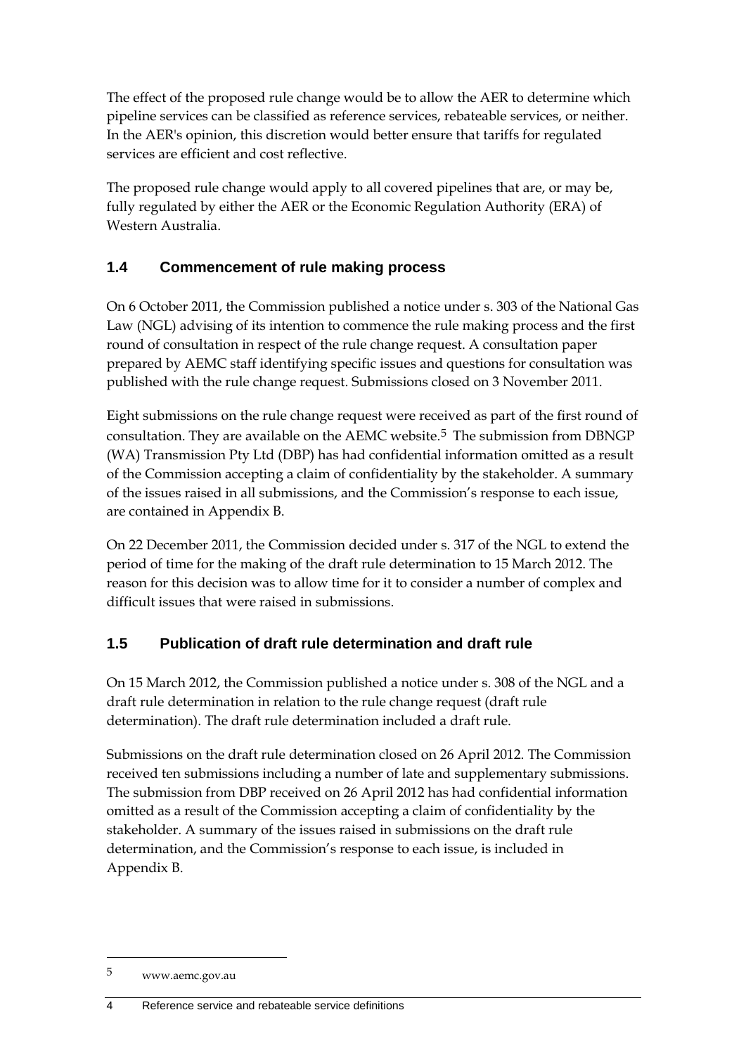The effect of the proposed rule change would be to allow the AER to determine which pipeline services can be classified as reference services, rebateable services, or neither. In the AER's opinion, this discretion would better ensure that tariffs for regulated services are efficient and cost reflective.

The proposed rule change would apply to all covered pipelines that are, or may be, fully regulated by either the AER or the Economic Regulation Authority (ERA) of Western Australia.

## 1.4 Commencement of rule making process

On 6 October 2011, the Commission published a notice under s. 303 of the National Gas Law (NGL) advising of its intention to commence the rule making process and the first round of consultation in respect of the rule change request. A consultation paper prepared by AEMC staff identifying specific issues and questions for consultation was published with the rule change request. Submissions closed on 3 November 2011.

Eight submissions on the rule change request were received as part of the first round of consultation. They are available on the AEMC website.[5] The submission from DBNGP (WA) Transmission Pty Ltd (DBP) has had confidential information omitted as a result of the Commission accepting a claim of confidentiality by the stakeholder. A summary of the issues raised in all submissions, and the Commission's response to each issue, are contained in Appendix B.

On 22 December 2011, the Commission decided under s. 317 of the NGL to extend the period of time for the making of the draft rule determination to 15 March 2012. The reason for this decision was to allow time for it to consider a number of complex and difficult issues that were raised in submissions.

## 1.5 Publication of draft rule determination and draft rule

On 15 March 2012, the Commission published a notice under s. 308 of the NGL and a draft rule determination in relation to the rule change request (draft rule determination). The draft rule determination included a draft rule.

Submissions on the draft rule determination closed on 26 April 2012. The Commission received ten submissions including a number of late and supplementary submissions. The submission from DBP received on 26 April 2012 has had confidential information omitted as a result of the Commission accepting a claim of confidentiality by the stakeholder. A summary of the issues raised in submissions on the draft rule determination, and the Commission's response to each issue, is included in Appendix B.

---

[5] www.aemc.gov.au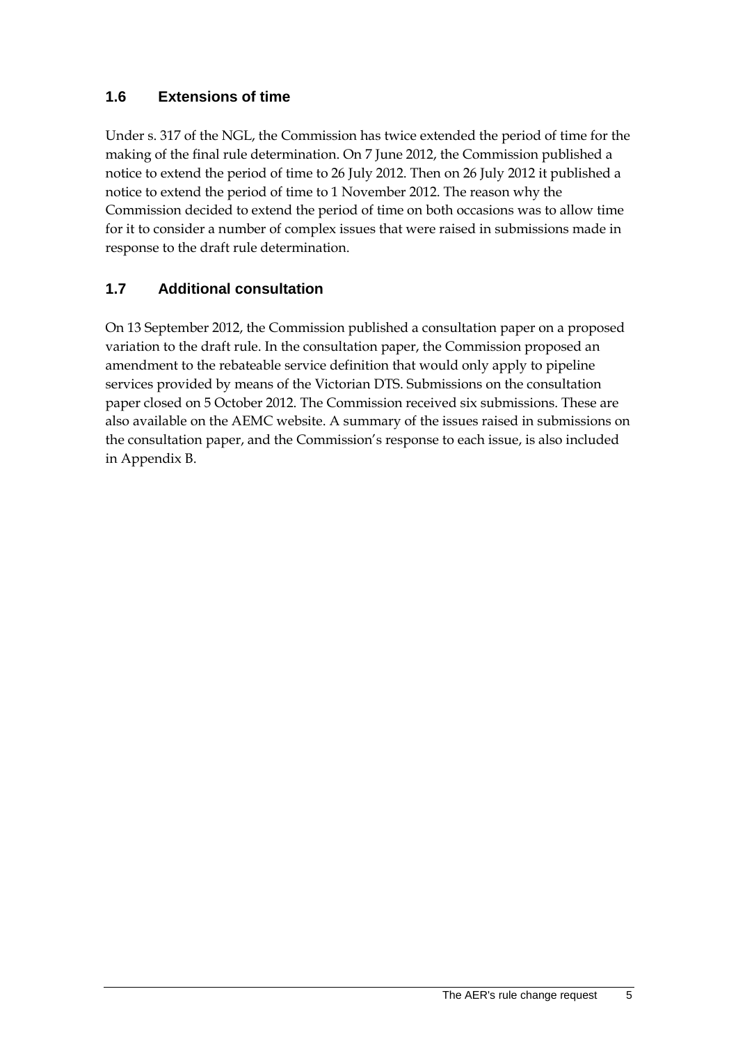## 1.6 Extensions of time

Under s. 317 of the NGL, the Commission has twice extended the period of time for the making of the final rule determination. On 7 June 2012, the Commission published a notice to extend the period of time to 26 July 2012. Then on 26 July 2012 it published a notice to extend the period of time to 1 November 2012. The reason why the Commission decided to extend the period of time on both occasions was to allow time for it to consider a number of complex issues that were raised in submissions made in response to the draft rule determination.

## 1.7 Additional consultation

On 13 September 2012, the Commission published a consultation paper on a proposed variation to the draft rule. In the consultation paper, the Commission proposed an amendment to the rebateable service definition that would only apply to pipeline services provided by means of the Victorian DTS. Submissions on the consultation paper closed on 5 October 2012. The Commission received six submissions. These are also available on the AEMC website. A summary of the issues raised in submissions on the consultation paper, and the Commission's response to each issue, is also included in Appendix B.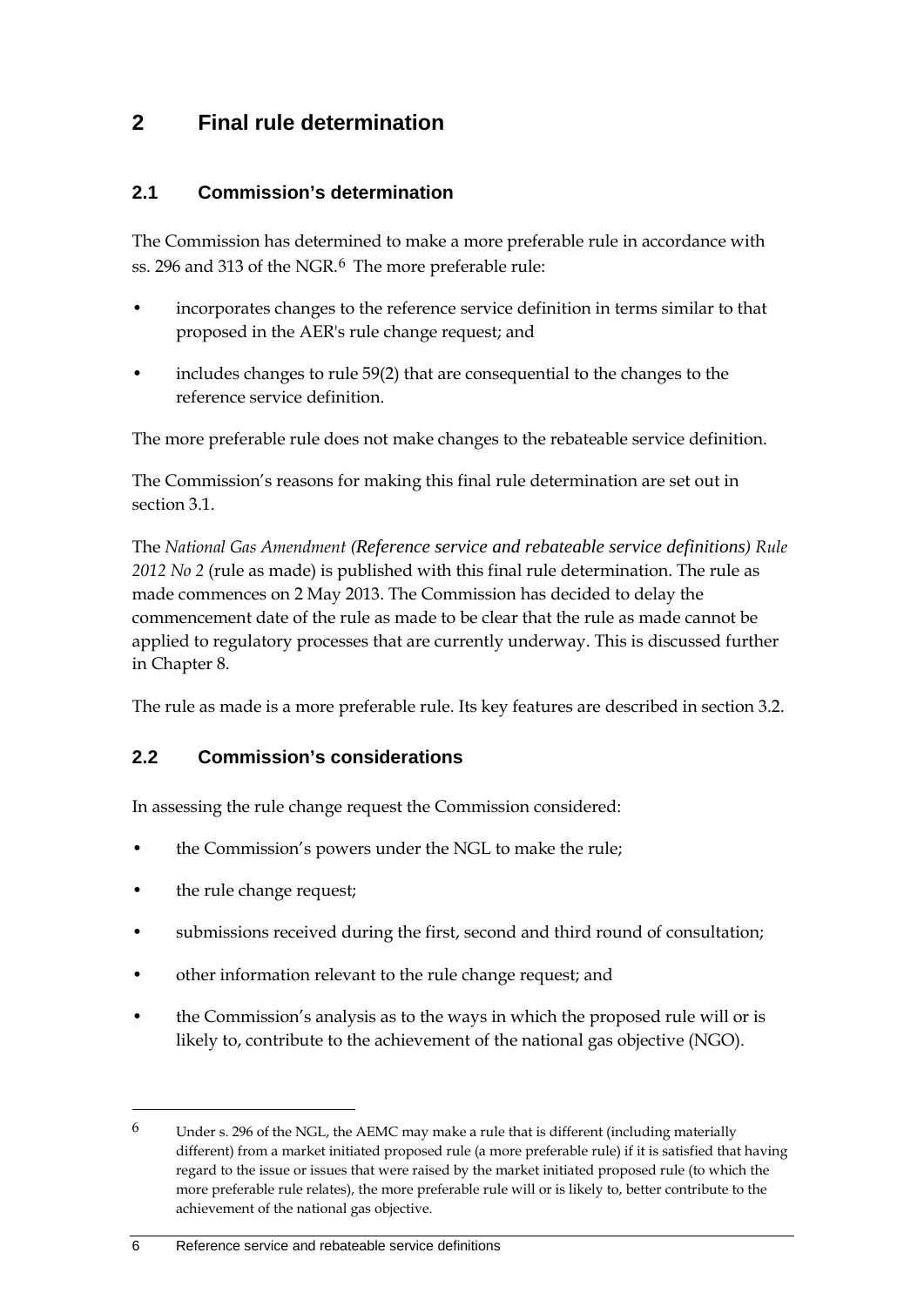# 2 Final rule determination

## 2.1 Commission's determination

The Commission has determined to make a more preferable rule in accordance with ss. 296 and 313 of the NGR.[6] The more preferable rule:

- incorporates changes to the reference service definition in terms similar to that proposed in the AER's rule change request; and
- includes changes to rule 59(2) that are consequential to the changes to the reference service definition.

The more preferable rule does not make changes to the rebateable service definition.

The Commission's reasons for making this final rule determination are set out in section 3.1.

The *National Gas Amendment (Reference service and rebateable service definitions) Rule 2012 No 2* (rule as made) is published with this final rule determination. The rule as made commences on 2 May 2013. The Commission has decided to delay the commencement date of the rule as made to be clear that the rule as made cannot be applied to regulatory processes that are currently underway. This is discussed further in Chapter 8.

The rule as made is a more preferable rule. Its key features are described in section 3.2.

## 2.2 Commission's considerations

In assessing the rule change request the Commission considered:

- the Commission's powers under the NGL to make the rule;
- the rule change request;
- submissions received during the first, second and third round of consultation;
- other information relevant to the rule change request; and
- the Commission's analysis as to the ways in which the proposed rule will or is likely to, contribute to the achievement of the national gas objective (NGO).

---

[6] Under s. 296 of the NGL, the AEMC may make a rule that is different (including materially different) from a market initiated proposed rule (a more preferable rule) if it is satisfied that having regard to the issue or issues that were raised by the market initiated proposed rule (to which the more preferable rule relates), the more preferable rule will or is likely to, better contribute to the achievement of the national gas objective.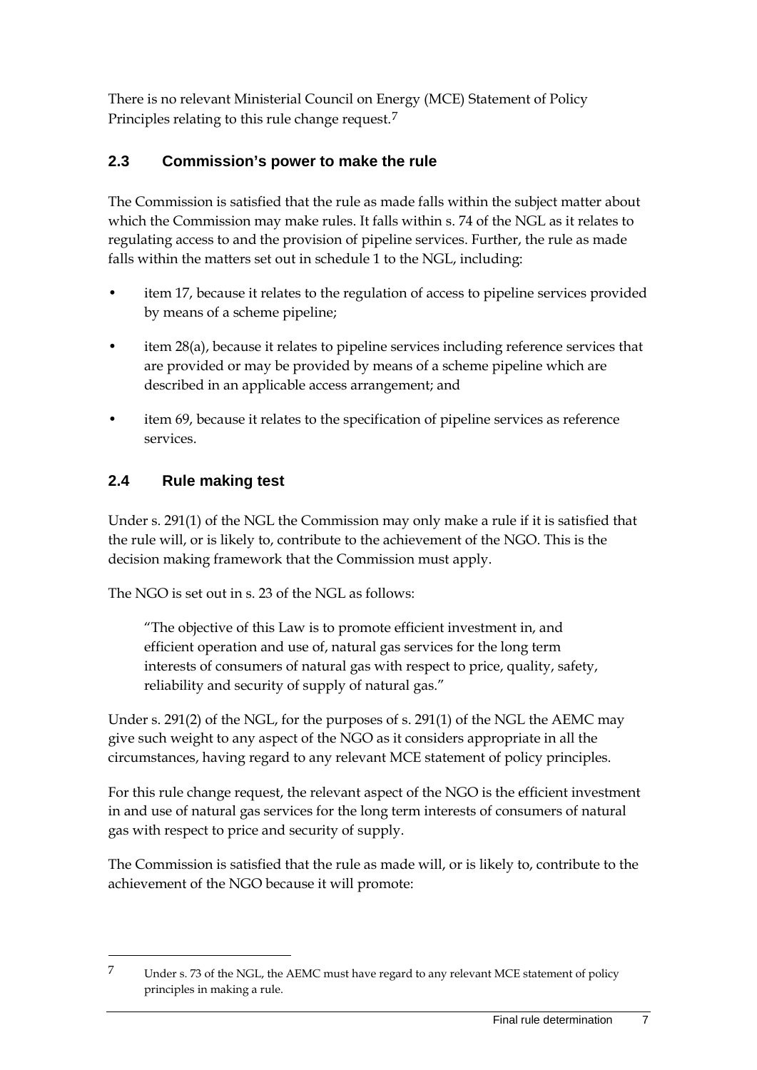There is no relevant Ministerial Council on Energy (MCE) Statement of Policy Principles relating to this rule change request.[7]

## 2.3 Commission's power to make the rule

The Commission is satisfied that the rule as made falls within the subject matter about which the Commission may make rules. It falls within s. 74 of the NGL as it relates to regulating access to and the provision of pipeline services. Further, the rule as made falls within the matters set out in schedule 1 to the NGL, including:

- item 17, because it relates to the regulation of access to pipeline services provided by means of a scheme pipeline;
- item 28(a), because it relates to pipeline services including reference services that are provided or may be provided by means of a scheme pipeline which are described in an applicable access arrangement; and
- item 69, because it relates to the specification of pipeline services as reference services.

## 2.4 Rule making test

Under s. 291(1) of the NGL the Commission may only make a rule if it is satisfied that the rule will, or is likely to, contribute to the achievement of the NGO. This is the decision making framework that the Commission must apply.

The NGO is set out in s. 23 of the NGL as follows:

> "The objective of this Law is to promote efficient investment in, and efficient operation and use of, natural gas services for the long term interests of consumers of natural gas with respect to price, quality, safety, reliability and security of supply of natural gas."

Under s. 291(2) of the NGL, for the purposes of s. 291(1) of the NGL the AEMC may give such weight to any aspect of the NGO as it considers appropriate in all the circumstances, having regard to any relevant MCE statement of policy principles.

For this rule change request, the relevant aspect of the NGO is the efficient investment in and use of natural gas services for the long term interests of consumers of natural gas with respect to price and security of supply.

The Commission is satisfied that the rule as made will, or is likely to, contribute to the achievement of the NGO because it will promote:

---

[7] Under s. 73 of the NGL, the AEMC must have regard to any relevant MCE statement of policy principles in making a rule.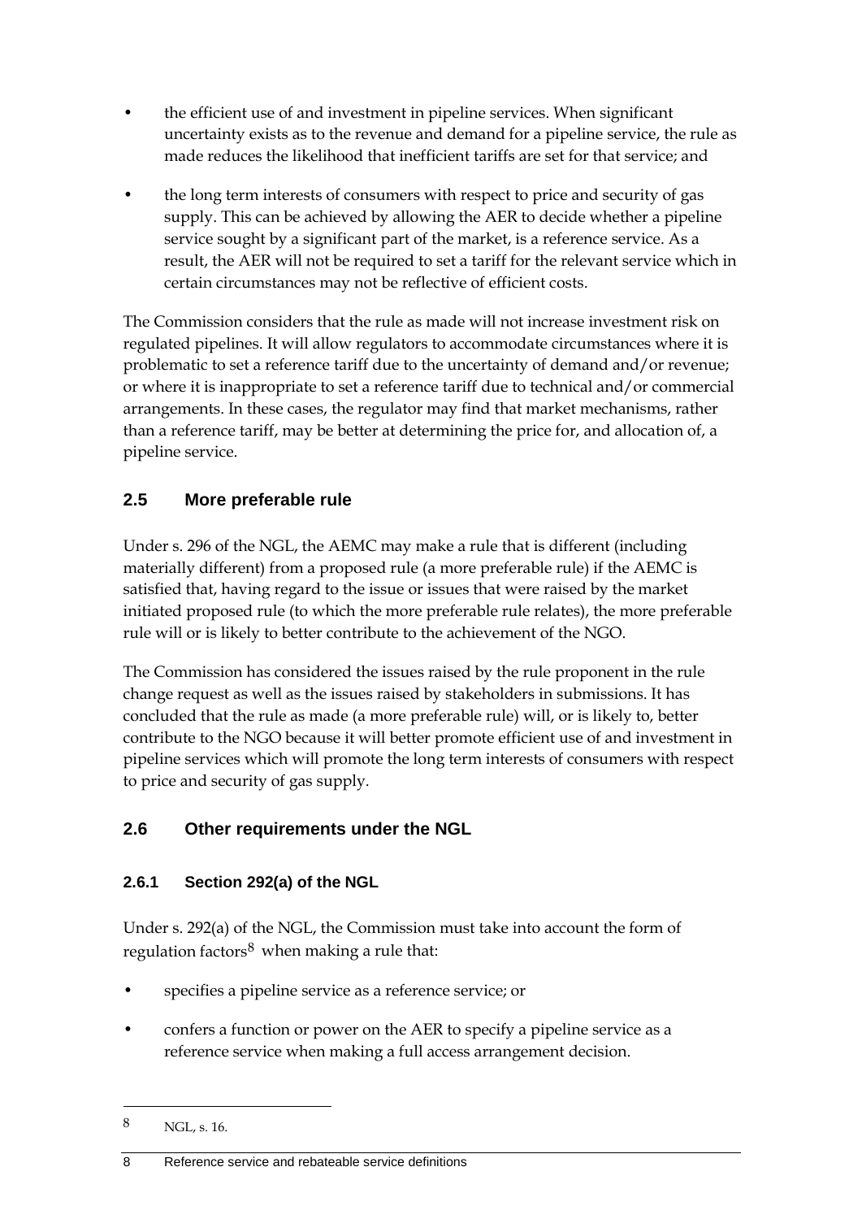- the efficient use of and investment in pipeline services. When significant uncertainty exists as to the revenue and demand for a pipeline service, the rule as made reduces the likelihood that inefficient tariffs are set for that service; and
- the long term interests of consumers with respect to price and security of gas supply. This can be achieved by allowing the AER to decide whether a pipeline service sought by a significant part of the market, is a reference service. As a result, the AER will not be required to set a tariff for the relevant service which in certain circumstances may not be reflective of efficient costs.

The Commission considers that the rule as made will not increase investment risk on regulated pipelines. It will allow regulators to accommodate circumstances where it is problematic to set a reference tariff due to the uncertainty of demand and/or revenue; or where it is inappropriate to set a reference tariff due to technical and/or commercial arrangements. In these cases, the regulator may find that market mechanisms, rather than a reference tariff, may be better at determining the price for, and allocation of, a pipeline service.

## 2.5 More preferable rule

Under s. 296 of the NGL, the AEMC may make a rule that is different (including materially different) from a proposed rule (a more preferable rule) if the AEMC is satisfied that, having regard to the issue or issues that were raised by the market initiated proposed rule (to which the more preferable rule relates), the more preferable rule will or is likely to better contribute to the achievement of the NGO.

The Commission has considered the issues raised by the rule proponent in the rule change request as well as the issues raised by stakeholders in submissions. It has concluded that the rule as made (a more preferable rule) will, or is likely to, better contribute to the NGO because it will better promote efficient use of and investment in pipeline services which will promote the long term interests of consumers with respect to price and security of gas supply.

## 2.6 Other requirements under the NGL

### 2.6.1 Section 292(a) of the NGL

Under s. 292(a) of the NGL, the Commission must take into account the form of regulation factors[8] when making a rule that:

- specifies a pipeline service as a reference service; or
- confers a function or power on the AER to specify a pipeline service as a reference service when making a full access arrangement decision.

[8] NGL, s. 16.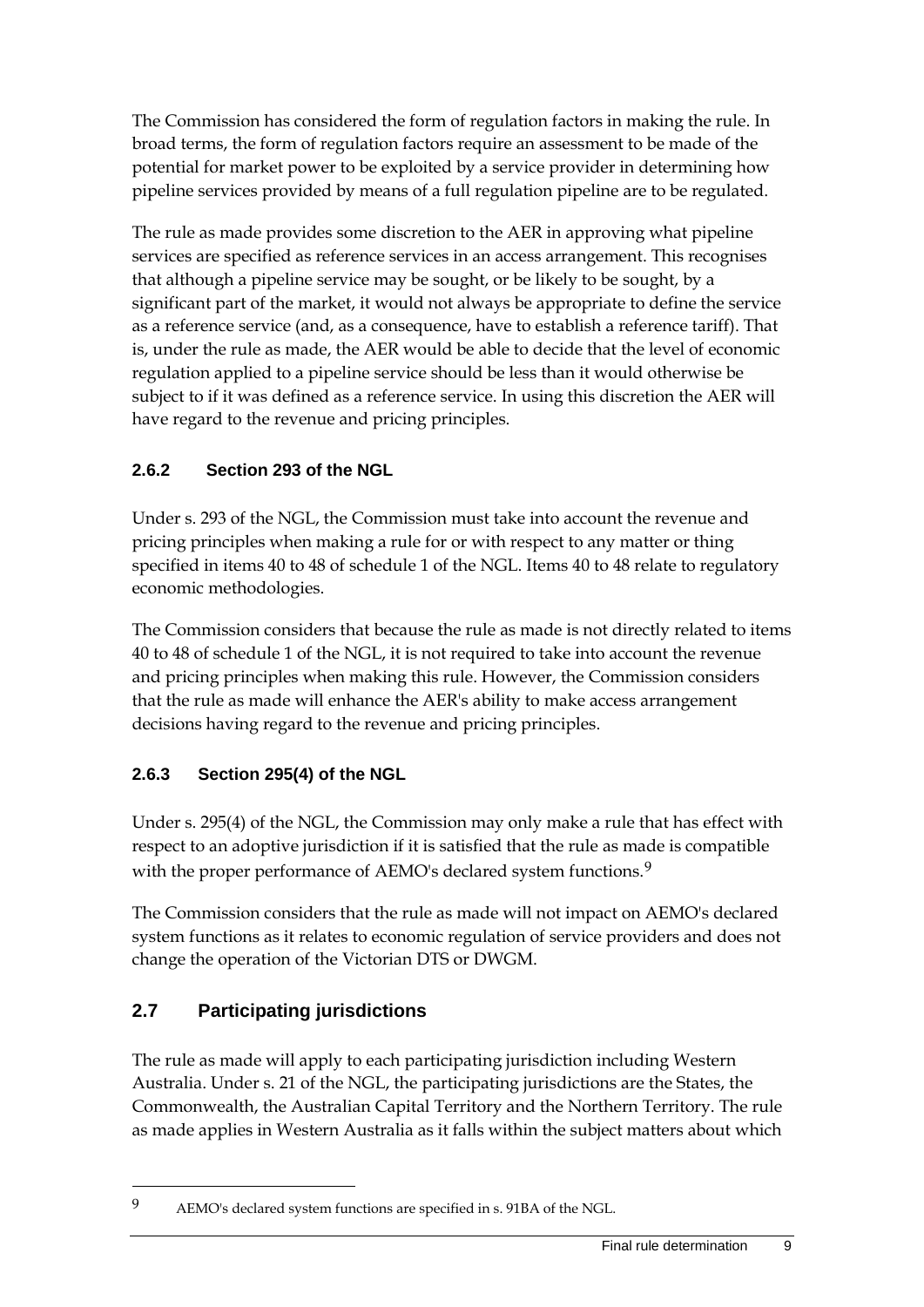The Commission has considered the form of regulation factors in making the rule. In broad terms, the form of regulation factors require an assessment to be made of the potential for market power to be exploited by a service provider in determining how pipeline services provided by means of a full regulation pipeline are to be regulated.

The rule as made provides some discretion to the AER in approving what pipeline services are specified as reference services in an access arrangement. This recognises that although a pipeline service may be sought, or be likely to be sought, by a significant part of the market, it would not always be appropriate to define the service as a reference service (and, as a consequence, have to establish a reference tariff). That is, under the rule as made, the AER would be able to decide that the level of economic regulation applied to a pipeline service should be less than it would otherwise be subject to if it was defined as a reference service. In using this discretion the AER will have regard to the revenue and pricing principles.

### 2.6.2 Section 293 of the NGL

Under s. 293 of the NGL, the Commission must take into account the revenue and pricing principles when making a rule for or with respect to any matter or thing specified in items 40 to 48 of schedule 1 of the NGL. Items 40 to 48 relate to regulatory economic methodologies.

The Commission considers that because the rule as made is not directly related to items 40 to 48 of schedule 1 of the NGL, it is not required to take into account the revenue and pricing principles when making this rule. However, the Commission considers that the rule as made will enhance the AER's ability to make access arrangement decisions having regard to the revenue and pricing principles.

### 2.6.3 Section 295(4) of the NGL

Under s. 295(4) of the NGL, the Commission may only make a rule that has effect with respect to an adoptive jurisdiction if it is satisfied that the rule as made is compatible with the proper performance of AEMO's declared system functions.[9]

The Commission considers that the rule as made will not impact on AEMO's declared system functions as it relates to economic regulation of service providers and does not change the operation of the Victorian DTS or DWGM.

## 2.7 Participating jurisdictions

The rule as made will apply to each participating jurisdiction including Western Australia. Under s. 21 of the NGL, the participating jurisdictions are the States, the Commonwealth, the Australian Capital Territory and the Northern Territory. The rule as made applies in Western Australia as it falls within the subject matters about which

[9] AEMO's declared system functions are specified in s. 91BA of the NGL.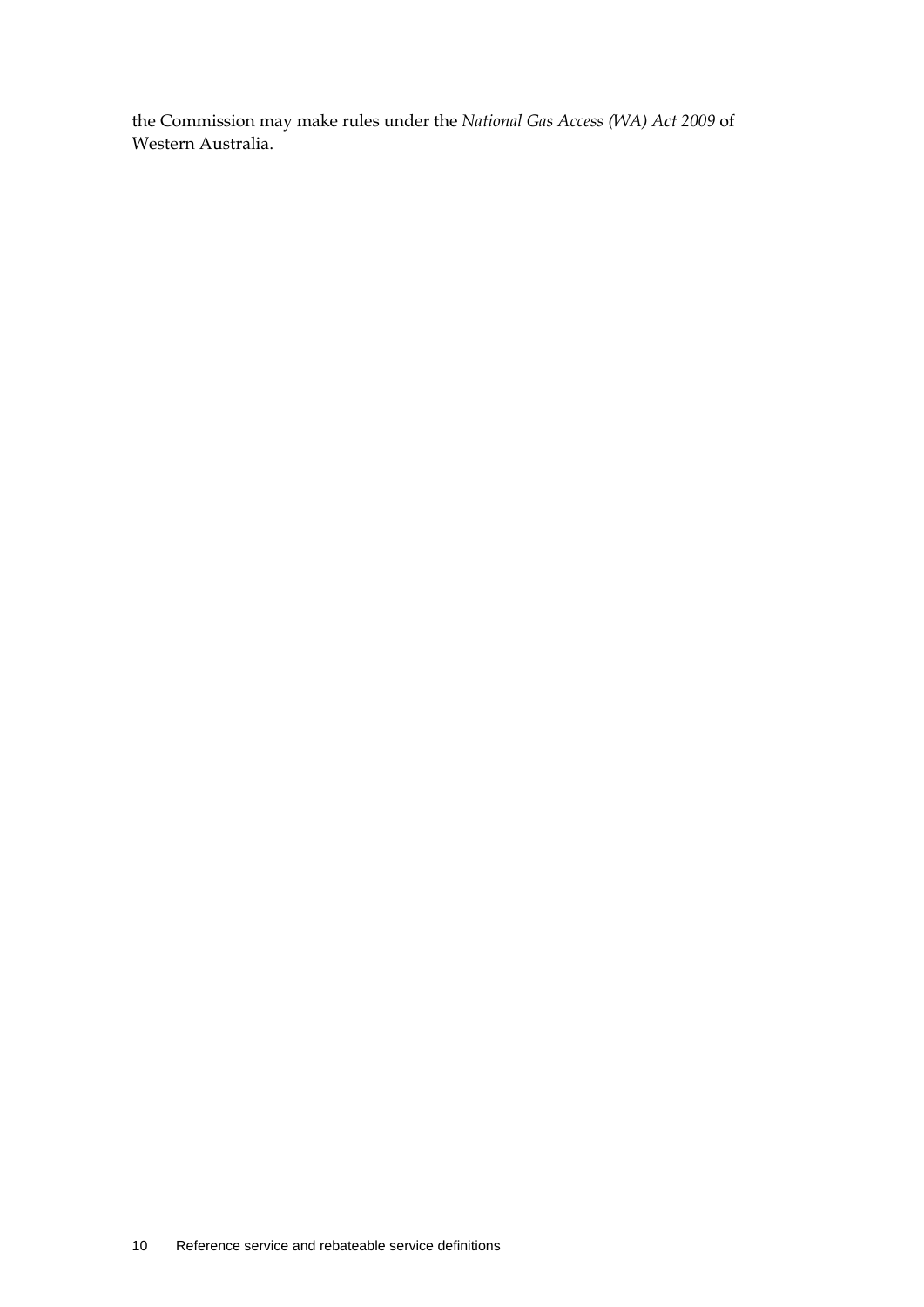the Commission may make rules under the *National Gas Access (WA) Act 2009* of Western Australia.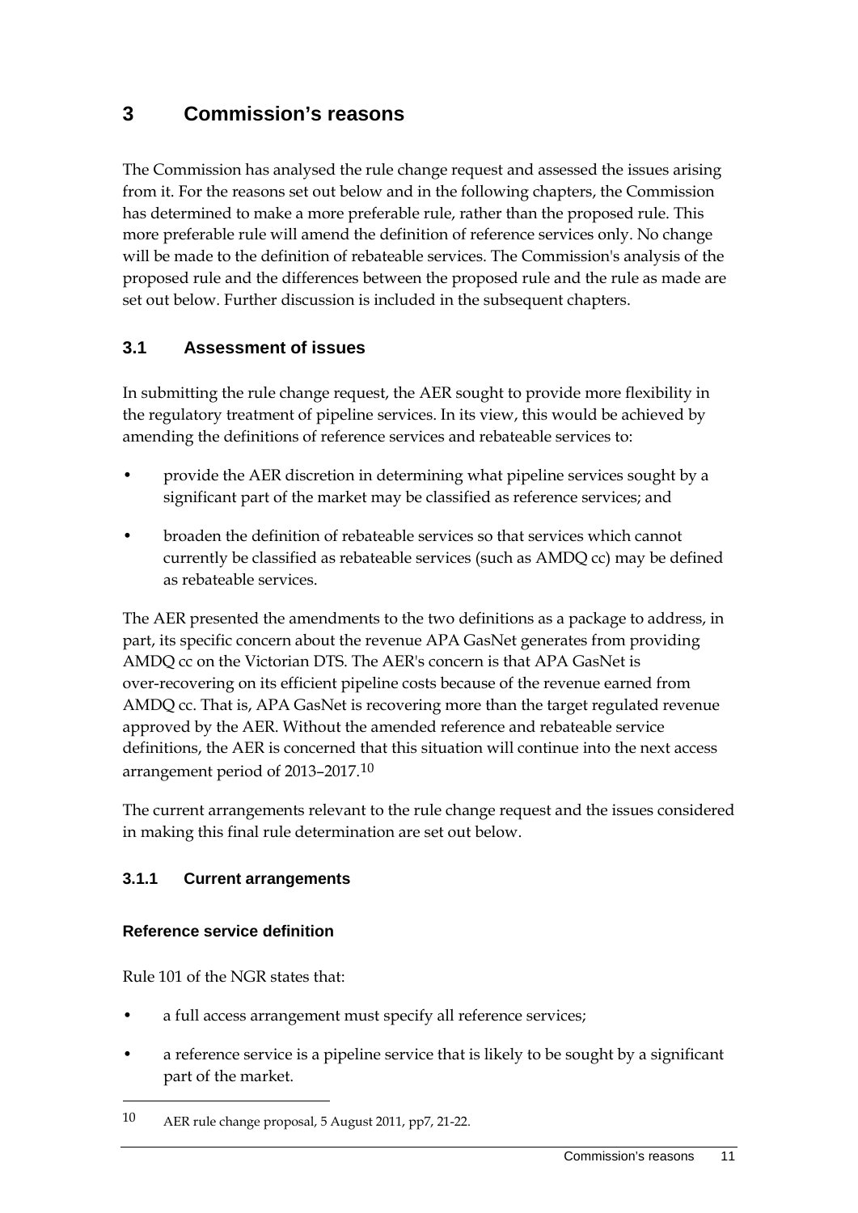# 3 Commission's reasons

The Commission has analysed the rule change request and assessed the issues arising from it. For the reasons set out below and in the following chapters, the Commission has determined to make a more preferable rule, rather than the proposed rule. This more preferable rule will amend the definition of reference services only. No change will be made to the definition of rebateable services. The Commission's analysis of the proposed rule and the differences between the proposed rule and the rule as made are set out below. Further discussion is included in the subsequent chapters.

## 3.1 Assessment of issues

In submitting the rule change request, the AER sought to provide more flexibility in the regulatory treatment of pipeline services. In its view, this would be achieved by amending the definitions of reference services and rebateable services to:

- provide the AER discretion in determining what pipeline services sought by a significant part of the market may be classified as reference services; and
- broaden the definition of rebateable services so that services which cannot currently be classified as rebateable services (such as AMDQ cc) may be defined as rebateable services.

The AER presented the amendments to the two definitions as a package to address, in part, its specific concern about the revenue APA GasNet generates from providing AMDQ cc on the Victorian DTS. The AER's concern is that APA GasNet is over-recovering on its efficient pipeline costs because of the revenue earned from AMDQ cc. That is, APA GasNet is recovering more than the target regulated revenue approved by the AER. Without the amended reference and rebateable service definitions, the AER is concerned that this situation will continue into the next access arrangement period of 2013–2017.[10]

The current arrangements relevant to the rule change request and the issues considered in making this final rule determination are set out below.

### 3.1.1 Current arrangements

#### Reference service definition

Rule 101 of the NGR states that:

- a full access arrangement must specify all reference services;
- a reference service is a pipeline service that is likely to be sought by a significant part of the market.

---

[10] AER rule change proposal, 5 August 2011, pp7, 21-22.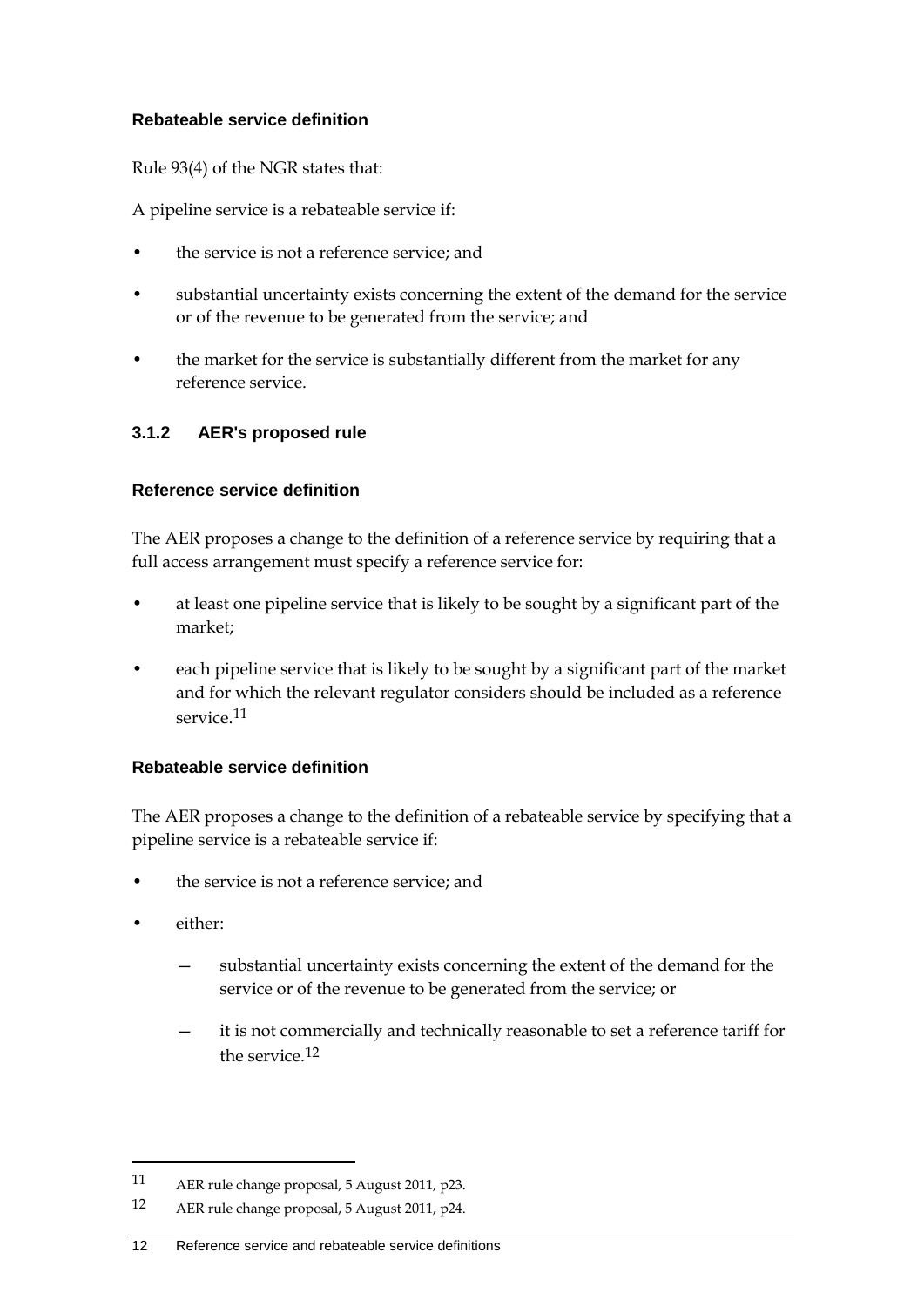#### Rebateable service definition

Rule 93(4) of the NGR states that:

A pipeline service is a rebateable service if:

- the service is not a reference service; and
- substantial uncertainty exists concerning the extent of the demand for the service or of the revenue to be generated from the service; and
- the market for the service is substantially different from the market for any reference service.

### 3.1.2 AER's proposed rule

#### Reference service definition

The AER proposes a change to the definition of a reference service by requiring that a full access arrangement must specify a reference service for:

- at least one pipeline service that is likely to be sought by a significant part of the market;
- each pipeline service that is likely to be sought by a significant part of the market and for which the relevant regulator considers should be included as a reference service.[11]

#### Rebateable service definition

The AER proposes a change to the definition of a rebateable service by specifying that a pipeline service is a rebateable service if:

- the service is not a reference service; and
- either:
  - substantial uncertainty exists concerning the extent of the demand for the service or of the revenue to be generated from the service; or
  - it is not commercially and technically reasonable to set a reference tariff for the service.[12]

---

[11] AER rule change proposal, 5 August 2011, p23.

[12] AER rule change proposal, 5 August 2011, p24.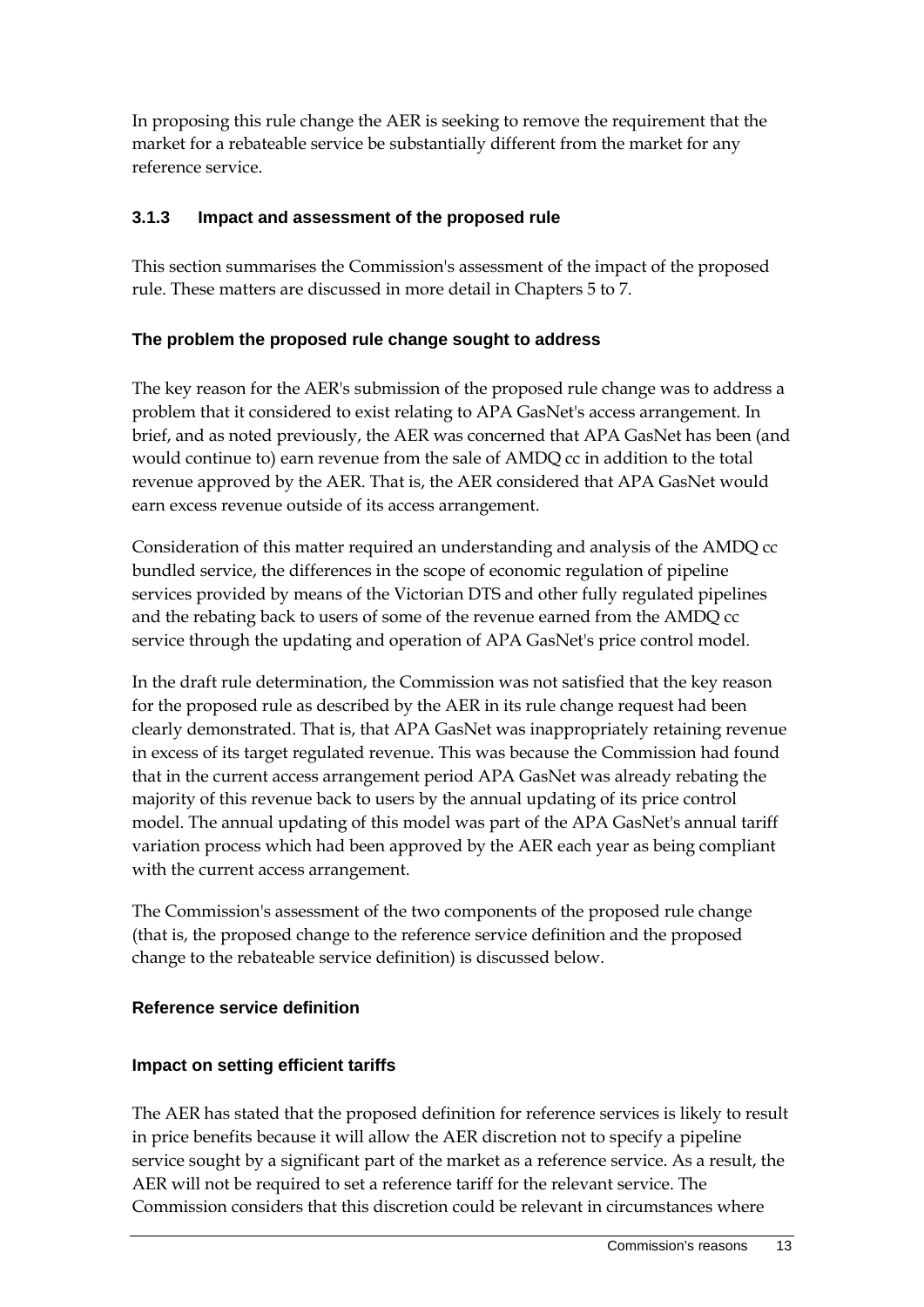In proposing this rule change the AER is seeking to remove the requirement that the market for a rebateable service be substantially different from the market for any reference service.

### 3.1.3 Impact and assessment of the proposed rule

This section summarises the Commission's assessment of the impact of the proposed rule. These matters are discussed in more detail in Chapters 5 to 7.

#### The problem the proposed rule change sought to address

The key reason for the AER's submission of the proposed rule change was to address a problem that it considered to exist relating to APA GasNet's access arrangement. In brief, and as noted previously, the AER was concerned that APA GasNet has been (and would continue to) earn revenue from the sale of AMDQ cc in addition to the total revenue approved by the AER. That is, the AER considered that APA GasNet would earn excess revenue outside of its access arrangement.

Consideration of this matter required an understanding and analysis of the AMDQ cc bundled service, the differences in the scope of economic regulation of pipeline services provided by means of the Victorian DTS and other fully regulated pipelines and the rebating back to users of some of the revenue earned from the AMDQ cc service through the updating and operation of APA GasNet's price control model.

In the draft rule determination, the Commission was not satisfied that the key reason for the proposed rule as described by the AER in its rule change request had been clearly demonstrated. That is, that APA GasNet was inappropriately retaining revenue in excess of its target regulated revenue. This was because the Commission had found that in the current access arrangement period APA GasNet was already rebating the majority of this revenue back to users by the annual updating of its price control model. The annual updating of this model was part of the APA GasNet's annual tariff variation process which had been approved by the AER each year as being compliant with the current access arrangement.

The Commission's assessment of the two components of the proposed rule change (that is, the proposed change to the reference service definition and the proposed change to the rebateable service definition) is discussed below.

#### Reference service definition

#### Impact on setting efficient tariffs

The AER has stated that the proposed definition for reference services is likely to result in price benefits because it will allow the AER discretion not to specify a pipeline service sought by a significant part of the market as a reference service. As a result, the AER will not be required to set a reference tariff for the relevant service. The Commission considers that this discretion could be relevant in circumstances where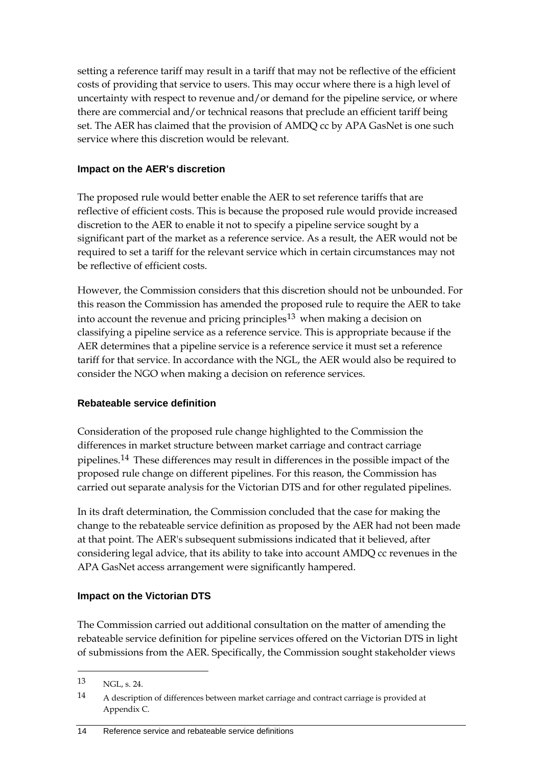setting a reference tariff may result in a tariff that may not be reflective of the efficient costs of providing that service to users. This may occur where there is a high level of uncertainty with respect to revenue and/or demand for the pipeline service, or where there are commercial and/or technical reasons that preclude an efficient tariff being set. The AER has claimed that the provision of AMDQ cc by APA GasNet is one such service where this discretion would be relevant.

### Impact on the AER's discretion

The proposed rule would better enable the AER to set reference tariffs that are reflective of efficient costs. This is because the proposed rule would provide increased discretion to the AER to enable it not to specify a pipeline service sought by a significant part of the market as a reference service. As a result, the AER would not be required to set a tariff for the relevant service which in certain circumstances may not be reflective of efficient costs.

However, the Commission considers that this discretion should not be unbounded. For this reason the Commission has amended the proposed rule to require the AER to take into account the revenue and pricing principles[13] when making a decision on classifying a pipeline service as a reference service. This is appropriate because if the AER determines that a pipeline service is a reference service it must set a reference tariff for that service. In accordance with the NGL, the AER would also be required to consider the NGO when making a decision on reference services.

### Rebateable service definition

Consideration of the proposed rule change highlighted to the Commission the differences in market structure between market carriage and contract carriage pipelines.[14] These differences may result in differences in the possible impact of the proposed rule change on different pipelines. For this reason, the Commission has carried out separate analysis for the Victorian DTS and for other regulated pipelines.

In its draft determination, the Commission concluded that the case for making the change to the rebateable service definition as proposed by the AER had not been made at that point. The AER's subsequent submissions indicated that it believed, after considering legal advice, that its ability to take into account AMDQ cc revenues in the APA GasNet access arrangement were significantly hampered.

### Impact on the Victorian DTS

The Commission carried out additional consultation on the matter of amending the rebateable service definition for pipeline services offered on the Victorian DTS in light of submissions from the AER. Specifically, the Commission sought stakeholder views

---

13 NGL, s. 24.

14 A description of differences between market carriage and contract carriage is provided at Appendix C.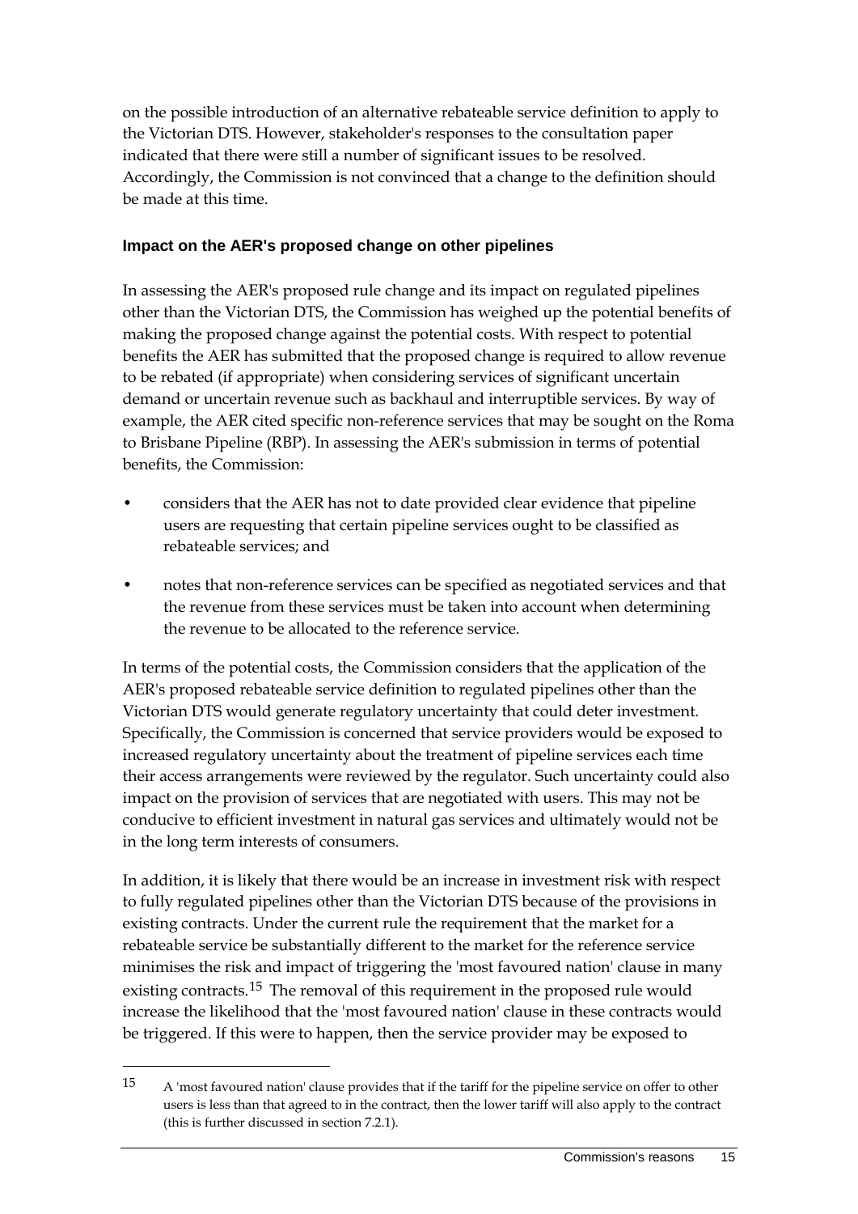on the possible introduction of an alternative rebateable service definition to apply to the Victorian DTS. However, stakeholder's responses to the consultation paper indicated that there were still a number of significant issues to be resolved. Accordingly, the Commission is not convinced that a change to the definition should be made at this time.

#### Impact on the AER's proposed change on other pipelines

In assessing the AER's proposed rule change and its impact on regulated pipelines other than the Victorian DTS, the Commission has weighed up the potential benefits of making the proposed change against the potential costs. With respect to potential benefits the AER has submitted that the proposed change is required to allow revenue to be rebated (if appropriate) when considering services of significant uncertain demand or uncertain revenue such as backhaul and interruptible services. By way of example, the AER cited specific non-reference services that may be sought on the Roma to Brisbane Pipeline (RBP). In assessing the AER's submission in terms of potential benefits, the Commission:

- considers that the AER has not to date provided clear evidence that pipeline users are requesting that certain pipeline services ought to be classified as rebateable services; and
- notes that non-reference services can be specified as negotiated services and that the revenue from these services must be taken into account when determining the revenue to be allocated to the reference service.

In terms of the potential costs, the Commission considers that the application of the AER's proposed rebateable service definition to regulated pipelines other than the Victorian DTS would generate regulatory uncertainty that could deter investment. Specifically, the Commission is concerned that service providers would be exposed to increased regulatory uncertainty about the treatment of pipeline services each time their access arrangements were reviewed by the regulator. Such uncertainty could also impact on the provision of services that are negotiated with users. This may not be conducive to efficient investment in natural gas services and ultimately would not be in the long term interests of consumers.

In addition, it is likely that there would be an increase in investment risk with respect to fully regulated pipelines other than the Victorian DTS because of the provisions in existing contracts. Under the current rule the requirement that the market for a rebateable service be substantially different to the market for the reference service minimises the risk and impact of triggering the 'most favoured nation' clause in many existing contracts.[15] The removal of this requirement in the proposed rule would increase the likelihood that the 'most favoured nation' clause in these contracts would be triggered. If this were to happen, then the service provider may be exposed to

[15] A 'most favoured nation' clause provides that if the tariff for the pipeline service on offer to other users is less than that agreed to in the contract, then the lower tariff will also apply to the contract (this is further discussed in section 7.2.1).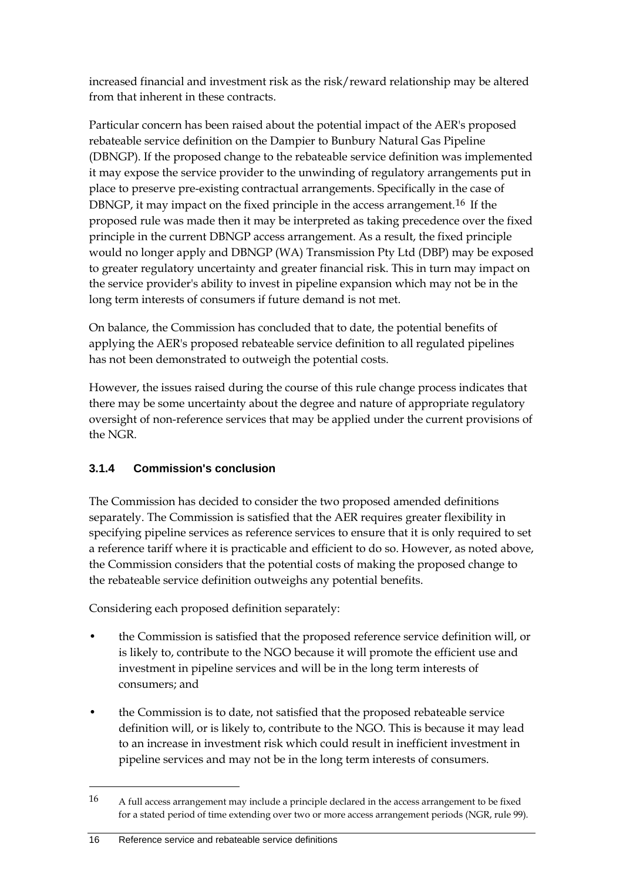increased financial and investment risk as the risk/reward relationship may be altered from that inherent in these contracts.

Particular concern has been raised about the potential impact of the AER's proposed rebateable service definition on the Dampier to Bunbury Natural Gas Pipeline (DBNGP). If the proposed change to the rebateable service definition was implemented it may expose the service provider to the unwinding of regulatory arrangements put in place to preserve pre-existing contractual arrangements. Specifically in the case of DBNGP, it may impact on the fixed principle in the access arrangement.[16] If the proposed rule was made then it may be interpreted as taking precedence over the fixed principle in the current DBNGP access arrangement. As a result, the fixed principle would no longer apply and DBNGP (WA) Transmission Pty Ltd (DBP) may be exposed to greater regulatory uncertainty and greater financial risk. This in turn may impact on the service provider's ability to invest in pipeline expansion which may not be in the long term interests of consumers if future demand is not met.

On balance, the Commission has concluded that to date, the potential benefits of applying the AER's proposed rebateable service definition to all regulated pipelines has not been demonstrated to outweigh the potential costs.

However, the issues raised during the course of this rule change process indicates that there may be some uncertainty about the degree and nature of appropriate regulatory oversight of non-reference services that may be applied under the current provisions of the NGR.

### 3.1.4 Commission's conclusion

The Commission has decided to consider the two proposed amended definitions separately. The Commission is satisfied that the AER requires greater flexibility in specifying pipeline services as reference services to ensure that it is only required to set a reference tariff where it is practicable and efficient to do so. However, as noted above, the Commission considers that the potential costs of making the proposed change to the rebateable service definition outweighs any potential benefits.

Considering each proposed definition separately:

- the Commission is satisfied that the proposed reference service definition will, or is likely to, contribute to the NGO because it will promote the efficient use and investment in pipeline services and will be in the long term interests of consumers; and
- the Commission is to date, not satisfied that the proposed rebateable service definition will, or is likely to, contribute to the NGO. This is because it may lead to an increase in investment risk which could result in inefficient investment in pipeline services and may not be in the long term interests of consumers.

[16] A full access arrangement may include a principle declared in the access arrangement to be fixed for a stated period of time extending over two or more access arrangement periods (NGR, rule 99).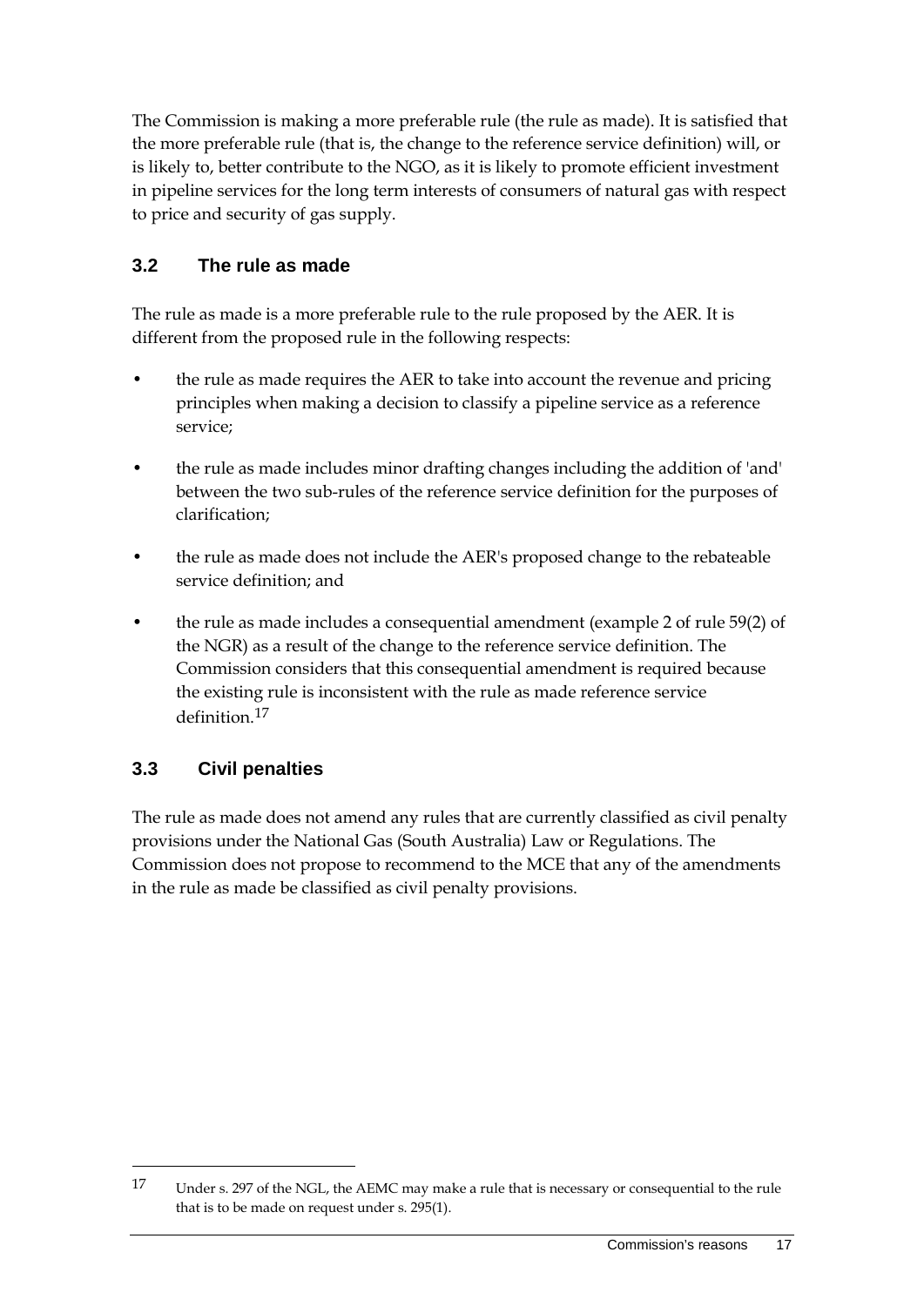The Commission is making a more preferable rule (the rule as made). It is satisfied that the more preferable rule (that is, the change to the reference service definition) will, or is likely to, better contribute to the NGO, as it is likely to promote efficient investment in pipeline services for the long term interests of consumers of natural gas with respect to price and security of gas supply.

## 3.2 The rule as made

The rule as made is a more preferable rule to the rule proposed by the AER. It is different from the proposed rule in the following respects:

- the rule as made requires the AER to take into account the revenue and pricing principles when making a decision to classify a pipeline service as a reference service;
- the rule as made includes minor drafting changes including the addition of 'and' between the two sub-rules of the reference service definition for the purposes of clarification;
- the rule as made does not include the AER's proposed change to the rebateable service definition; and
- the rule as made includes a consequential amendment (example 2 of rule 59(2) of the NGR) as a result of the change to the reference service definition. The Commission considers that this consequential amendment is required because the existing rule is inconsistent with the rule as made reference service definition.[17]

## 3.3 Civil penalties

The rule as made does not amend any rules that are currently classified as civil penalty provisions under the National Gas (South Australia) Law or Regulations. The Commission does not propose to recommend to the MCE that any of the amendments in the rule as made be classified as civil penalty provisions.

---

[17] Under s. 297 of the NGL, the AEMC may make a rule that is necessary or consequential to the rule that is to be made on request under s. 295(1).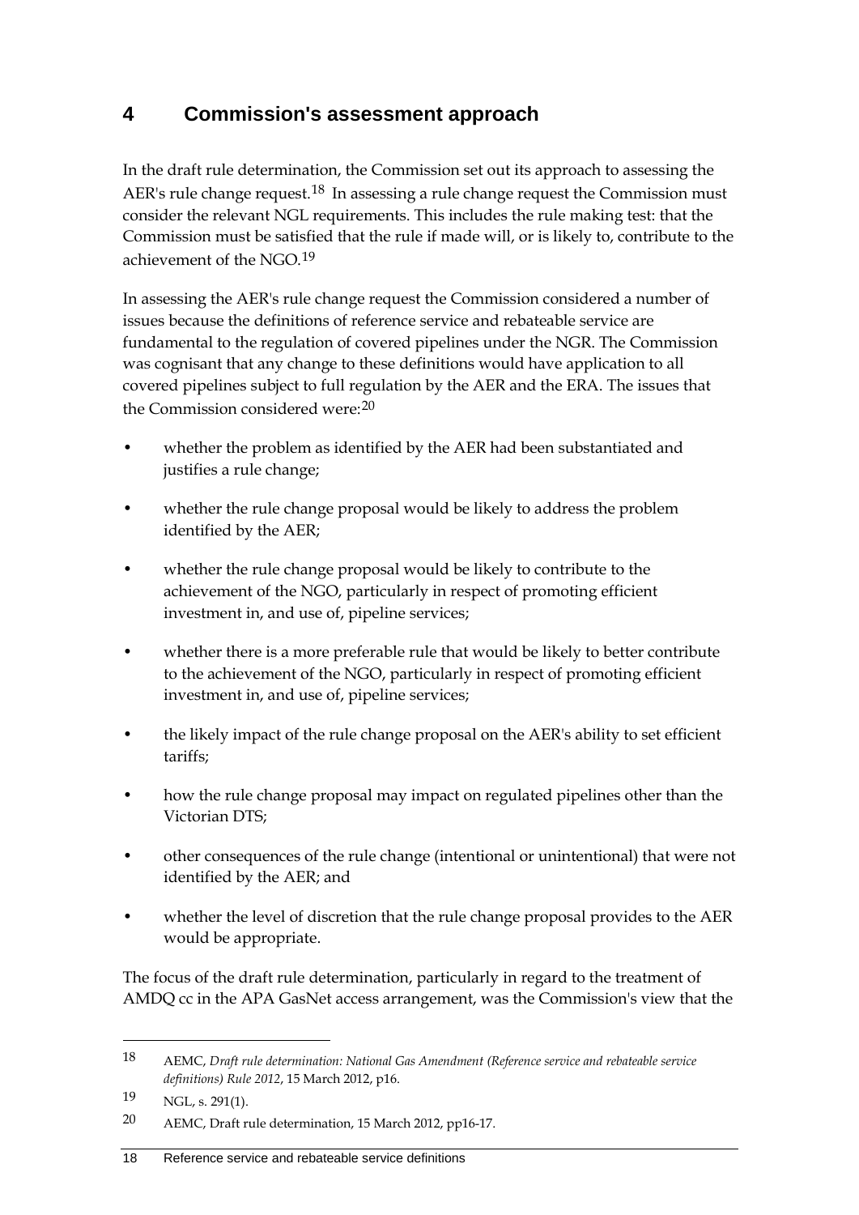# 4 Commission's assessment approach

In the draft rule determination, the Commission set out its approach to assessing the AER's rule change request.[18] In assessing a rule change request the Commission must consider the relevant NGL requirements. This includes the rule making test: that the Commission must be satisfied that the rule if made will, or is likely to, contribute to the achievement of the NGO.[19]

In assessing the AER's rule change request the Commission considered a number of issues because the definitions of reference service and rebateable service are fundamental to the regulation of covered pipelines under the NGR. The Commission was cognisant that any change to these definitions would have application to all covered pipelines subject to full regulation by the AER and the ERA. The issues that the Commission considered were:[20]

- whether the problem as identified by the AER had been substantiated and justifies a rule change;
- whether the rule change proposal would be likely to address the problem identified by the AER;
- whether the rule change proposal would be likely to contribute to the achievement of the NGO, particularly in respect of promoting efficient investment in, and use of, pipeline services;
- whether there is a more preferable rule that would be likely to better contribute to the achievement of the NGO, particularly in respect of promoting efficient investment in, and use of, pipeline services;
- the likely impact of the rule change proposal on the AER's ability to set efficient tariffs;
- how the rule change proposal may impact on regulated pipelines other than the Victorian DTS;
- other consequences of the rule change (intentional or unintentional) that were not identified by the AER; and
- whether the level of discretion that the rule change proposal provides to the AER would be appropriate.

The focus of the draft rule determination, particularly in regard to the treatment of AMDQ cc in the APA GasNet access arrangement, was the Commission's view that the

---

[18] AEMC, *Draft rule determination: National Gas Amendment (Reference service and rebateable service definitions) Rule 2012*, 15 March 2012, p16.

[19] NGL, s. 291(1).

[20] AEMC, Draft rule determination, 15 March 2012, pp16-17.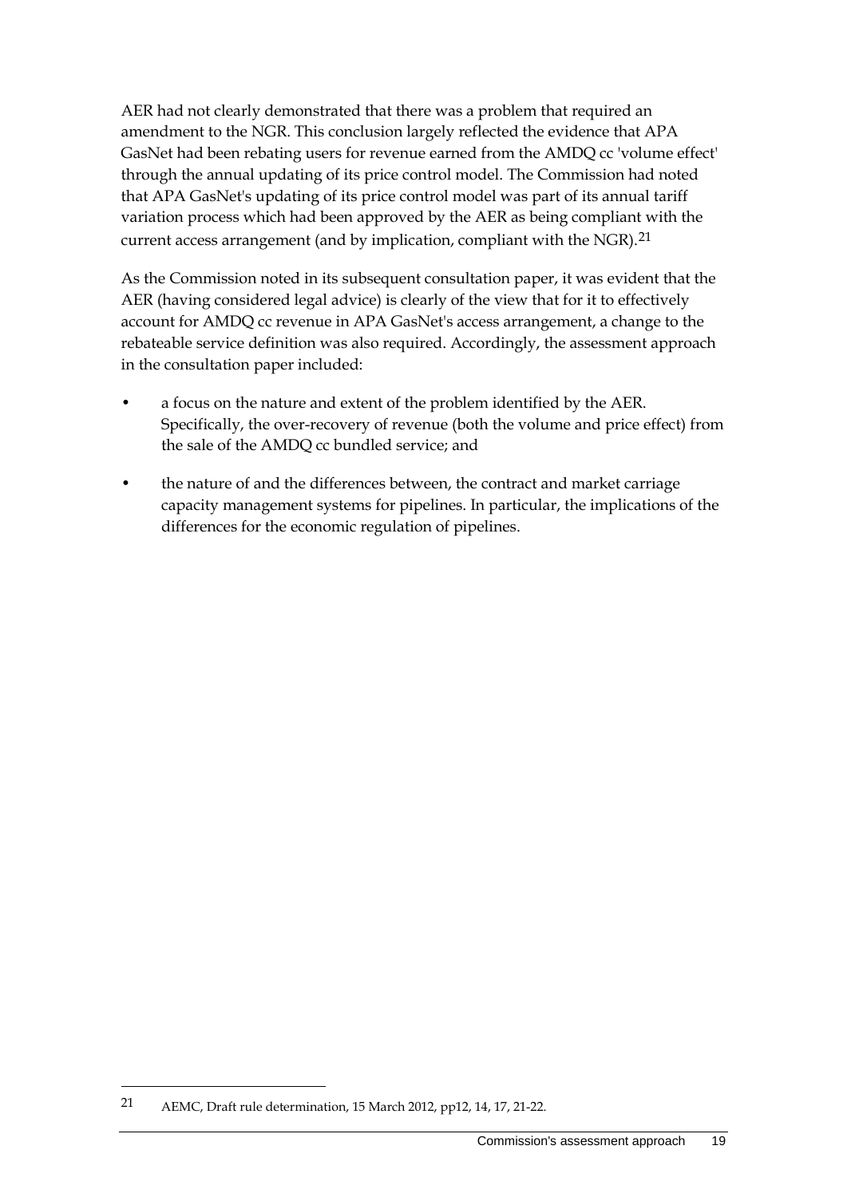AER had not clearly demonstrated that there was a problem that required an amendment to the NGR. This conclusion largely reflected the evidence that APA GasNet had been rebating users for revenue earned from the AMDQ cc 'volume effect' through the annual updating of its price control model. The Commission had noted that APA GasNet's updating of its price control model was part of its annual tariff variation process which had been approved by the AER as being compliant with the current access arrangement (and by implication, compliant with the NGR).[21]

As the Commission noted in its subsequent consultation paper, it was evident that the AER (having considered legal advice) is clearly of the view that for it to effectively account for AMDQ cc revenue in APA GasNet's access arrangement, a change to the rebateable service definition was also required. Accordingly, the assessment approach in the consultation paper included:

- a focus on the nature and extent of the problem identified by the AER. Specifically, the over-recovery of revenue (both the volume and price effect) from the sale of the AMDQ cc bundled service; and
- the nature of and the differences between, the contract and market carriage capacity management systems for pipelines. In particular, the implications of the differences for the economic regulation of pipelines.

---

21 AEMC, Draft rule determination, 15 March 2012, pp12, 14, 17, 21-22.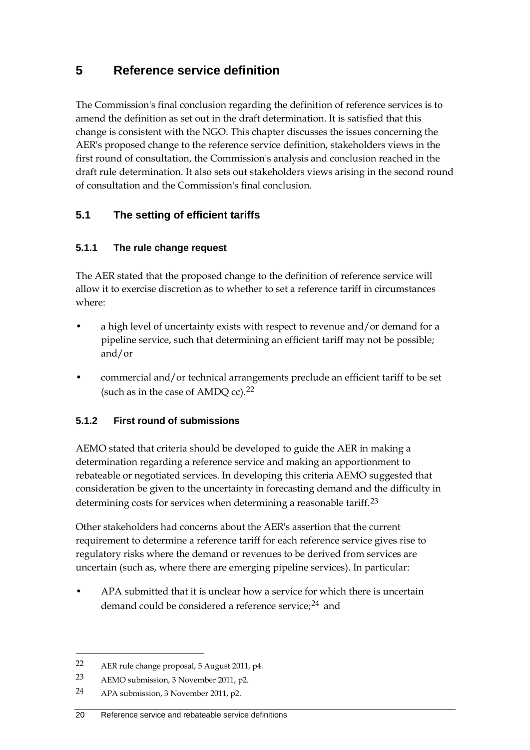# 5 Reference service definition

The Commission's final conclusion regarding the definition of reference services is to amend the definition as set out in the draft determination. It is satisfied that this change is consistent with the NGO. This chapter discusses the issues concerning the AER's proposed change to the reference service definition, stakeholders views in the first round of consultation, the Commission's analysis and conclusion reached in the draft rule determination. It also sets out stakeholders views arising in the second round of consultation and the Commission's final conclusion.

## 5.1 The setting of efficient tariffs

### 5.1.1 The rule change request

The AER stated that the proposed change to the definition of reference service will allow it to exercise discretion as to whether to set a reference tariff in circumstances where:

- a high level of uncertainty exists with respect to revenue and/or demand for a pipeline service, such that determining an efficient tariff may not be possible; and/or
- commercial and/or technical arrangements preclude an efficient tariff to be set (such as in the case of AMDQ cc).[22]

### 5.1.2 First round of submissions

AEMO stated that criteria should be developed to guide the AER in making a determination regarding a reference service and making an apportionment to rebateable or negotiated services. In developing this criteria AEMO suggested that consideration be given to the uncertainty in forecasting demand and the difficulty in determining costs for services when determining a reasonable tariff.[23]

Other stakeholders had concerns about the AER's assertion that the current requirement to determine a reference tariff for each reference service gives rise to regulatory risks where the demand or revenues to be derived from services are uncertain (such as, where there are emerging pipeline services). In particular:

- APA submitted that it is unclear how a service for which there is uncertain demand could be considered a reference service;[24] and

---

[22] AER rule change proposal, 5 August 2011, p4.

[23] AEMO submission, 3 November 2011, p2.

[24] APA submission, 3 November 2011, p2.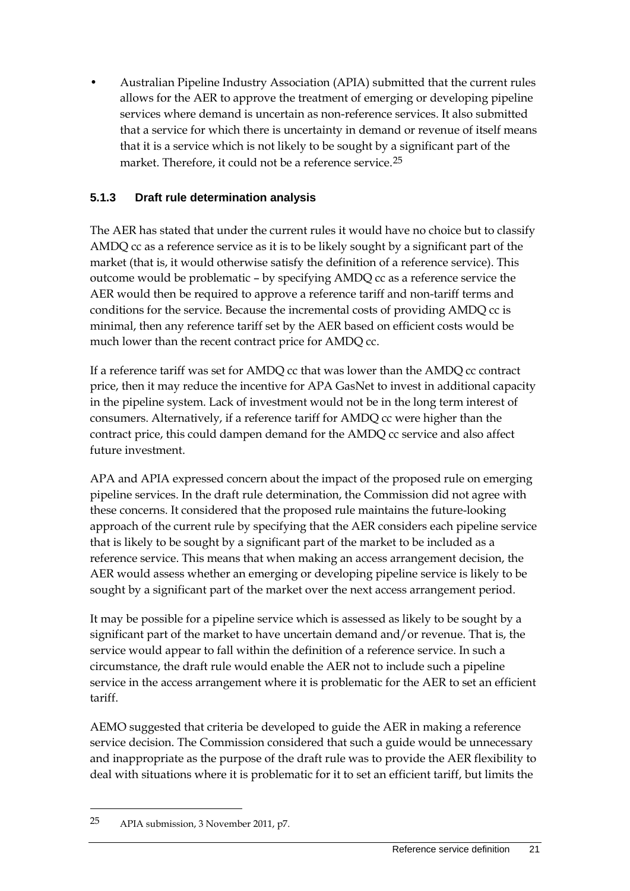- Australian Pipeline Industry Association (APIA) submitted that the current rules allows for the AER to approve the treatment of emerging or developing pipeline services where demand is uncertain as non-reference services. It also submitted that a service for which there is uncertainty in demand or revenue of itself means that it is a service which is not likely to be sought by a significant part of the market. Therefore, it could not be a reference service.[25]

### 5.1.3 Draft rule determination analysis

The AER has stated that under the current rules it would have no choice but to classify AMDQ cc as a reference service as it is to be likely sought by a significant part of the market (that is, it would otherwise satisfy the definition of a reference service). This outcome would be problematic – by specifying AMDQ cc as a reference service the AER would then be required to approve a reference tariff and non-tariff terms and conditions for the service. Because the incremental costs of providing AMDQ cc is minimal, then any reference tariff set by the AER based on efficient costs would be much lower than the recent contract price for AMDQ cc.

If a reference tariff was set for AMDQ cc that was lower than the AMDQ cc contract price, then it may reduce the incentive for APA GasNet to invest in additional capacity in the pipeline system. Lack of investment would not be in the long term interest of consumers. Alternatively, if a reference tariff for AMDQ cc were higher than the contract price, this could dampen demand for the AMDQ cc service and also affect future investment.

APA and APIA expressed concern about the impact of the proposed rule on emerging pipeline services. In the draft rule determination, the Commission did not agree with these concerns. It considered that the proposed rule maintains the future-looking approach of the current rule by specifying that the AER considers each pipeline service that is likely to be sought by a significant part of the market to be included as a reference service. This means that when making an access arrangement decision, the AER would assess whether an emerging or developing pipeline service is likely to be sought by a significant part of the market over the next access arrangement period.

It may be possible for a pipeline service which is assessed as likely to be sought by a significant part of the market to have uncertain demand and/or revenue. That is, the service would appear to fall within the definition of a reference service. In such a circumstance, the draft rule would enable the AER not to include such a pipeline service in the access arrangement where it is problematic for the AER to set an efficient tariff.

AEMO suggested that criteria be developed to guide the AER in making a reference service decision. The Commission considered that such a guide would be unnecessary and inappropriate as the purpose of the draft rule was to provide the AER flexibility to deal with situations where it is problematic for it to set an efficient tariff, but limits the

---

25 APIA submission, 3 November 2011, p7.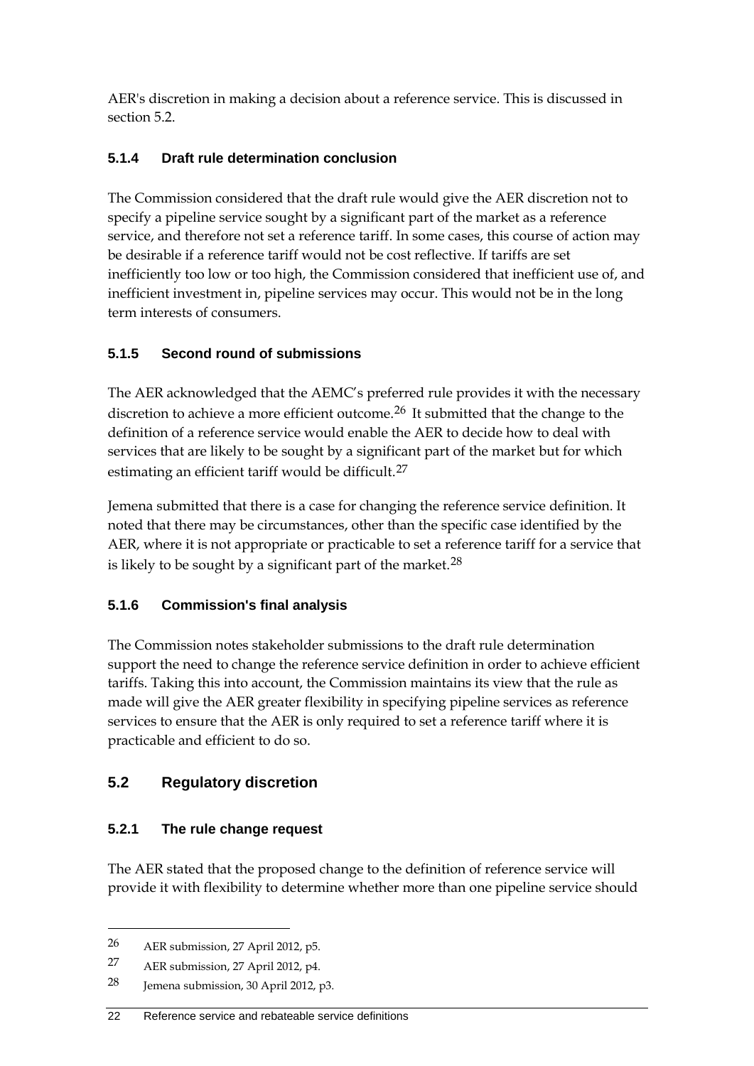AER's discretion in making a decision about a reference service. This is discussed in section 5.2.

### 5.1.4 Draft rule determination conclusion

The Commission considered that the draft rule would give the AER discretion not to specify a pipeline service sought by a significant part of the market as a reference service, and therefore not set a reference tariff. In some cases, this course of action may be desirable if a reference tariff would not be cost reflective. If tariffs are set inefficiently too low or too high, the Commission considered that inefficient use of, and inefficient investment in, pipeline services may occur. This would not be in the long term interests of consumers.

### 5.1.5 Second round of submissions

The AER acknowledged that the AEMC's preferred rule provides it with the necessary discretion to achieve a more efficient outcome.[26] It submitted that the change to the definition of a reference service would enable the AER to decide how to deal with services that are likely to be sought by a significant part of the market but for which estimating an efficient tariff would be difficult.[27]

Jemena submitted that there is a case for changing the reference service definition. It noted that there may be circumstances, other than the specific case identified by the AER, where it is not appropriate or practicable to set a reference tariff for a service that is likely to be sought by a significant part of the market.[28]

### 5.1.6 Commission's final analysis

The Commission notes stakeholder submissions to the draft rule determination support the need to change the reference service definition in order to achieve efficient tariffs. Taking this into account, the Commission maintains its view that the rule as made will give the AER greater flexibility in specifying pipeline services as reference services to ensure that the AER is only required to set a reference tariff where it is practicable and efficient to do so.

## 5.2 Regulatory discretion

### 5.2.1 The rule change request

The AER stated that the proposed change to the definition of reference service will provide it with flexibility to determine whether more than one pipeline service should

---

26 AER submission, 27 April 2012, p5.

27 AER submission, 27 April 2012, p4.

28 Jemena submission, 30 April 2012, p3.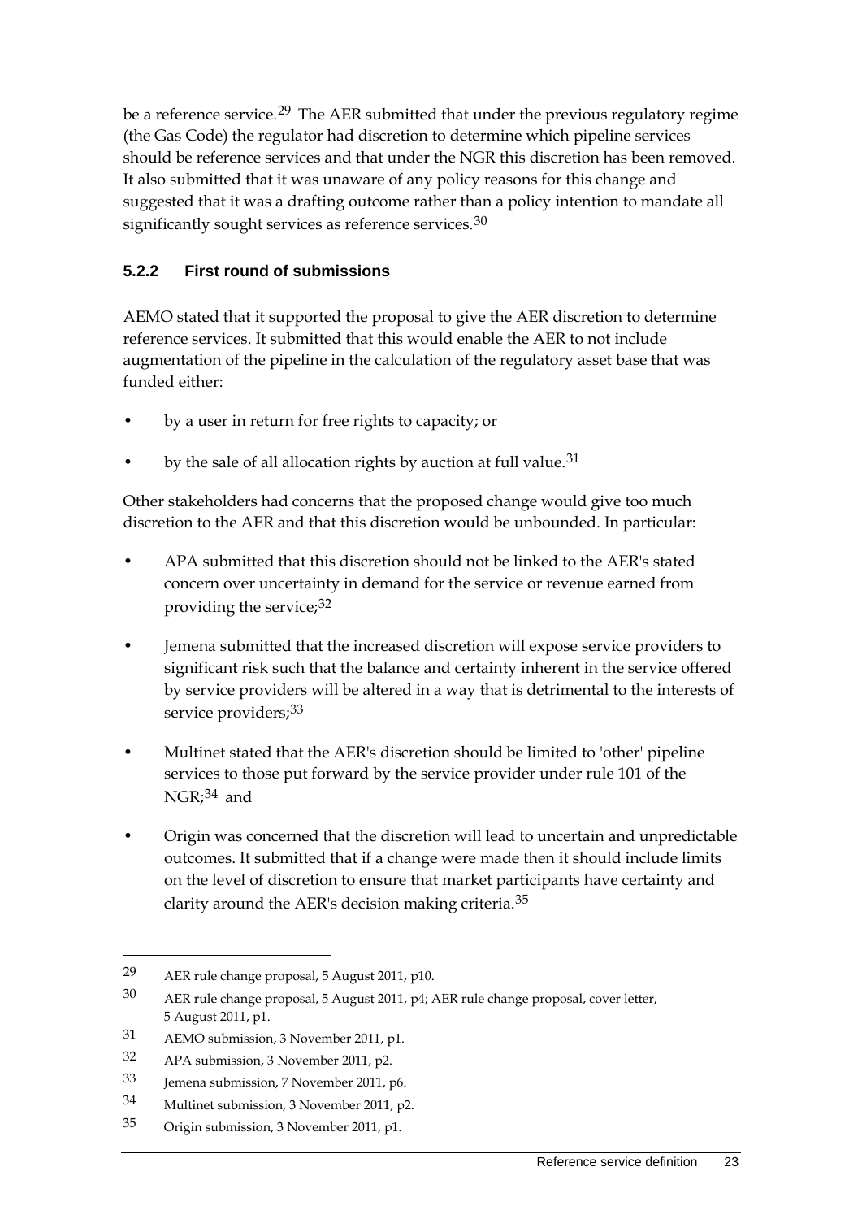be a reference service.[29] The AER submitted that under the previous regulatory regime (the Gas Code) the regulator had discretion to determine which pipeline services should be reference services and that under the NGR this discretion has been removed. It also submitted that it was unaware of any policy reasons for this change and suggested that it was a drafting outcome rather than a policy intention to mandate all significantly sought services as reference services.[30]

### 5.2.2 First round of submissions

AEMO stated that it supported the proposal to give the AER discretion to determine reference services. It submitted that this would enable the AER to not include augmentation of the pipeline in the calculation of the regulatory asset base that was funded either:

- by a user in return for free rights to capacity; or
- by the sale of all allocation rights by auction at full value.[31]

Other stakeholders had concerns that the proposed change would give too much discretion to the AER and that this discretion would be unbounded. In particular:

- APA submitted that this discretion should not be linked to the AER's stated concern over uncertainty in demand for the service or revenue earned from providing the service;[32]
- Jemena submitted that the increased discretion will expose service providers to significant risk such that the balance and certainty inherent in the service offered by service providers will be altered in a way that is detrimental to the interests of service providers;[33]
- Multinet stated that the AER's discretion should be limited to 'other' pipeline services to those put forward by the service provider under rule 101 of the NGR;[34] and
- Origin was concerned that the discretion will lead to uncertain and unpredictable outcomes. It submitted that if a change were made then it should include limits on the level of discretion to ensure that market participants have certainty and clarity around the AER's decision making criteria.[35]

---

29 AER rule change proposal, 5 August 2011, p10.

30 AER rule change proposal, 5 August 2011, p4; AER rule change proposal, cover letter, 5 August 2011, p1.

31 AEMO submission, 3 November 2011, p1.

32 APA submission, 3 November 2011, p2.

33 Jemena submission, 7 November 2011, p6.

34 Multinet submission, 3 November 2011, p2.

35 Origin submission, 3 November 2011, p1.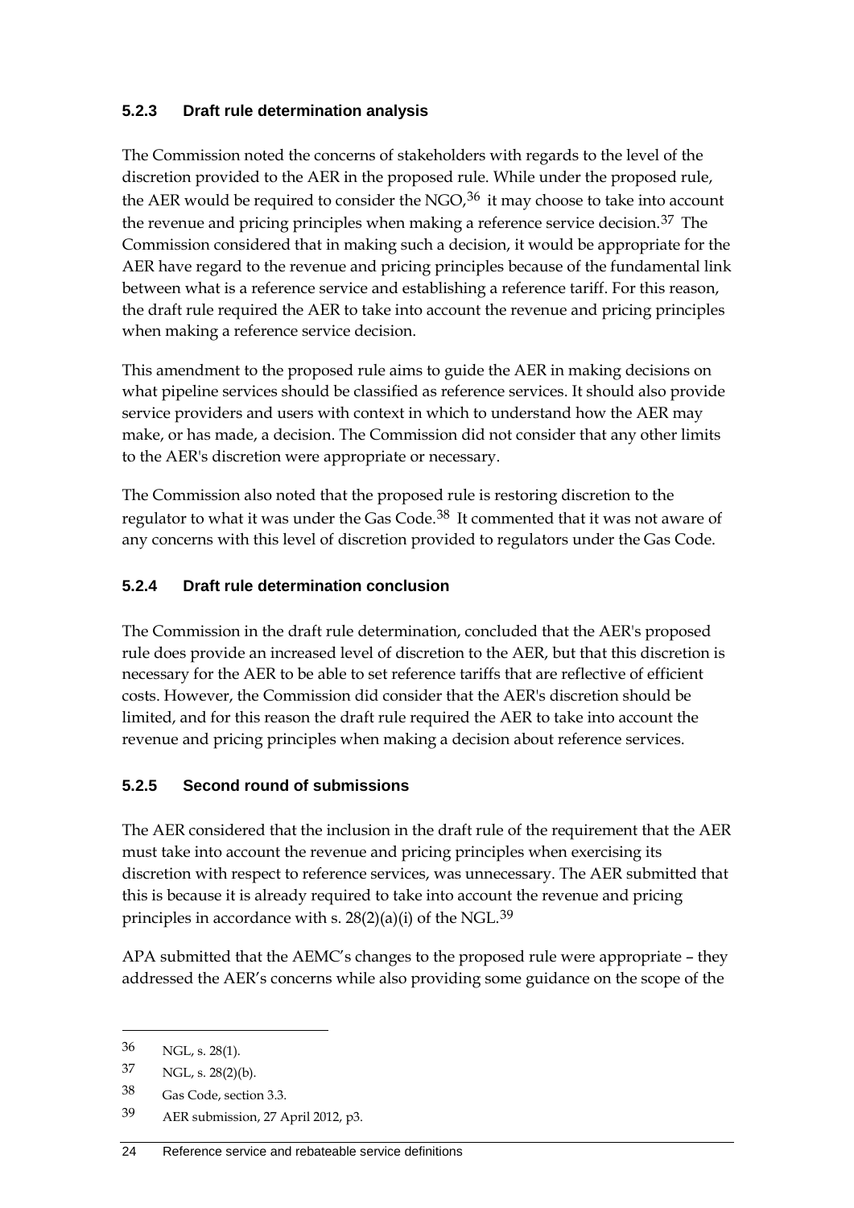### 5.2.3 Draft rule determination analysis

The Commission noted the concerns of stakeholders with regards to the level of the discretion provided to the AER in the proposed rule. While under the proposed rule, the AER would be required to consider the NGO,[36] it may choose to take into account the revenue and pricing principles when making a reference service decision.[37] The Commission considered that in making such a decision, it would be appropriate for the AER have regard to the revenue and pricing principles because of the fundamental link between what is a reference service and establishing a reference tariff. For this reason, the draft rule required the AER to take into account the revenue and pricing principles when making a reference service decision.

This amendment to the proposed rule aims to guide the AER in making decisions on what pipeline services should be classified as reference services. It should also provide service providers and users with context in which to understand how the AER may make, or has made, a decision. The Commission did not consider that any other limits to the AER's discretion were appropriate or necessary.

The Commission also noted that the proposed rule is restoring discretion to the regulator to what it was under the Gas Code.[38] It commented that it was not aware of any concerns with this level of discretion provided to regulators under the Gas Code.

### 5.2.4 Draft rule determination conclusion

The Commission in the draft rule determination, concluded that the AER's proposed rule does provide an increased level of discretion to the AER, but that this discretion is necessary for the AER to be able to set reference tariffs that are reflective of efficient costs. However, the Commission did consider that the AER's discretion should be limited, and for this reason the draft rule required the AER to take into account the revenue and pricing principles when making a decision about reference services.

### 5.2.5 Second round of submissions

The AER considered that the inclusion in the draft rule of the requirement that the AER must take into account the revenue and pricing principles when exercising its discretion with respect to reference services, was unnecessary. The AER submitted that this is because it is already required to take into account the revenue and pricing principles in accordance with s. 28(2)(a)(i) of the NGL.[39]

APA submitted that the AEMC's changes to the proposed rule were appropriate – they addressed the AER's concerns while also providing some guidance on the scope of the

---

36 NGL, s. 28(1).

37 NGL, s. 28(2)(b).

38 Gas Code, section 3.3.

39 AER submission, 27 April 2012, p3.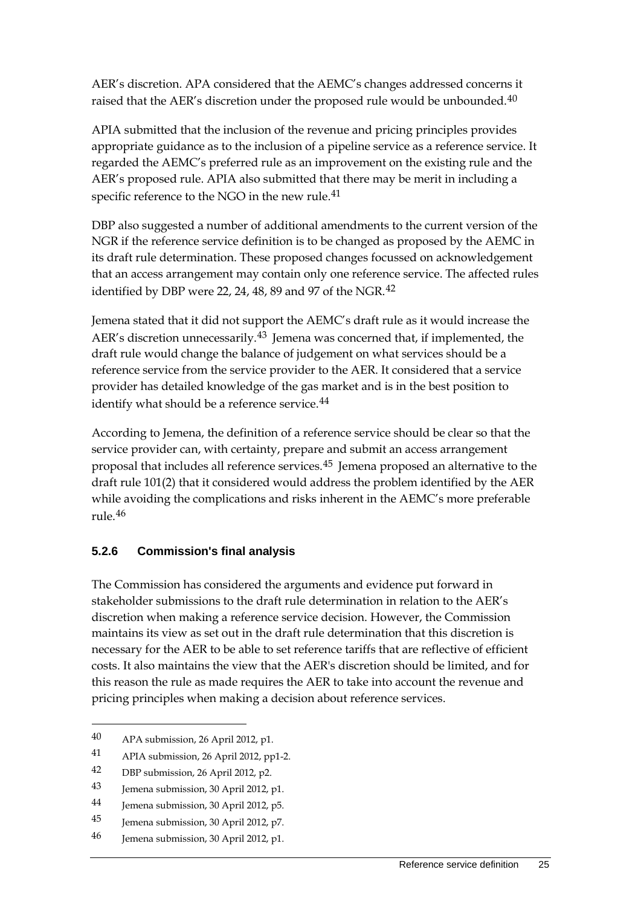AER's discretion. APA considered that the AEMC's changes addressed concerns it raised that the AER's discretion under the proposed rule would be unbounded.[40]

APIA submitted that the inclusion of the revenue and pricing principles provides appropriate guidance as to the inclusion of a pipeline service as a reference service. It regarded the AEMC's preferred rule as an improvement on the existing rule and the AER's proposed rule. APIA also submitted that there may be merit in including a specific reference to the NGO in the new rule.[41]

DBP also suggested a number of additional amendments to the current version of the NGR if the reference service definition is to be changed as proposed by the AEMC in its draft rule determination. These proposed changes focussed on acknowledgement that an access arrangement may contain only one reference service. The affected rules identified by DBP were 22, 24, 48, 89 and 97 of the NGR.[42]

Jemena stated that it did not support the AEMC's draft rule as it would increase the AER's discretion unnecessarily.[43] Jemena was concerned that, if implemented, the draft rule would change the balance of judgement on what services should be a reference service from the service provider to the AER. It considered that a service provider has detailed knowledge of the gas market and is in the best position to identify what should be a reference service.[44]

According to Jemena, the definition of a reference service should be clear so that the service provider can, with certainty, prepare and submit an access arrangement proposal that includes all reference services.[45] Jemena proposed an alternative to the draft rule 101(2) that it considered would address the problem identified by the AER while avoiding the complications and risks inherent in the AEMC's more preferable rule.[46]

### 5.2.6 Commission's final analysis

The Commission has considered the arguments and evidence put forward in stakeholder submissions to the draft rule determination in relation to the AER's discretion when making a reference service decision. However, the Commission maintains its view as set out in the draft rule determination that this discretion is necessary for the AER to be able to set reference tariffs that are reflective of efficient costs. It also maintains the view that the AER's discretion should be limited, and for this reason the rule as made requires the AER to take into account the revenue and pricing principles when making a decision about reference services.

---

40 APA submission, 26 April 2012, p1.

41 APIA submission, 26 April 2012, pp1-2.

42 DBP submission, 26 April 2012, p2.

43 Jemena submission, 30 April 2012, p1.

44 Jemena submission, 30 April 2012, p5.

45 Jemena submission, 30 April 2012, p7.

46 Jemena submission, 30 April 2012, p1.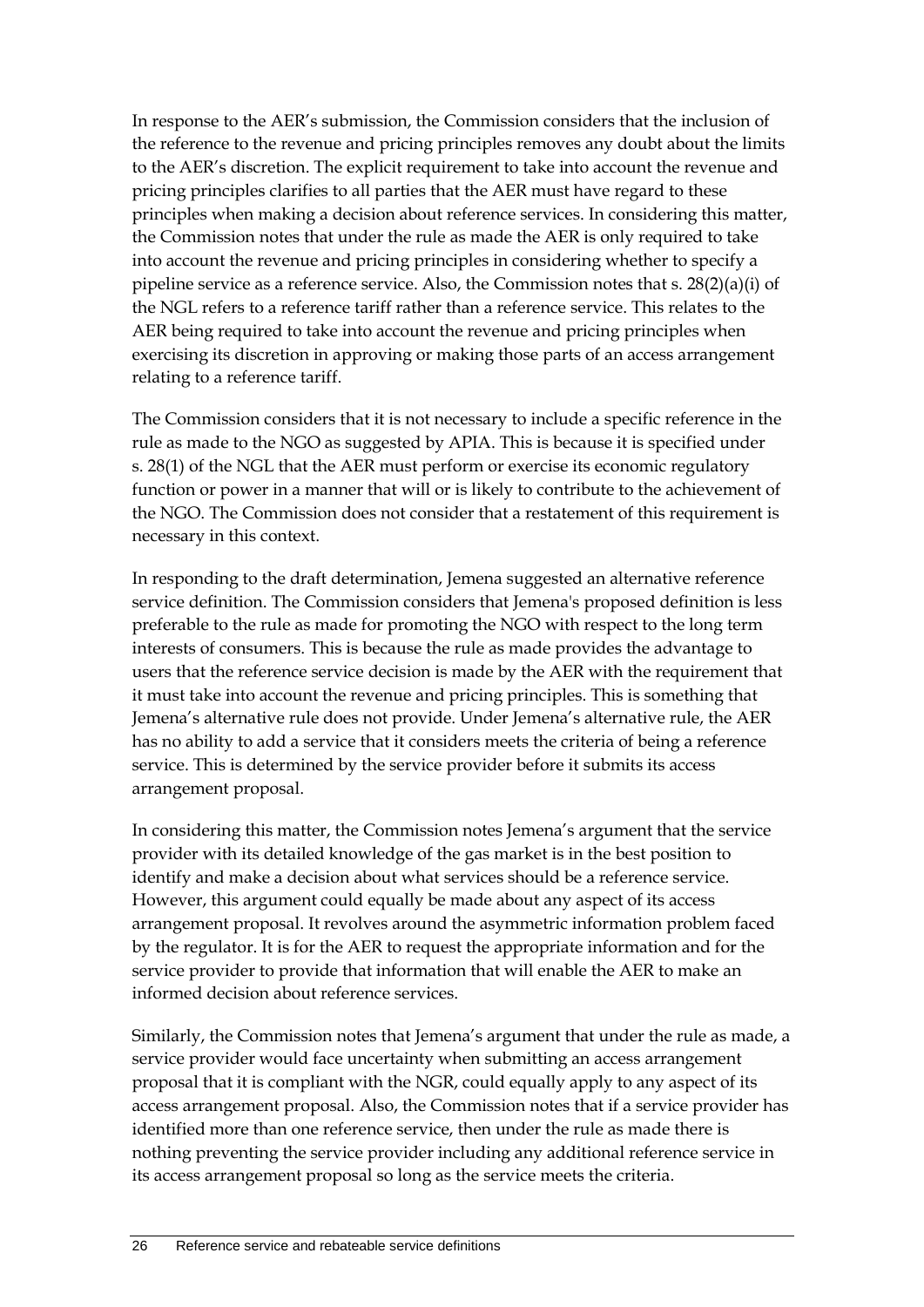In response to the AER's submission, the Commission considers that the inclusion of the reference to the revenue and pricing principles removes any doubt about the limits to the AER's discretion. The explicit requirement to take into account the revenue and pricing principles clarifies to all parties that the AER must have regard to these principles when making a decision about reference services. In considering this matter, the Commission notes that under the rule as made the AER is only required to take into account the revenue and pricing principles in considering whether to specify a pipeline service as a reference service. Also, the Commission notes that s. 28(2)(a)(i) of the NGL refers to a reference tariff rather than a reference service. This relates to the AER being required to take into account the revenue and pricing principles when exercising its discretion in approving or making those parts of an access arrangement relating to a reference tariff.

The Commission considers that it is not necessary to include a specific reference in the rule as made to the NGO as suggested by APIA. This is because it is specified under s. 28(1) of the NGL that the AER must perform or exercise its economic regulatory function or power in a manner that will or is likely to contribute to the achievement of the NGO. The Commission does not consider that a restatement of this requirement is necessary in this context.

In responding to the draft determination, Jemena suggested an alternative reference service definition. The Commission considers that Jemena's proposed definition is less preferable to the rule as made for promoting the NGO with respect to the long term interests of consumers. This is because the rule as made provides the advantage to users that the reference service decision is made by the AER with the requirement that it must take into account the revenue and pricing principles. This is something that Jemena's alternative rule does not provide. Under Jemena's alternative rule, the AER has no ability to add a service that it considers meets the criteria of being a reference service. This is determined by the service provider before it submits its access arrangement proposal.

In considering this matter, the Commission notes Jemena's argument that the service provider with its detailed knowledge of the gas market is in the best position to identify and make a decision about what services should be a reference service. However, this argument could equally be made about any aspect of its access arrangement proposal. It revolves around the asymmetric information problem faced by the regulator. It is for the AER to request the appropriate information and for the service provider to provide that information that will enable the AER to make an informed decision about reference services.

Similarly, the Commission notes that Jemena's argument that under the rule as made, a service provider would face uncertainty when submitting an access arrangement proposal that it is compliant with the NGR, could equally apply to any aspect of its access arrangement proposal. Also, the Commission notes that if a service provider has identified more than one reference service, then under the rule as made there is nothing preventing the service provider including any additional reference service in its access arrangement proposal so long as the service meets the criteria.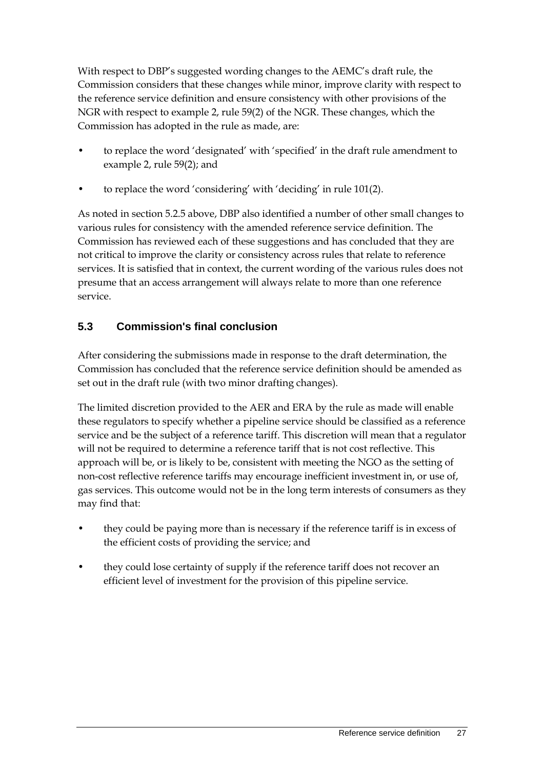With respect to DBP's suggested wording changes to the AEMC's draft rule, the Commission considers that these changes while minor, improve clarity with respect to the reference service definition and ensure consistency with other provisions of the NGR with respect to example 2, rule 59(2) of the NGR. These changes, which the Commission has adopted in the rule as made, are:

- to replace the word 'designated' with 'specified' in the draft rule amendment to example 2, rule 59(2); and
- to replace the word 'considering' with 'deciding' in rule 101(2).

As noted in section 5.2.5 above, DBP also identified a number of other small changes to various rules for consistency with the amended reference service definition. The Commission has reviewed each of these suggestions and has concluded that they are not critical to improve the clarity or consistency across rules that relate to reference services. It is satisfied that in context, the current wording of the various rules does not presume that an access arrangement will always relate to more than one reference service.

## 5.3 Commission's final conclusion

After considering the submissions made in response to the draft determination, the Commission has concluded that the reference service definition should be amended as set out in the draft rule (with two minor drafting changes).

The limited discretion provided to the AER and ERA by the rule as made will enable these regulators to specify whether a pipeline service should be classified as a reference service and be the subject of a reference tariff. This discretion will mean that a regulator will not be required to determine a reference tariff that is not cost reflective. This approach will be, or is likely to be, consistent with meeting the NGO as the setting of non-cost reflective reference tariffs may encourage inefficient investment in, or use of, gas services. This outcome would not be in the long term interests of consumers as they may find that:

- they could be paying more than is necessary if the reference tariff is in excess of the efficient costs of providing the service; and
- they could lose certainty of supply if the reference tariff does not recover an efficient level of investment for the provision of this pipeline service.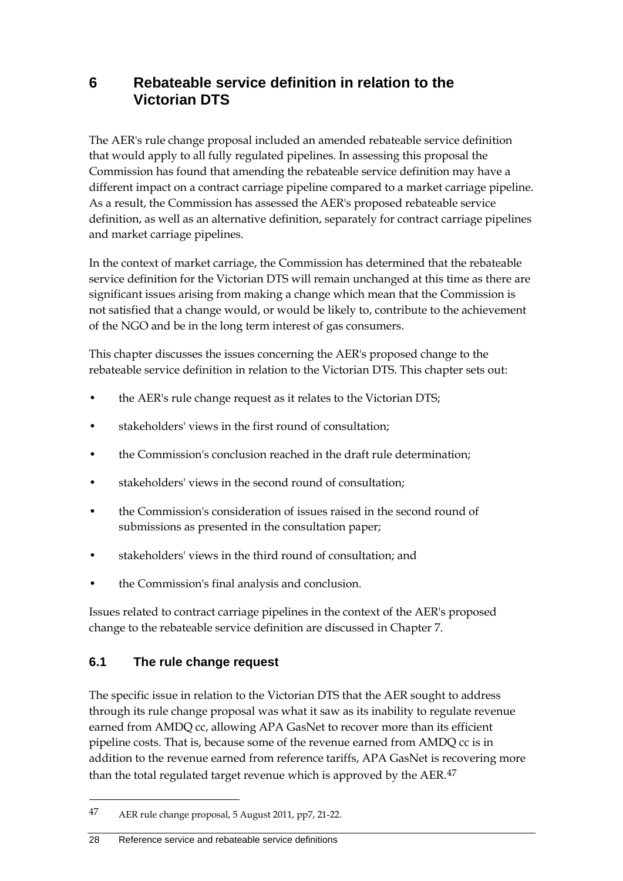# 6 Rebateable service definition in relation to the Victorian DTS

The AER's rule change proposal included an amended rebateable service definition that would apply to all fully regulated pipelines. In assessing this proposal the Commission has found that amending the rebateable service definition may have a different impact on a contract carriage pipeline compared to a market carriage pipeline. As a result, the Commission has assessed the AER's proposed rebateable service definition, as well as an alternative definition, separately for contract carriage pipelines and market carriage pipelines.

In the context of market carriage, the Commission has determined that the rebateable service definition for the Victorian DTS will remain unchanged at this time as there are significant issues arising from making a change which mean that the Commission is not satisfied that a change would, or would be likely to, contribute to the achievement of the NGO and be in the long term interest of gas consumers.

This chapter discusses the issues concerning the AER's proposed change to the rebateable service definition in relation to the Victorian DTS. This chapter sets out:

- the AER's rule change request as it relates to the Victorian DTS;
- stakeholders' views in the first round of consultation;
- the Commission's conclusion reached in the draft rule determination;
- stakeholders' views in the second round of consultation;
- the Commission's consideration of issues raised in the second round of submissions as presented in the consultation paper;
- stakeholders' views in the third round of consultation; and
- the Commission's final analysis and conclusion.

Issues related to contract carriage pipelines in the context of the AER's proposed change to the rebateable service definition are discussed in Chapter 7.

## 6.1 The rule change request

The specific issue in relation to the Victorian DTS that the AER sought to address through its rule change proposal was what it saw as its inability to regulate revenue earned from AMDQ cc, allowing APA GasNet to recover more than its efficient pipeline costs. That is, because some of the revenue earned from AMDQ cc is in addition to the revenue earned from reference tariffs, APA GasNet is recovering more than the total regulated target revenue which is approved by the AER.[47]

[47] AER rule change proposal, 5 August 2011, pp7, 21-22.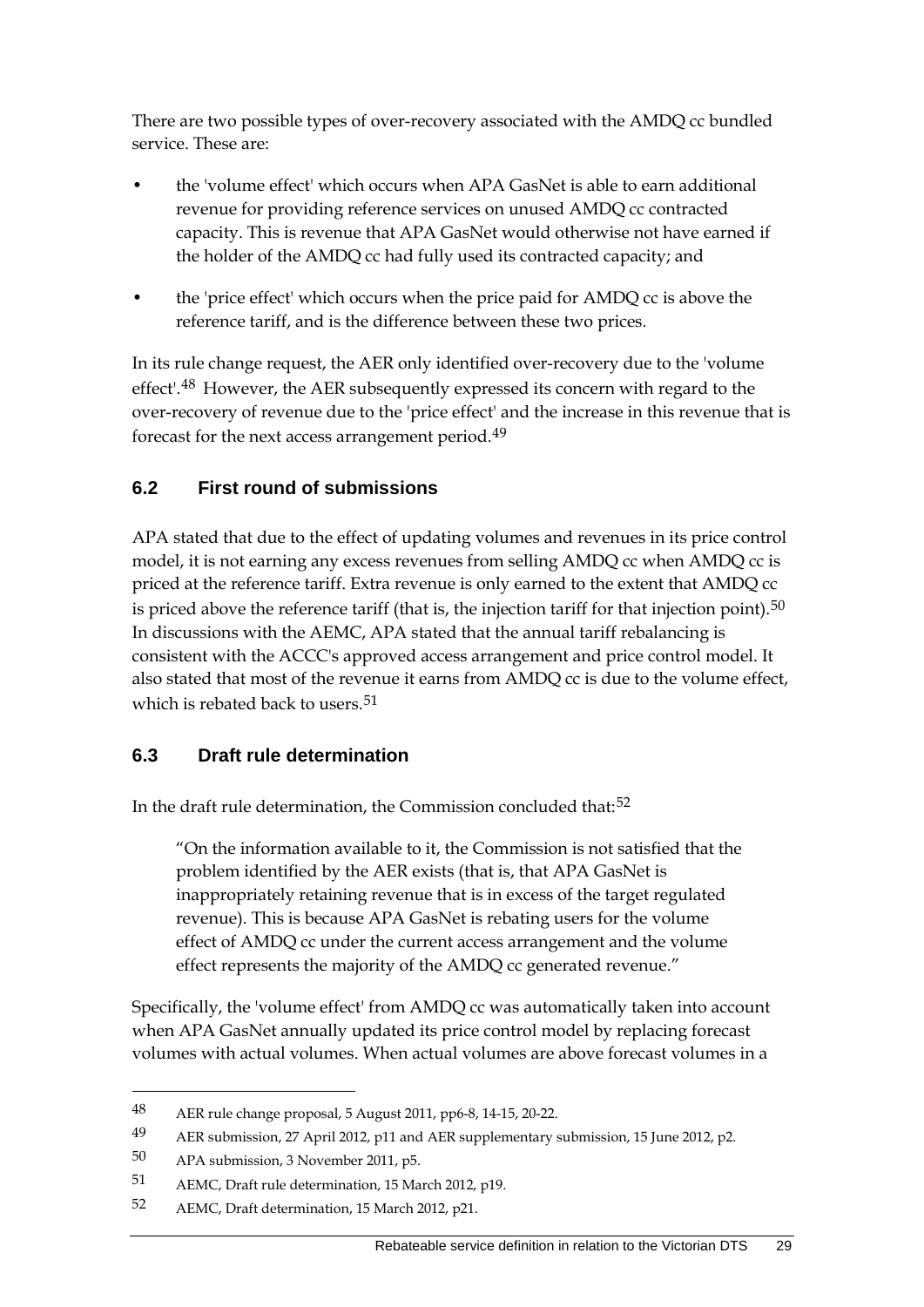There are two possible types of over-recovery associated with the AMDQ cc bundled service. These are:

- the 'volume effect' which occurs when APA GasNet is able to earn additional revenue for providing reference services on unused AMDQ cc contracted capacity. This is revenue that APA GasNet would otherwise not have earned if the holder of the AMDQ cc had fully used its contracted capacity; and
- the 'price effect' which occurs when the price paid for AMDQ cc is above the reference tariff, and is the difference between these two prices.

In its rule change request, the AER only identified over-recovery due to the 'volume effect'.[48] However, the AER subsequently expressed its concern with regard to the over-recovery of revenue due to the 'price effect' and the increase in this revenue that is forecast for the next access arrangement period.[49]

## 6.2 First round of submissions

APA stated that due to the effect of updating volumes and revenues in its price control model, it is not earning any excess revenues from selling AMDQ cc when AMDQ cc is priced at the reference tariff. Extra revenue is only earned to the extent that AMDQ cc is priced above the reference tariff (that is, the injection tariff for that injection point).[50] In discussions with the AEMC, APA stated that the annual tariff rebalancing is consistent with the ACCC's approved access arrangement and price control model. It also stated that most of the revenue it earns from AMDQ cc is due to the volume effect, which is rebated back to users.[51]

## 6.3 Draft rule determination

In the draft rule determination, the Commission concluded that:[52]

> "On the information available to it, the Commission is not satisfied that the problem identified by the AER exists (that is, that APA GasNet is inappropriately retaining revenue that is in excess of the target regulated revenue). This is because APA GasNet is rebating users for the volume effect of AMDQ cc under the current access arrangement and the volume effect represents the majority of the AMDQ cc generated revenue."

Specifically, the 'volume effect' from AMDQ cc was automatically taken into account when APA GasNet annually updated its price control model by replacing forecast volumes with actual volumes. When actual volumes are above forecast volumes in a

---

48 AER rule change proposal, 5 August 2011, pp6-8, 14-15, 20-22.

49 AER submission, 27 April 2012, p11 and AER supplementary submission, 15 June 2012, p2.

50 APA submission, 3 November 2011, p5.

51 AEMC, Draft rule determination, 15 March 2012, p19.

52 AEMC, Draft determination, 15 March 2012, p21.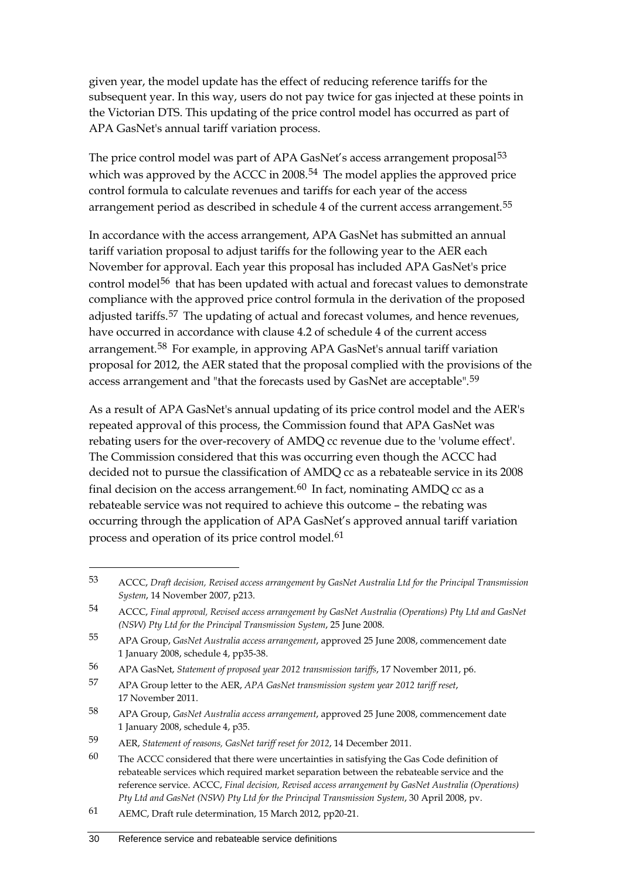given year, the model update has the effect of reducing reference tariffs for the subsequent year. In this way, users do not pay twice for gas injected at these points in the Victorian DTS. This updating of the price control model has occurred as part of APA GasNet's annual tariff variation process.

The price control model was part of APA GasNet's access arrangement proposal[53] which was approved by the ACCC in 2008.[54] The model applies the approved price control formula to calculate revenues and tariffs for each year of the access arrangement period as described in schedule 4 of the current access arrangement.[55]

In accordance with the access arrangement, APA GasNet has submitted an annual tariff variation proposal to adjust tariffs for the following year to the AER each November for approval. Each year this proposal has included APA GasNet's price control model[56] that has been updated with actual and forecast values to demonstrate compliance with the approved price control formula in the derivation of the proposed adjusted tariffs.[57] The updating of actual and forecast volumes, and hence revenues, have occurred in accordance with clause 4.2 of schedule 4 of the current access arrangement.[58] For example, in approving APA GasNet's annual tariff variation proposal for 2012, the AER stated that the proposal complied with the provisions of the access arrangement and "that the forecasts used by GasNet are acceptable".[59]

As a result of APA GasNet's annual updating of its price control model and the AER's repeated approval of this process, the Commission found that APA GasNet was rebating users for the over-recovery of AMDQ cc revenue due to the 'volume effect'. The Commission considered that this was occurring even though the ACCC had decided not to pursue the classification of AMDQ cc as a rebateable service in its 2008 final decision on the access arrangement.[60] In fact, nominating AMDQ cc as a rebateable service was not required to achieve this outcome – the rebating was occurring through the application of APA GasNet's approved annual tariff variation process and operation of its price control model.[61]

---

53 ACCC, *Draft decision, Revised access arrangement by GasNet Australia Ltd for the Principal Transmission System*, 14 November 2007, p213.

54 ACCC, *Final approval, Revised access arrangement by GasNet Australia (Operations) Pty Ltd and GasNet (NSW) Pty Ltd for the Principal Transmission System*, 25 June 2008.

55 APA Group, *GasNet Australia access arrangement*, approved 25 June 2008, commencement date 1 January 2008, schedule 4, pp35-38.

56 APA GasNet, *Statement of proposed year 2012 transmission tariffs*, 17 November 2011, p6.

57 APA Group letter to the AER, *APA GasNet transmission system year 2012 tariff reset*, 17 November 2011.

58 APA Group, *GasNet Australia access arrangement*, approved 25 June 2008, commencement date 1 January 2008, schedule 4, p35.

59 AER, *Statement of reasons, GasNet tariff reset for 2012*, 14 December 2011.

60 The ACCC considered that there were uncertainties in satisfying the Gas Code definition of rebateable services which required market separation between the rebateable service and the reference service. ACCC, *Final decision, Revised access arrangement by GasNet Australia (Operations) Pty Ltd and GasNet (NSW) Pty Ltd for the Principal Transmission System*, 30 April 2008, pv.

61 AEMC, Draft rule determination, 15 March 2012, pp20-21.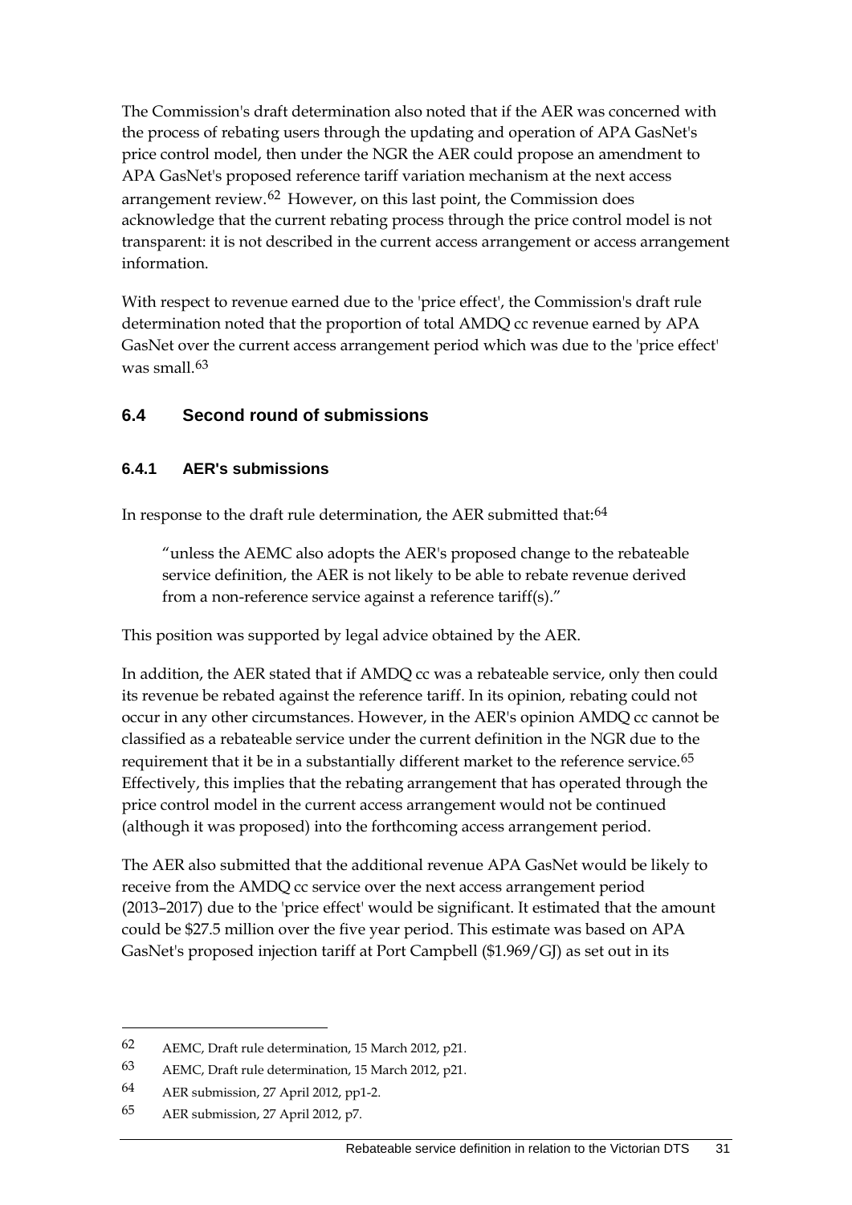The Commission's draft determination also noted that if the AER was concerned with the process of rebating users through the updating and operation of APA GasNet's price control model, then under the NGR the AER could propose an amendment to APA GasNet's proposed reference tariff variation mechanism at the next access arrangement review.[62] However, on this last point, the Commission does acknowledge that the current rebating process through the price control model is not transparent: it is not described in the current access arrangement or access arrangement information.

With respect to revenue earned due to the 'price effect', the Commission's draft rule determination noted that the proportion of total AMDQ cc revenue earned by APA GasNet over the current access arrangement period which was due to the 'price effect' was small.[63]

## 6.4 Second round of submissions

### 6.4.1 AER's submissions

In response to the draft rule determination, the AER submitted that:[64]

> "unless the AEMC also adopts the AER's proposed change to the rebateable service definition, the AER is not likely to be able to rebate revenue derived from a non-reference service against a reference tariff(s)."

This position was supported by legal advice obtained by the AER.

In addition, the AER stated that if AMDQ cc was a rebateable service, only then could its revenue be rebated against the reference tariff. In its opinion, rebating could not occur in any other circumstances. However, in the AER's opinion AMDQ cc cannot be classified as a rebateable service under the current definition in the NGR due to the requirement that it be in a substantially different market to the reference service.[65] Effectively, this implies that the rebating arrangement that has operated through the price control model in the current access arrangement would not be continued (although it was proposed) into the forthcoming access arrangement period.

The AER also submitted that the additional revenue APA GasNet would be likely to receive from the AMDQ cc service over the next access arrangement period (2013–2017) due to the 'price effect' would be significant. It estimated that the amount could be $27.5 million over the five year period. This estimate was based on APA GasNet's proposed injection tariff at Port Campbell ($1.969/GJ) as set out in its

---

62 AEMC, Draft rule determination, 15 March 2012, p21.

63 AEMC, Draft rule determination, 15 March 2012, p21.

64 AER submission, 27 April 2012, pp1-2.

65 AER submission, 27 April 2012, p7.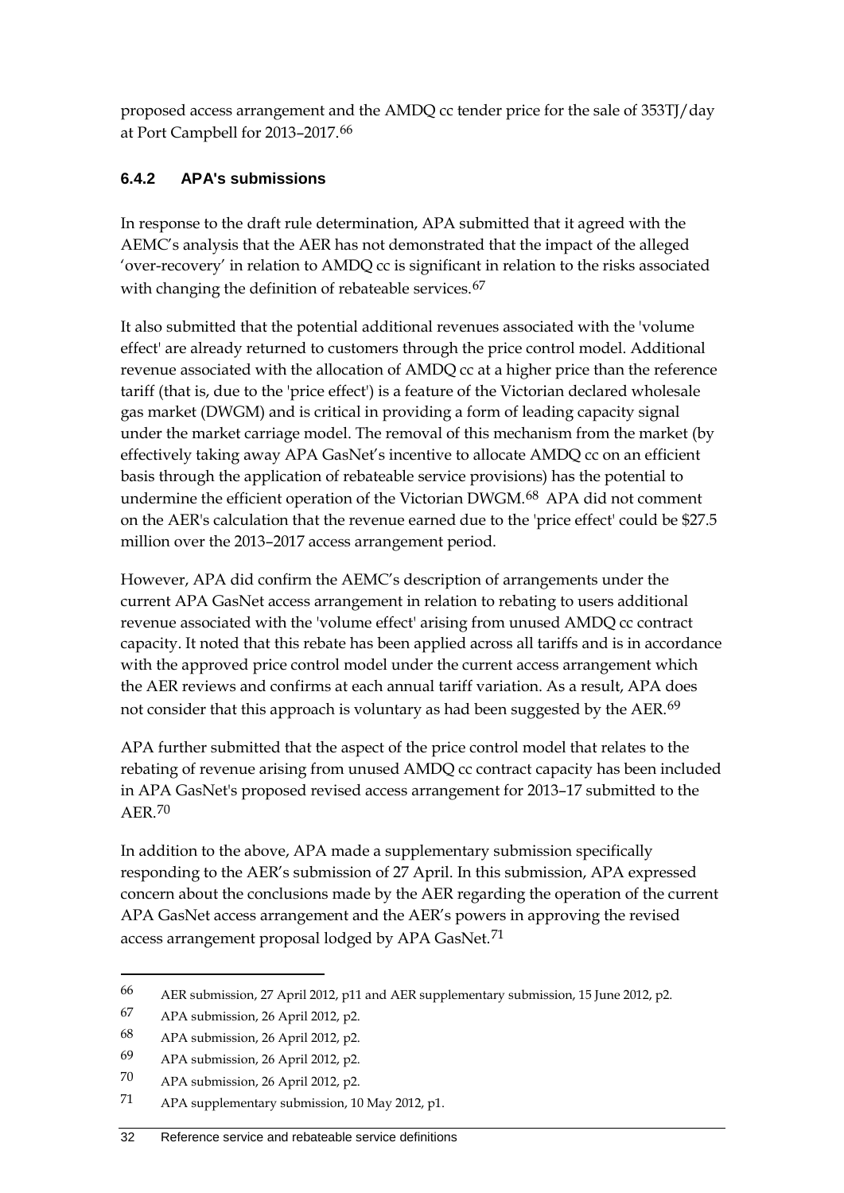proposed access arrangement and the AMDQ cc tender price for the sale of 353TJ/day at Port Campbell for 2013–2017.[66]

### 6.4.2 APA's submissions

In response to the draft rule determination, APA submitted that it agreed with the AEMC's analysis that the AER has not demonstrated that the impact of the alleged 'over-recovery' in relation to AMDQ cc is significant in relation to the risks associated with changing the definition of rebateable services.[67]

It also submitted that the potential additional revenues associated with the 'volume effect' are already returned to customers through the price control model. Additional revenue associated with the allocation of AMDQ cc at a higher price than the reference tariff (that is, due to the 'price effect') is a feature of the Victorian declared wholesale gas market (DWGM) and is critical in providing a form of leading capacity signal under the market carriage model. The removal of this mechanism from the market (by effectively taking away APA GasNet's incentive to allocate AMDQ cc on an efficient basis through the application of rebateable service provisions) has the potential to undermine the efficient operation of the Victorian DWGM.[68] APA did not comment on the AER's calculation that the revenue earned due to the 'price effect' could be $27.5 million over the 2013–2017 access arrangement period.

However, APA did confirm the AEMC's description of arrangements under the current APA GasNet access arrangement in relation to rebating to users additional revenue associated with the 'volume effect' arising from unused AMDQ cc contract capacity. It noted that this rebate has been applied across all tariffs and is in accordance with the approved price control model under the current access arrangement which the AER reviews and confirms at each annual tariff variation. As a result, APA does not consider that this approach is voluntary as had been suggested by the AER.[69]

APA further submitted that the aspect of the price control model that relates to the rebating of revenue arising from unused AMDQ cc contract capacity has been included in APA GasNet's proposed revised access arrangement for 2013–17 submitted to the AER.[70]

In addition to the above, APA made a supplementary submission specifically responding to the AER's submission of 27 April. In this submission, APA expressed concern about the conclusions made by the AER regarding the operation of the current APA GasNet access arrangement and the AER's powers in approving the revised access arrangement proposal lodged by APA GasNet.[71]

---

66 AER submission, 27 April 2012, p11 and AER supplementary submission, 15 June 2012, p2.

67 APA submission, 26 April 2012, p2.

68 APA submission, 26 April 2012, p2.

69 APA submission, 26 April 2012, p2.

70 APA submission, 26 April 2012, p2.

71 APA supplementary submission, 10 May 2012, p1.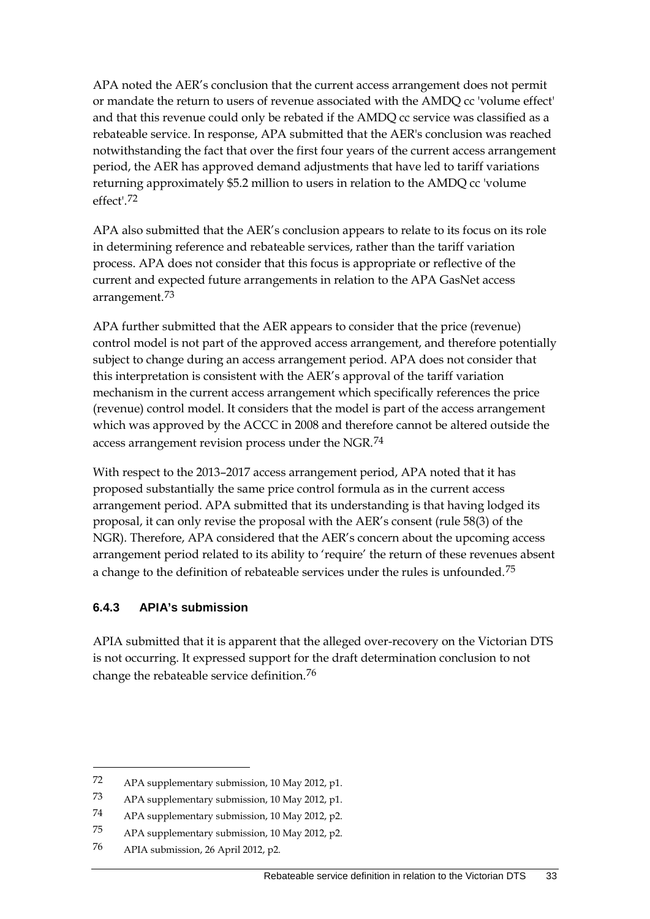APA noted the AER's conclusion that the current access arrangement does not permit or mandate the return to users of revenue associated with the AMDQ cc 'volume effect' and that this revenue could only be rebated if the AMDQ cc service was classified as a rebateable service. In response, APA submitted that the AER's conclusion was reached notwithstanding the fact that over the first four years of the current access arrangement period, the AER has approved demand adjustments that have led to tariff variations returning approximately $5.2 million to users in relation to the AMDQ cc 'volume effect'.[72]

APA also submitted that the AER's conclusion appears to relate to its focus on its role in determining reference and rebateable services, rather than the tariff variation process. APA does not consider that this focus is appropriate or reflective of the current and expected future arrangements in relation to the APA GasNet access arrangement.[73]

APA further submitted that the AER appears to consider that the price (revenue) control model is not part of the approved access arrangement, and therefore potentially subject to change during an access arrangement period. APA does not consider that this interpretation is consistent with the AER's approval of the tariff variation mechanism in the current access arrangement which specifically references the price (revenue) control model. It considers that the model is part of the access arrangement which was approved by the ACCC in 2008 and therefore cannot be altered outside the access arrangement revision process under the NGR.[74]

With respect to the 2013–2017 access arrangement period, APA noted that it has proposed substantially the same price control formula as in the current access arrangement period. APA submitted that its understanding is that having lodged its proposal, it can only revise the proposal with the AER's consent (rule 58(3) of the NGR). Therefore, APA considered that the AER's concern about the upcoming access arrangement period related to its ability to 'require' the return of these revenues absent a change to the definition of rebateable services under the rules is unfounded.[75]

### 6.4.3 APIA's submission

APIA submitted that it is apparent that the alleged over-recovery on the Victorian DTS is not occurring. It expressed support for the draft determination conclusion to not change the rebateable service definition.[76]

---

72 APA supplementary submission, 10 May 2012, p1.

73 APA supplementary submission, 10 May 2012, p1.

74 APA supplementary submission, 10 May 2012, p2.

75 APA supplementary submission, 10 May 2012, p2.

76 APIA submission, 26 April 2012, p2.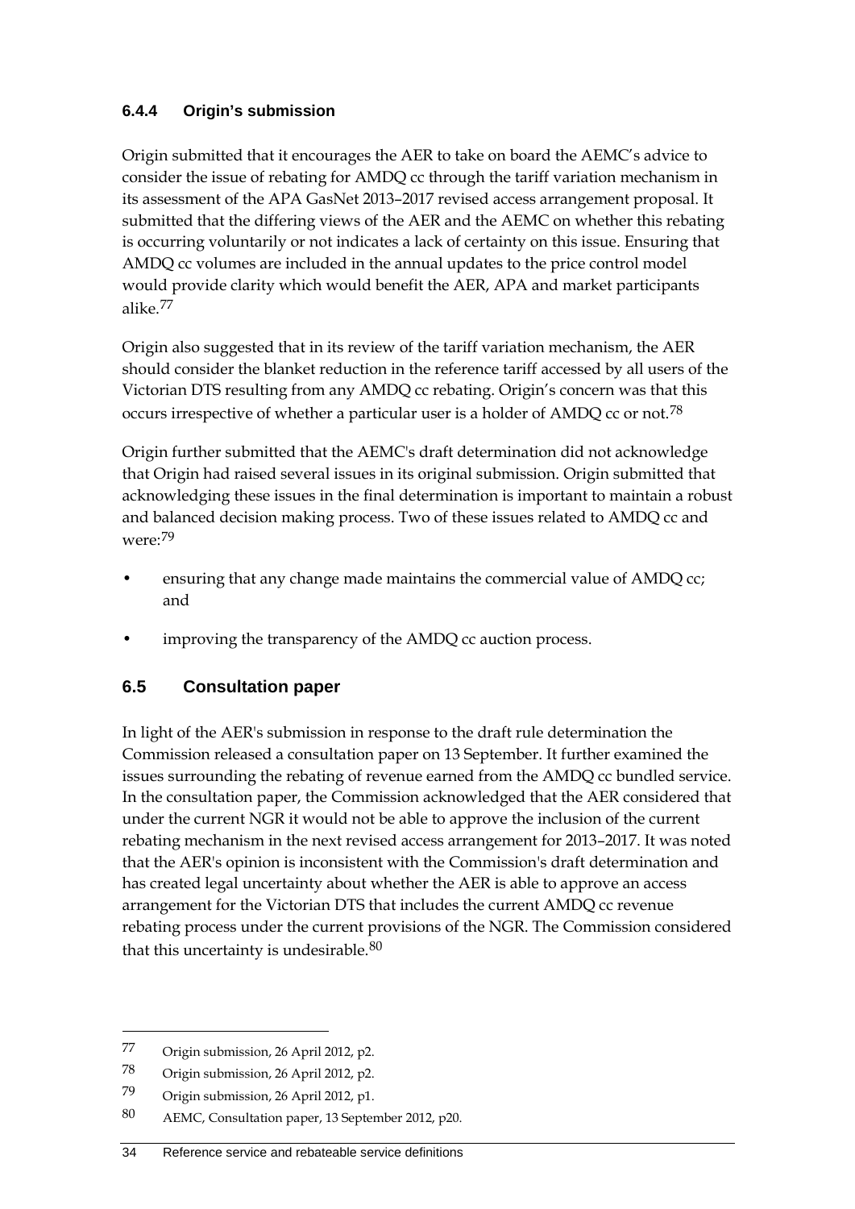### 6.4.4 Origin's submission

Origin submitted that it encourages the AER to take on board the AEMC's advice to consider the issue of rebating for AMDQ cc through the tariff variation mechanism in its assessment of the APA GasNet 2013–2017 revised access arrangement proposal. It submitted that the differing views of the AER and the AEMC on whether this rebating is occurring voluntarily or not indicates a lack of certainty on this issue. Ensuring that AMDQ cc volumes are included in the annual updates to the price control model would provide clarity which would benefit the AER, APA and market participants alike.[77]

Origin also suggested that in its review of the tariff variation mechanism, the AER should consider the blanket reduction in the reference tariff accessed by all users of the Victorian DTS resulting from any AMDQ cc rebating. Origin's concern was that this occurs irrespective of whether a particular user is a holder of AMDQ cc or not.[78]

Origin further submitted that the AEMC's draft determination did not acknowledge that Origin had raised several issues in its original submission. Origin submitted that acknowledging these issues in the final determination is important to maintain a robust and balanced decision making process. Two of these issues related to AMDQ cc and were:[79]

- ensuring that any change made maintains the commercial value of AMDQ cc; and
- improving the transparency of the AMDQ cc auction process.

## 6.5 Consultation paper

In light of the AER's submission in response to the draft rule determination the Commission released a consultation paper on 13 September. It further examined the issues surrounding the rebating of revenue earned from the AMDQ cc bundled service. In the consultation paper, the Commission acknowledged that the AER considered that under the current NGR it would not be able to approve the inclusion of the current rebating mechanism in the next revised access arrangement for 2013–2017. It was noted that the AER's opinion is inconsistent with the Commission's draft determination and has created legal uncertainty about whether the AER is able to approve an access arrangement for the Victorian DTS that includes the current AMDQ cc revenue rebating process under the current provisions of the NGR. The Commission considered that this uncertainty is undesirable.[80]

---

77 Origin submission, 26 April 2012, p2.

78 Origin submission, 26 April 2012, p2.

79 Origin submission, 26 April 2012, p1.

80 AEMC, Consultation paper, 13 September 2012, p20.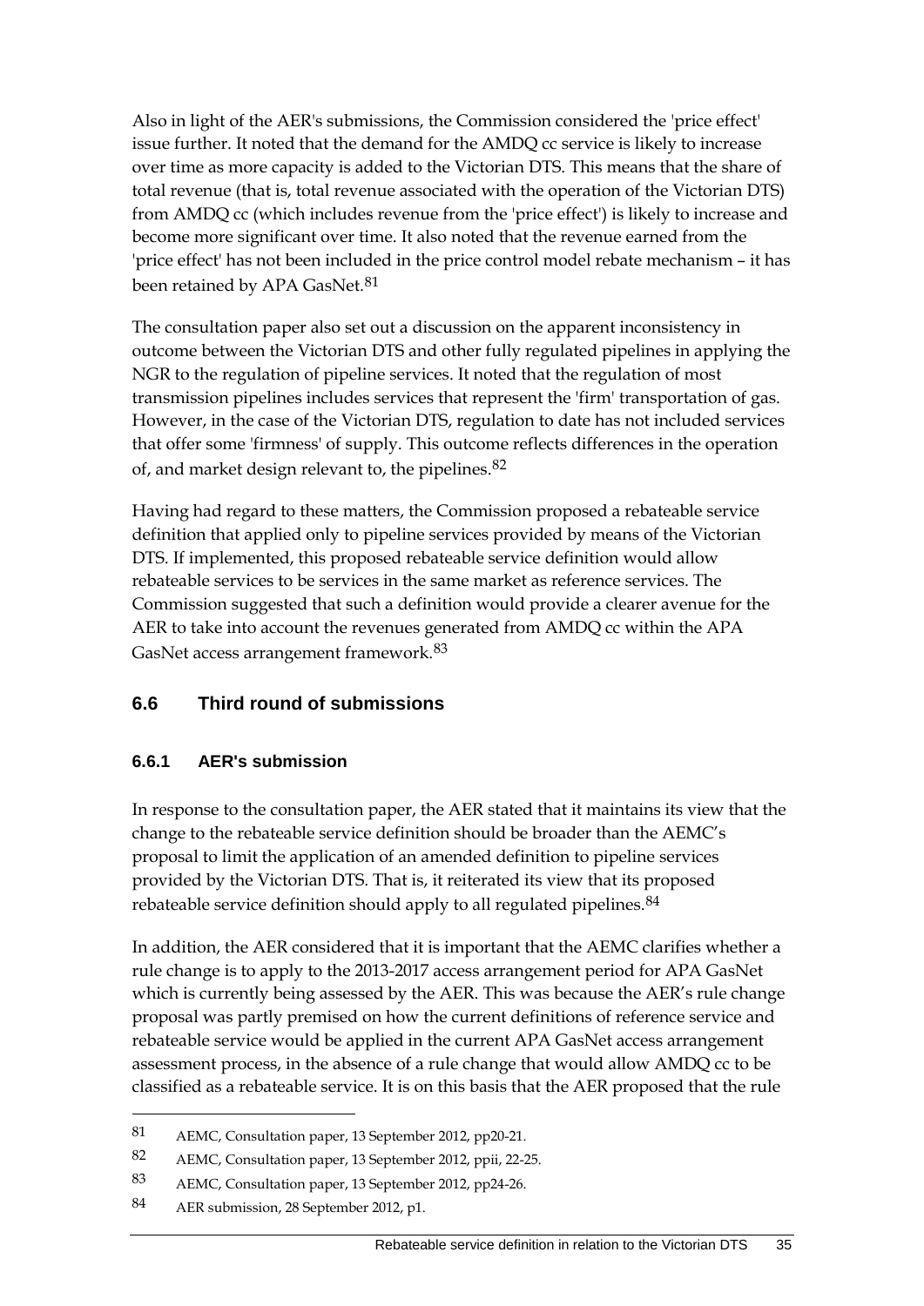Also in light of the AER's submissions, the Commission considered the 'price effect' issue further. It noted that the demand for the AMDQ cc service is likely to increase over time as more capacity is added to the Victorian DTS. This means that the share of total revenue (that is, total revenue associated with the operation of the Victorian DTS) from AMDQ cc (which includes revenue from the 'price effect') is likely to increase and become more significant over time. It also noted that the revenue earned from the 'price effect' has not been included in the price control model rebate mechanism – it has been retained by APA GasNet.[81]

The consultation paper also set out a discussion on the apparent inconsistency in outcome between the Victorian DTS and other fully regulated pipelines in applying the NGR to the regulation of pipeline services. It noted that the regulation of most transmission pipelines includes services that represent the 'firm' transportation of gas. However, in the case of the Victorian DTS, regulation to date has not included services that offer some 'firmness' of supply. This outcome reflects differences in the operation of, and market design relevant to, the pipelines.[82]

Having had regard to these matters, the Commission proposed a rebateable service definition that applied only to pipeline services provided by means of the Victorian DTS. If implemented, this proposed rebateable service definition would allow rebateable services to be services in the same market as reference services. The Commission suggested that such a definition would provide a clearer avenue for the AER to take into account the revenues generated from AMDQ cc within the APA GasNet access arrangement framework.[83]

## 6.6 Third round of submissions

### 6.6.1 AER's submission

In response to the consultation paper, the AER stated that it maintains its view that the change to the rebateable service definition should be broader than the AEMC's proposal to limit the application of an amended definition to pipeline services provided by the Victorian DTS. That is, it reiterated its view that its proposed rebateable service definition should apply to all regulated pipelines.[84]

In addition, the AER considered that it is important that the AEMC clarifies whether a rule change is to apply to the 2013-2017 access arrangement period for APA GasNet which is currently being assessed by the AER. This was because the AER's rule change proposal was partly premised on how the current definitions of reference service and rebateable service would be applied in the current APA GasNet access arrangement assessment process, in the absence of a rule change that would allow AMDQ cc to be classified as a rebateable service. It is on this basis that the AER proposed that the rule

---

81 AEMC, Consultation paper, 13 September 2012, pp20-21.

82 AEMC, Consultation paper, 13 September 2012, ppii, 22-25.

83 AEMC, Consultation paper, 13 September 2012, pp24-26.

84 AER submission, 28 September 2012, p1.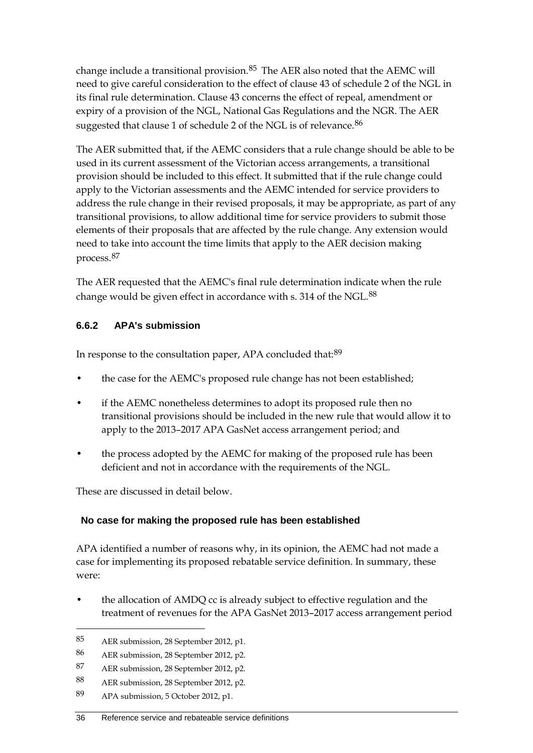change include a transitional provision.[85] The AER also noted that the AEMC will need to give careful consideration to the effect of clause 43 of schedule 2 of the NGL in its final rule determination. Clause 43 concerns the effect of repeal, amendment or expiry of a provision of the NGL, National Gas Regulations and the NGR. The AER suggested that clause 1 of schedule 2 of the NGL is of relevance.[86]

The AER submitted that, if the AEMC considers that a rule change should be able to be used in its current assessment of the Victorian access arrangements, a transitional provision should be included to this effect. It submitted that if the rule change could apply to the Victorian assessments and the AEMC intended for service providers to address the rule change in their revised proposals, it may be appropriate, as part of any transitional provisions, to allow additional time for service providers to submit those elements of their proposals that are affected by the rule change. Any extension would need to take into account the time limits that apply to the AER decision making process.[87]

The AER requested that the AEMC's final rule determination indicate when the rule change would be given effect in accordance with s. 314 of the NGL.[88]

### 6.6.2 APA's submission

In response to the consultation paper, APA concluded that:[89]

- the case for the AEMC's proposed rule change has not been established;
- if the AEMC nonetheless determines to adopt its proposed rule then no transitional provisions should be included in the new rule that would allow it to apply to the 2013–2017 APA GasNet access arrangement period; and
- the process adopted by the AEMC for making of the proposed rule has been deficient and not in accordance with the requirements of the NGL.

These are discussed in detail below.

#### No case for making the proposed rule has been established

APA identified a number of reasons why, in its opinion, the AEMC had not made a case for implementing its proposed rebatable service definition. In summary, these were:

- the allocation of AMDQ cc is already subject to effective regulation and the treatment of revenues for the APA GasNet 2013–2017 access arrangement period

---

85 AER submission, 28 September 2012, p1.

86 AER submission, 28 September 2012, p2.

87 AER submission, 28 September 2012, p2.

88 AER submission, 28 September 2012, p2.

89 APA submission, 5 October 2012, p1.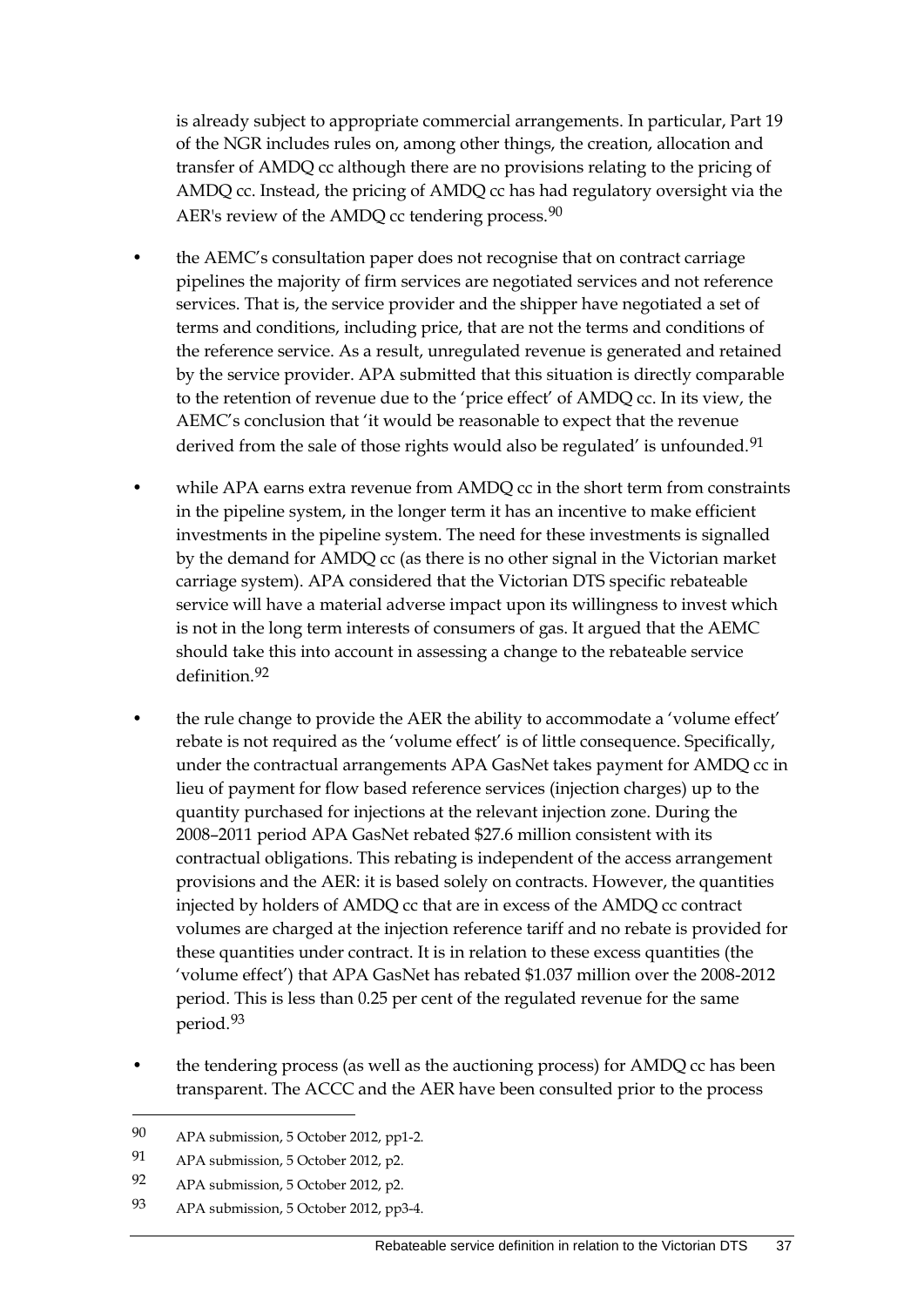is already subject to appropriate commercial arrangements. In particular, Part 19 of the NGR includes rules on, among other things, the creation, allocation and transfer of AMDQ cc although there are no provisions relating to the pricing of AMDQ cc. Instead, the pricing of AMDQ cc has had regulatory oversight via the AER's review of the AMDQ cc tendering process.[90]

- the AEMC's consultation paper does not recognise that on contract carriage pipelines the majority of firm services are negotiated services and not reference services. That is, the service provider and the shipper have negotiated a set of terms and conditions, including price, that are not the terms and conditions of the reference service. As a result, unregulated revenue is generated and retained by the service provider. APA submitted that this situation is directly comparable to the retention of revenue due to the 'price effect' of AMDQ cc. In its view, the AEMC's conclusion that 'it would be reasonable to expect that the revenue derived from the sale of those rights would also be regulated' is unfounded.[91]
- while APA earns extra revenue from AMDQ cc in the short term from constraints in the pipeline system, in the longer term it has an incentive to make efficient investments in the pipeline system. The need for these investments is signalled by the demand for AMDQ cc (as there is no other signal in the Victorian market carriage system). APA considered that the Victorian DTS specific rebateable service will have a material adverse impact upon its willingness to invest which is not in the long term interests of consumers of gas. It argued that the AEMC should take this into account in assessing a change to the rebateable service definition.[92]
- the rule change to provide the AER the ability to accommodate a 'volume effect' rebate is not required as the 'volume effect' is of little consequence. Specifically, under the contractual arrangements APA GasNet takes payment for AMDQ cc in lieu of payment for flow based reference services (injection charges) up to the quantity purchased for injections at the relevant injection zone. During the 2008–2011 period APA GasNet rebated $27.6 million consistent with its contractual obligations. This rebating is independent of the access arrangement provisions and the AER: it is based solely on contracts. However, the quantities injected by holders of AMDQ cc that are in excess of the AMDQ cc contract volumes are charged at the injection reference tariff and no rebate is provided for these quantities under contract. It is in relation to these excess quantities (the 'volume effect') that APA GasNet has rebated $1.037 million over the 2008-2012 period. This is less than 0.25 per cent of the regulated revenue for the same period.[93]
- the tendering process (as well as the auctioning process) for AMDQ cc has been transparent. The ACCC and the AER have been consulted prior to the process

---

[90] APA submission, 5 October 2012, pp1-2.

[91] APA submission, 5 October 2012, p2.

[92] APA submission, 5 October 2012, p2.

[93] APA submission, 5 October 2012, pp3-4.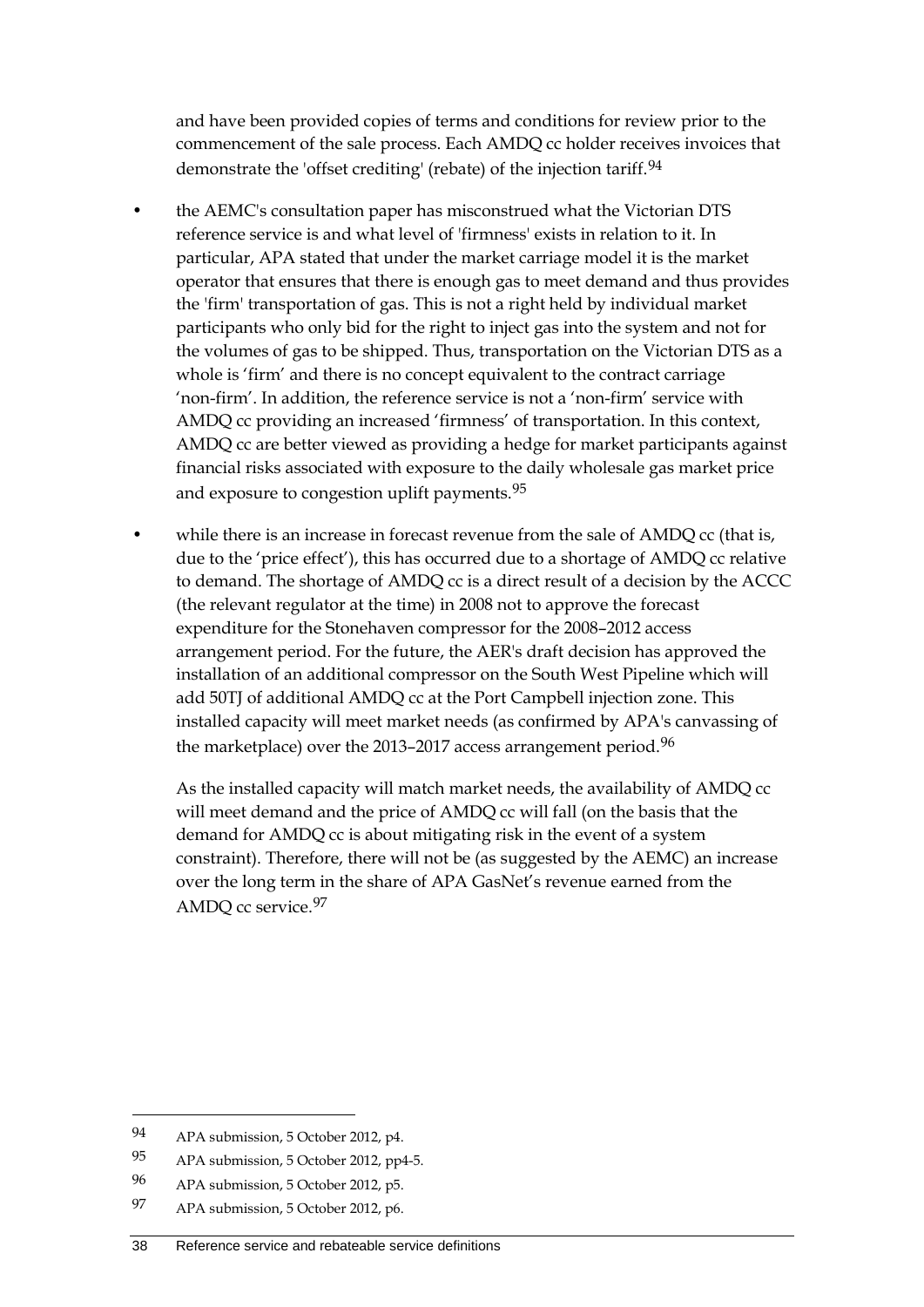and have been provided copies of terms and conditions for review prior to the commencement of the sale process. Each AMDQ cc holder receives invoices that demonstrate the 'offset crediting' (rebate) of the injection tariff.[94]

- the AEMC's consultation paper has misconstrued what the Victorian DTS reference service is and what level of 'firmness' exists in relation to it. In particular, APA stated that under the market carriage model it is the market operator that ensures that there is enough gas to meet demand and thus provides the 'firm' transportation of gas. This is not a right held by individual market participants who only bid for the right to inject gas into the system and not for the volumes of gas to be shipped. Thus, transportation on the Victorian DTS as a whole is 'firm' and there is no concept equivalent to the contract carriage 'non-firm'. In addition, the reference service is not a 'non-firm' service with AMDQ cc providing an increased 'firmness' of transportation. In this context, AMDQ cc are better viewed as providing a hedge for market participants against financial risks associated with exposure to the daily wholesale gas market price and exposure to congestion uplift payments.[95]

- while there is an increase in forecast revenue from the sale of AMDQ cc (that is, due to the 'price effect'), this has occurred due to a shortage of AMDQ cc relative to demand. The shortage of AMDQ cc is a direct result of a decision by the ACCC (the relevant regulator at the time) in 2008 not to approve the forecast expenditure for the Stonehaven compressor for the 2008–2012 access arrangement period. For the future, the AER's draft decision has approved the installation of an additional compressor on the South West Pipeline which will add 50TJ of additional AMDQ cc at the Port Campbell injection zone. This installed capacity will meet market needs (as confirmed by APA's canvassing of the marketplace) over the 2013–2017 access arrangement period.[96]

  As the installed capacity will match market needs, the availability of AMDQ cc will meet demand and the price of AMDQ cc will fall (on the basis that the demand for AMDQ cc is about mitigating risk in the event of a system constraint). Therefore, there will not be (as suggested by the AEMC) an increase over the long term in the share of APA GasNet's revenue earned from the AMDQ cc service.[97]

---

94 APA submission, 5 October 2012, p4.

95 APA submission, 5 October 2012, pp4-5.

96 APA submission, 5 October 2012, p5.

97 APA submission, 5 October 2012, p6.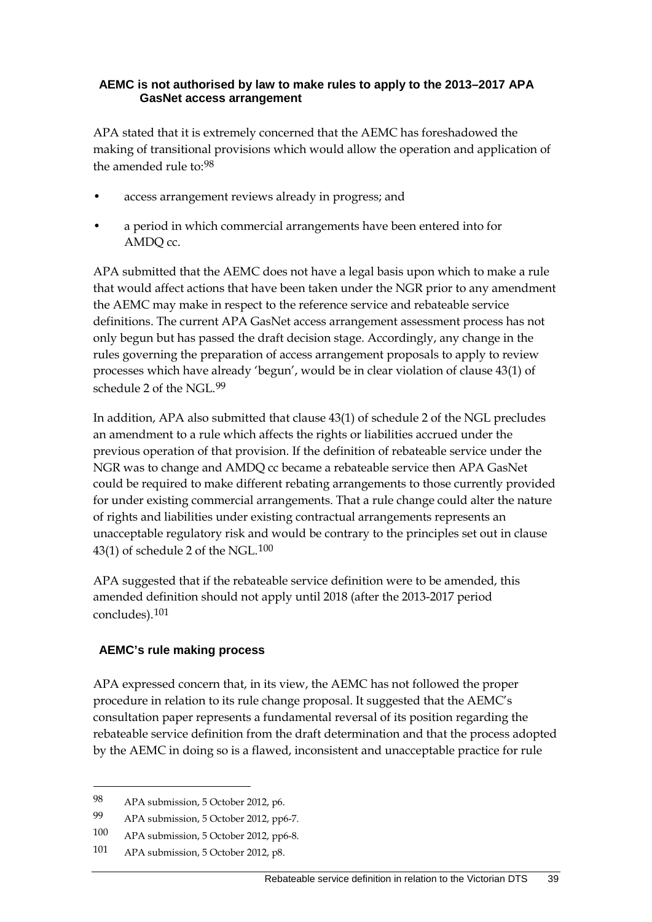#### AEMC is not authorised by law to make rules to apply to the 2013–2017 APA GasNet access arrangement

APA stated that it is extremely concerned that the AEMC has foreshadowed the making of transitional provisions which would allow the operation and application of the amended rule to:[98]

- access arrangement reviews already in progress; and
- a period in which commercial arrangements have been entered into for AMDQ cc.

APA submitted that the AEMC does not have a legal basis upon which to make a rule that would affect actions that have been taken under the NGR prior to any amendment the AEMC may make in respect to the reference service and rebateable service definitions. The current APA GasNet access arrangement assessment process has not only begun but has passed the draft decision stage. Accordingly, any change in the rules governing the preparation of access arrangement proposals to apply to review processes which have already 'begun', would be in clear violation of clause 43(1) of schedule 2 of the NGL.[99]

In addition, APA also submitted that clause 43(1) of schedule 2 of the NGL precludes an amendment to a rule which affects the rights or liabilities accrued under the previous operation of that provision. If the definition of rebateable service under the NGR was to change and AMDQ cc became a rebateable service then APA GasNet could be required to make different rebating arrangements to those currently provided for under existing commercial arrangements. That a rule change could alter the nature of rights and liabilities under existing contractual arrangements represents an unacceptable regulatory risk and would be contrary to the principles set out in clause 43(1) of schedule 2 of the NGL.[100]

APA suggested that if the rebateable service definition were to be amended, this amended definition should not apply until 2018 (after the 2013-2017 period concludes).[101]

#### AEMC's rule making process

APA expressed concern that, in its view, the AEMC has not followed the proper procedure in relation to its rule change proposal. It suggested that the AEMC's consultation paper represents a fundamental reversal of its position regarding the rebateable service definition from the draft determination and that the process adopted by the AEMC in doing so is a flawed, inconsistent and unacceptable practice for rule

---

98 APA submission, 5 October 2012, p6.

99 APA submission, 5 October 2012, pp6-7.

100 APA submission, 5 October 2012, pp6-8.

101 APA submission, 5 October 2012, p8.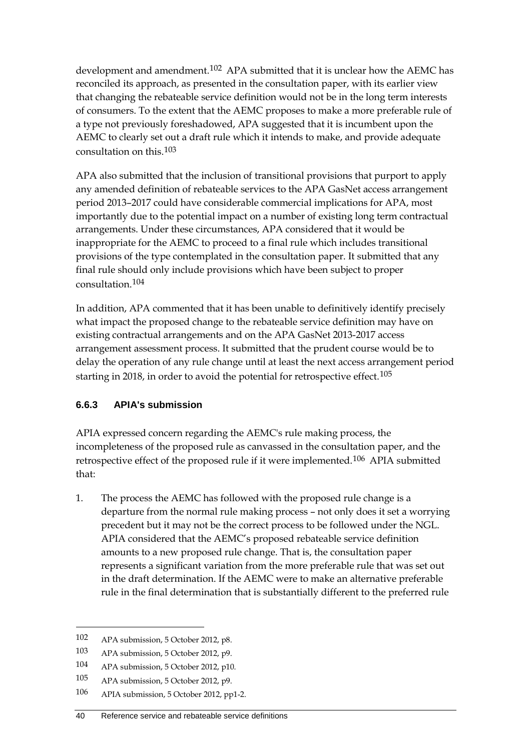development and amendment.[102] APA submitted that it is unclear how the AEMC has reconciled its approach, as presented in the consultation paper, with its earlier view that changing the rebateable service definition would not be in the long term interests of consumers. To the extent that the AEMC proposes to make a more preferable rule of a type not previously foreshadowed, APA suggested that it is incumbent upon the AEMC to clearly set out a draft rule which it intends to make, and provide adequate consultation on this.[103]

APA also submitted that the inclusion of transitional provisions that purport to apply any amended definition of rebateable services to the APA GasNet access arrangement period 2013–2017 could have considerable commercial implications for APA, most importantly due to the potential impact on a number of existing long term contractual arrangements. Under these circumstances, APA considered that it would be inappropriate for the AEMC to proceed to a final rule which includes transitional provisions of the type contemplated in the consultation paper. It submitted that any final rule should only include provisions which have been subject to proper consultation.[104]

In addition, APA commented that it has been unable to definitively identify precisely what impact the proposed change to the rebateable service definition may have on existing contractual arrangements and on the APA GasNet 2013-2017 access arrangement assessment process. It submitted that the prudent course would be to delay the operation of any rule change until at least the next access arrangement period starting in 2018, in order to avoid the potential for retrospective effect.[105]

### 6.6.3 APIA's submission

APIA expressed concern regarding the AEMC's rule making process, the incompleteness of the proposed rule as canvassed in the consultation paper, and the retrospective effect of the proposed rule if it were implemented.[106] APIA submitted that:

1. The process the AEMC has followed with the proposed rule change is a departure from the normal rule making process – not only does it set a worrying precedent but it may not be the correct process to be followed under the NGL. APIA considered that the AEMC's proposed rebateable service definition amounts to a new proposed rule change. That is, the consultation paper represents a significant variation from the more preferable rule that was set out in the draft determination. If the AEMC were to make an alternative preferable rule in the final determination that is substantially different to the preferred rule

---

[102] APA submission, 5 October 2012, p8.

[103] APA submission, 5 October 2012, p9.

[104] APA submission, 5 October 2012, p10.

[105] APA submission, 5 October 2012, p9.

[106] APIA submission, 5 October 2012, pp1-2.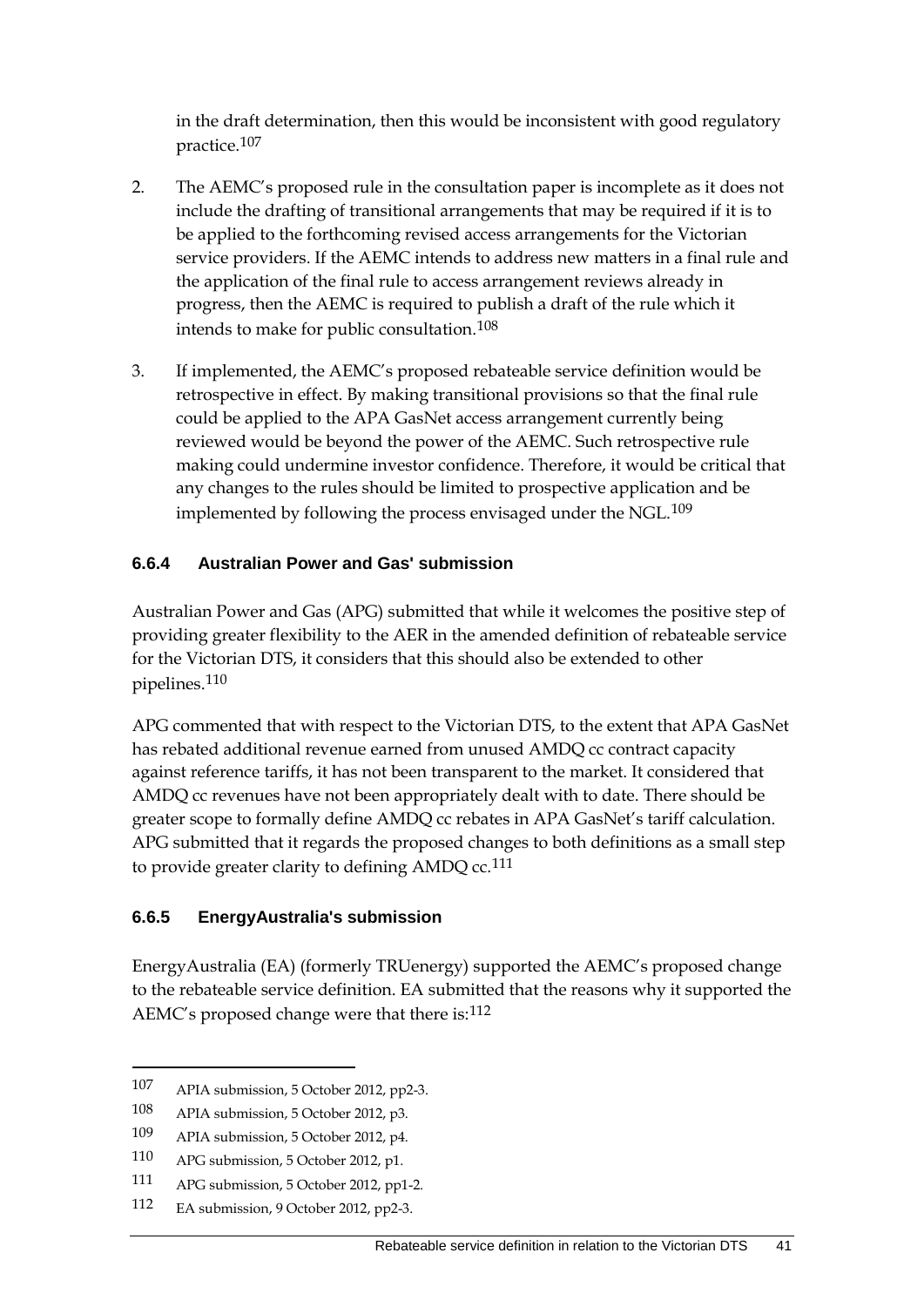in the draft determination, then this would be inconsistent with good regulatory practice.[107]

2. The AEMC's proposed rule in the consultation paper is incomplete as it does not include the drafting of transitional arrangements that may be required if it is to be applied to the forthcoming revised access arrangements for the Victorian service providers. If the AEMC intends to address new matters in a final rule and the application of the final rule to access arrangement reviews already in progress, then the AEMC is required to publish a draft of the rule which it intends to make for public consultation.[108]

3. If implemented, the AEMC's proposed rebateable service definition would be retrospective in effect. By making transitional provisions so that the final rule could be applied to the APA GasNet access arrangement currently being reviewed would be beyond the power of the AEMC. Such retrospective rule making could undermine investor confidence. Therefore, it would be critical that any changes to the rules should be limited to prospective application and be implemented by following the process envisaged under the NGL.[109]

### 6.6.4 Australian Power and Gas' submission

Australian Power and Gas (APG) submitted that while it welcomes the positive step of providing greater flexibility to the AER in the amended definition of rebateable service for the Victorian DTS, it considers that this should also be extended to other pipelines.[110]

APG commented that with respect to the Victorian DTS, to the extent that APA GasNet has rebated additional revenue earned from unused AMDQ cc contract capacity against reference tariffs, it has not been transparent to the market. It considered that AMDQ cc revenues have not been appropriately dealt with to date. There should be greater scope to formally define AMDQ cc rebates in APA GasNet's tariff calculation. APG submitted that it regards the proposed changes to both definitions as a small step to provide greater clarity to defining AMDQ cc.[111]

### 6.6.5 EnergyAustralia's submission

EnergyAustralia (EA) (formerly TRUenergy) supported the AEMC's proposed change to the rebateable service definition. EA submitted that the reasons why it supported the AEMC's proposed change were that there is:[112]

---

107 APIA submission, 5 October 2012, pp2-3.

108 APIA submission, 5 October 2012, p3.

109 APIA submission, 5 October 2012, p4.

110 APG submission, 5 October 2012, p1.

111 APG submission, 5 October 2012, pp1-2.

112 EA submission, 9 October 2012, pp2-3.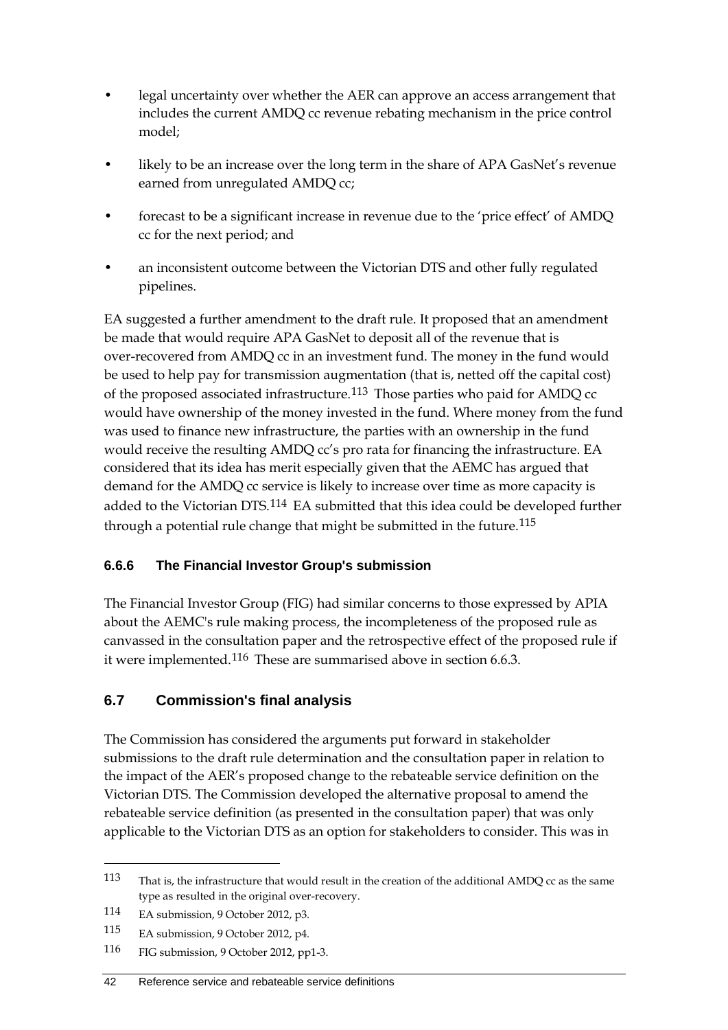- legal uncertainty over whether the AER can approve an access arrangement that includes the current AMDQ cc revenue rebating mechanism in the price control model;
- likely to be an increase over the long term in the share of APA GasNet's revenue earned from unregulated AMDQ cc;
- forecast to be a significant increase in revenue due to the 'price effect' of AMDQ cc for the next period; and
- an inconsistent outcome between the Victorian DTS and other fully regulated pipelines.

EA suggested a further amendment to the draft rule. It proposed that an amendment be made that would require APA GasNet to deposit all of the revenue that is over-recovered from AMDQ cc in an investment fund. The money in the fund would be used to help pay for transmission augmentation (that is, netted off the capital cost) of the proposed associated infrastructure.[113] Those parties who paid for AMDQ cc would have ownership of the money invested in the fund. Where money from the fund was used to finance new infrastructure, the parties with an ownership in the fund would receive the resulting AMDQ cc's pro rata for financing the infrastructure. EA considered that its idea has merit especially given that the AEMC has argued that demand for the AMDQ cc service is likely to increase over time as more capacity is added to the Victorian DTS.[114] EA submitted that this idea could be developed further through a potential rule change that might be submitted in the future.[115]

### 6.6.6 The Financial Investor Group's submission

The Financial Investor Group (FIG) had similar concerns to those expressed by APIA about the AEMC's rule making process, the incompleteness of the proposed rule as canvassed in the consultation paper and the retrospective effect of the proposed rule if it were implemented.[116] These are summarised above in section 6.6.3.

## 6.7 Commission's final analysis

The Commission has considered the arguments put forward in stakeholder submissions to the draft rule determination and the consultation paper in relation to the impact of the AER's proposed change to the rebateable service definition on the Victorian DTS. The Commission developed the alternative proposal to amend the rebateable service definition (as presented in the consultation paper) that was only applicable to the Victorian DTS as an option for stakeholders to consider. This was in

---

113 That is, the infrastructure that would result in the creation of the additional AMDQ cc as the same type as resulted in the original over-recovery.

114 EA submission, 9 October 2012, p3.

115 EA submission, 9 October 2012, p4.

116 FIG submission, 9 October 2012, pp1-3.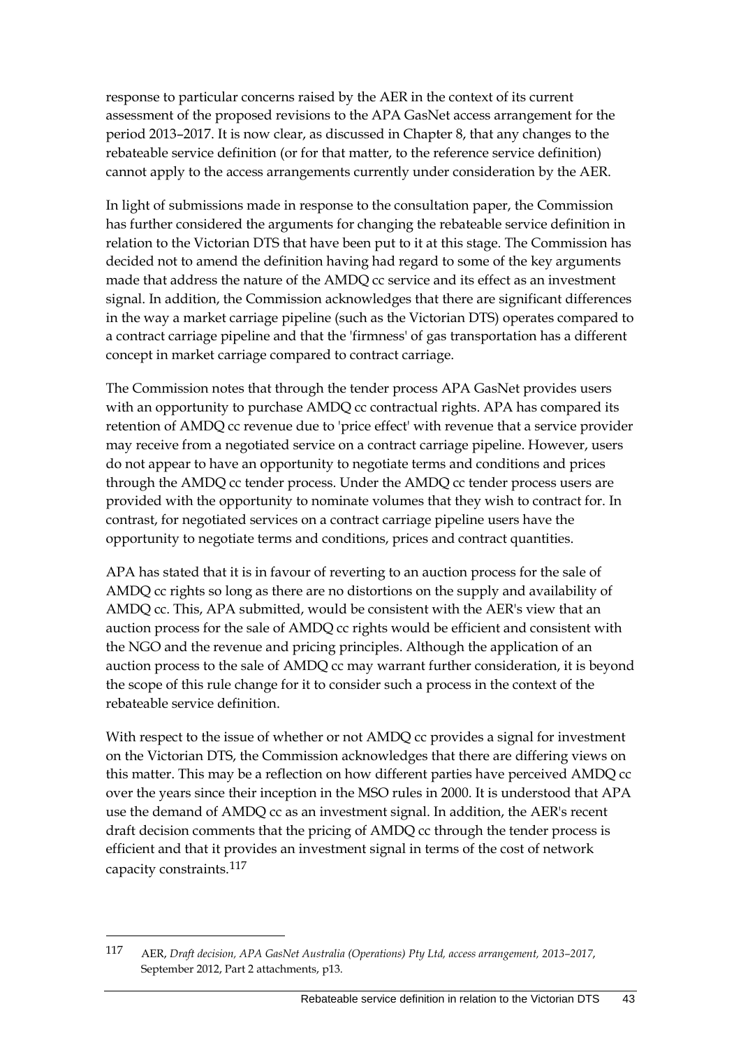response to particular concerns raised by the AER in the context of its current assessment of the proposed revisions to the APA GasNet access arrangement for the period 2013–2017. It is now clear, as discussed in Chapter 8, that any changes to the rebateable service definition (or for that matter, to the reference service definition) cannot apply to the access arrangements currently under consideration by the AER.

In light of submissions made in response to the consultation paper, the Commission has further considered the arguments for changing the rebateable service definition in relation to the Victorian DTS that have been put to it at this stage. The Commission has decided not to amend the definition having had regard to some of the key arguments made that address the nature of the AMDQ cc service and its effect as an investment signal. In addition, the Commission acknowledges that there are significant differences in the way a market carriage pipeline (such as the Victorian DTS) operates compared to a contract carriage pipeline and that the 'firmness' of gas transportation has a different concept in market carriage compared to contract carriage.

The Commission notes that through the tender process APA GasNet provides users with an opportunity to purchase AMDQ cc contractual rights. APA has compared its retention of AMDQ cc revenue due to 'price effect' with revenue that a service provider may receive from a negotiated service on a contract carriage pipeline. However, users do not appear to have an opportunity to negotiate terms and conditions and prices through the AMDQ cc tender process. Under the AMDQ cc tender process users are provided with the opportunity to nominate volumes that they wish to contract for. In contrast, for negotiated services on a contract carriage pipeline users have the opportunity to negotiate terms and conditions, prices and contract quantities.

APA has stated that it is in favour of reverting to an auction process for the sale of AMDQ cc rights so long as there are no distortions on the supply and availability of AMDQ cc. This, APA submitted, would be consistent with the AER's view that an auction process for the sale of AMDQ cc rights would be efficient and consistent with the NGO and the revenue and pricing principles. Although the application of an auction process to the sale of AMDQ cc may warrant further consideration, it is beyond the scope of this rule change for it to consider such a process in the context of the rebateable service definition.

With respect to the issue of whether or not AMDQ cc provides a signal for investment on the Victorian DTS, the Commission acknowledges that there are differing views on this matter. This may be a reflection on how different parties have perceived AMDQ cc over the years since their inception in the MSO rules in 2000. It is understood that APA use the demand of AMDQ cc as an investment signal. In addition, the AER's recent draft decision comments that the pricing of AMDQ cc through the tender process is efficient and that it provides an investment signal in terms of the cost of network capacity constraints.[117]

---

117 AER, *Draft decision, APA GasNet Australia (Operations) Pty Ltd, access arrangement, 2013–2017*, September 2012, Part 2 attachments, p13.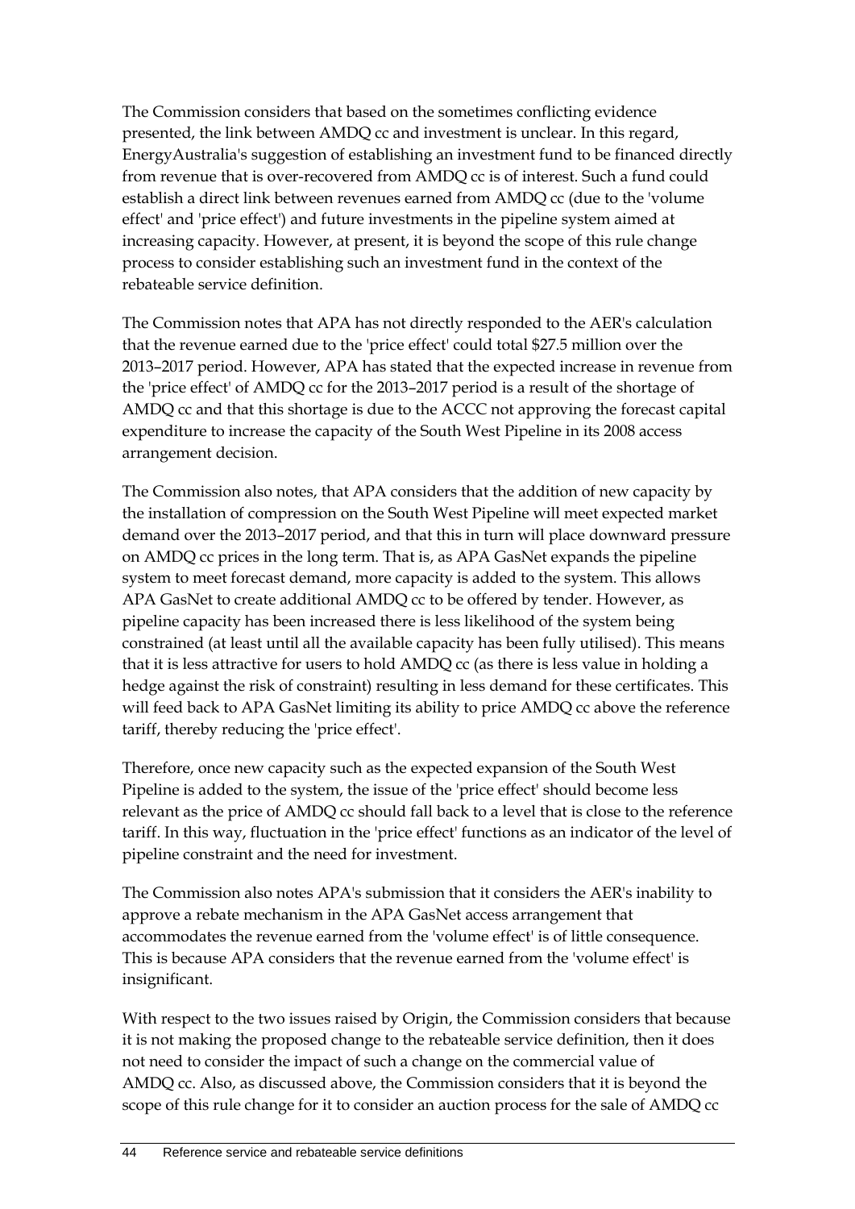The Commission considers that based on the sometimes conflicting evidence presented, the link between AMDQ cc and investment is unclear. In this regard, EnergyAustralia's suggestion of establishing an investment fund to be financed directly from revenue that is over-recovered from AMDQ cc is of interest. Such a fund could establish a direct link between revenues earned from AMDQ cc (due to the 'volume effect' and 'price effect') and future investments in the pipeline system aimed at increasing capacity. However, at present, it is beyond the scope of this rule change process to consider establishing such an investment fund in the context of the rebateable service definition.

The Commission notes that APA has not directly responded to the AER's calculation that the revenue earned due to the 'price effect' could total $27.5 million over the 2013–2017 period. However, APA has stated that the expected increase in revenue from the 'price effect' of AMDQ cc for the 2013–2017 period is a result of the shortage of AMDQ cc and that this shortage is due to the ACCC not approving the forecast capital expenditure to increase the capacity of the South West Pipeline in its 2008 access arrangement decision.

The Commission also notes, that APA considers that the addition of new capacity by the installation of compression on the South West Pipeline will meet expected market demand over the 2013–2017 period, and that this in turn will place downward pressure on AMDQ cc prices in the long term. That is, as APA GasNet expands the pipeline system to meet forecast demand, more capacity is added to the system. This allows APA GasNet to create additional AMDQ cc to be offered by tender. However, as pipeline capacity has been increased there is less likelihood of the system being constrained (at least until all the available capacity has been fully utilised). This means that it is less attractive for users to hold AMDQ cc (as there is less value in holding a hedge against the risk of constraint) resulting in less demand for these certificates. This will feed back to APA GasNet limiting its ability to price AMDQ cc above the reference tariff, thereby reducing the 'price effect'.

Therefore, once new capacity such as the expected expansion of the South West Pipeline is added to the system, the issue of the 'price effect' should become less relevant as the price of AMDQ cc should fall back to a level that is close to the reference tariff. In this way, fluctuation in the 'price effect' functions as an indicator of the level of pipeline constraint and the need for investment.

The Commission also notes APA's submission that it considers the AER's inability to approve a rebate mechanism in the APA GasNet access arrangement that accommodates the revenue earned from the 'volume effect' is of little consequence. This is because APA considers that the revenue earned from the 'volume effect' is insignificant.

With respect to the two issues raised by Origin, the Commission considers that because it is not making the proposed change to the rebateable service definition, then it does not need to consider the impact of such a change on the commercial value of AMDQ cc. Also, as discussed above, the Commission considers that it is beyond the scope of this rule change for it to consider an auction process for the sale of AMDQ cc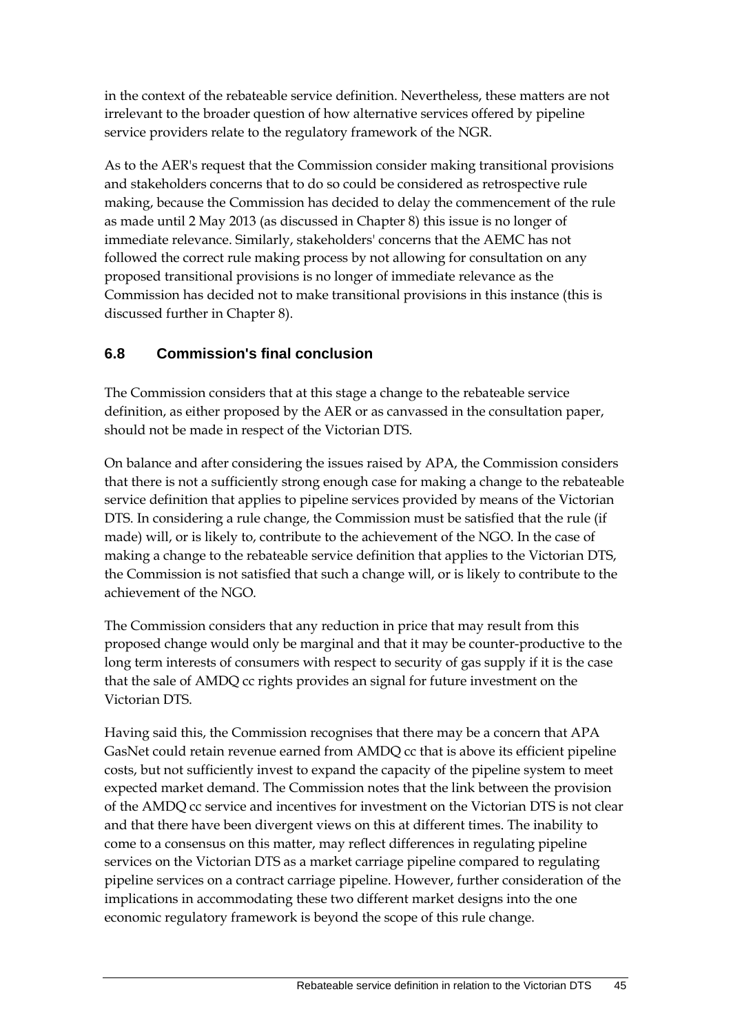in the context of the rebateable service definition. Nevertheless, these matters are not irrelevant to the broader question of how alternative services offered by pipeline service providers relate to the regulatory framework of the NGR.

As to the AER's request that the Commission consider making transitional provisions and stakeholders concerns that to do so could be considered as retrospective rule making, because the Commission has decided to delay the commencement of the rule as made until 2 May 2013 (as discussed in Chapter 8) this issue is no longer of immediate relevance. Similarly, stakeholders' concerns that the AEMC has not followed the correct rule making process by not allowing for consultation on any proposed transitional provisions is no longer of immediate relevance as the Commission has decided not to make transitional provisions in this instance (this is discussed further in Chapter 8).

### 6.8 Commission's final conclusion

The Commission considers that at this stage a change to the rebateable service definition, as either proposed by the AER or as canvassed in the consultation paper, should not be made in respect of the Victorian DTS.

On balance and after considering the issues raised by APA, the Commission considers that there is not a sufficiently strong enough case for making a change to the rebateable service definition that applies to pipeline services provided by means of the Victorian DTS. In considering a rule change, the Commission must be satisfied that the rule (if made) will, or is likely to, contribute to the achievement of the NGO. In the case of making a change to the rebateable service definition that applies to the Victorian DTS, the Commission is not satisfied that such a change will, or is likely to contribute to the achievement of the NGO.

The Commission considers that any reduction in price that may result from this proposed change would only be marginal and that it may be counter-productive to the long term interests of consumers with respect to security of gas supply if it is the case that the sale of AMDQ cc rights provides an signal for future investment on the Victorian DTS.

Having said this, the Commission recognises that there may be a concern that APA GasNet could retain revenue earned from AMDQ cc that is above its efficient pipeline costs, but not sufficiently invest to expand the capacity of the pipeline system to meet expected market demand. The Commission notes that the link between the provision of the AMDQ cc service and incentives for investment on the Victorian DTS is not clear and that there have been divergent views on this at different times. The inability to come to a consensus on this matter, may reflect differences in regulating pipeline services on the Victorian DTS as a market carriage pipeline compared to regulating pipeline services on a contract carriage pipeline. However, further consideration of the implications in accommodating these two different market designs into the one economic regulatory framework is beyond the scope of this rule change.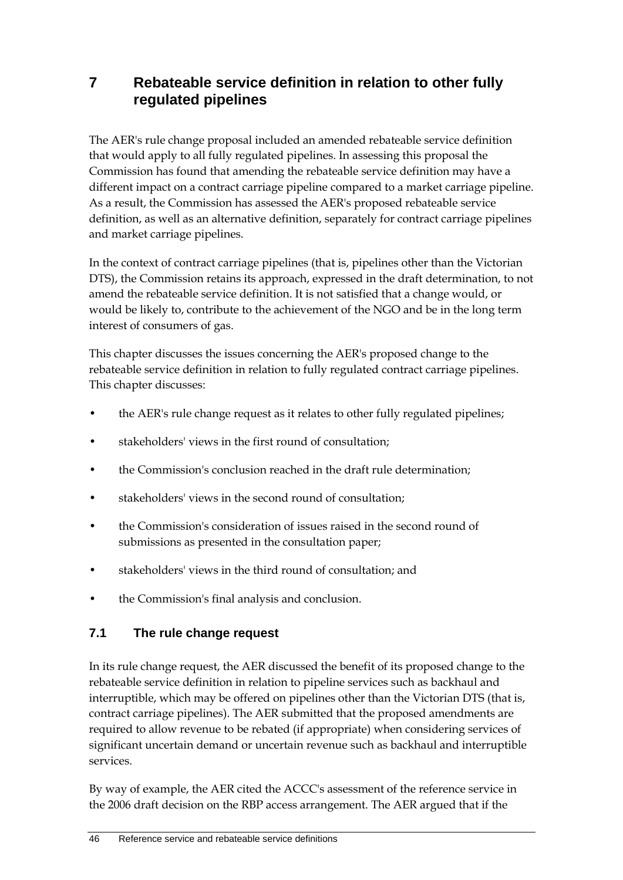# 7 Rebateable service definition in relation to other fully regulated pipelines

The AER's rule change proposal included an amended rebateable service definition that would apply to all fully regulated pipelines. In assessing this proposal the Commission has found that amending the rebateable service definition may have a different impact on a contract carriage pipeline compared to a market carriage pipeline. As a result, the Commission has assessed the AER's proposed rebateable service definition, as well as an alternative definition, separately for contract carriage pipelines and market carriage pipelines.

In the context of contract carriage pipelines (that is, pipelines other than the Victorian DTS), the Commission retains its approach, expressed in the draft determination, to not amend the rebateable service definition. It is not satisfied that a change would, or would be likely to, contribute to the achievement of the NGO and be in the long term interest of consumers of gas.

This chapter discusses the issues concerning the AER's proposed change to the rebateable service definition in relation to fully regulated contract carriage pipelines. This chapter discusses:

- the AER's rule change request as it relates to other fully regulated pipelines;
- stakeholders' views in the first round of consultation;
- the Commission's conclusion reached in the draft rule determination;
- stakeholders' views in the second round of consultation;
- the Commission's consideration of issues raised in the second round of submissions as presented in the consultation paper;
- stakeholders' views in the third round of consultation; and
- the Commission's final analysis and conclusion.

## 7.1 The rule change request

In its rule change request, the AER discussed the benefit of its proposed change to the rebateable service definition in relation to pipeline services such as backhaul and interruptible, which may be offered on pipelines other than the Victorian DTS (that is, contract carriage pipelines). The AER submitted that the proposed amendments are required to allow revenue to be rebated (if appropriate) when considering services of significant uncertain demand or uncertain revenue such as backhaul and interruptible services.

By way of example, the AER cited the ACCC's assessment of the reference service in the 2006 draft decision on the RBP access arrangement. The AER argued that if the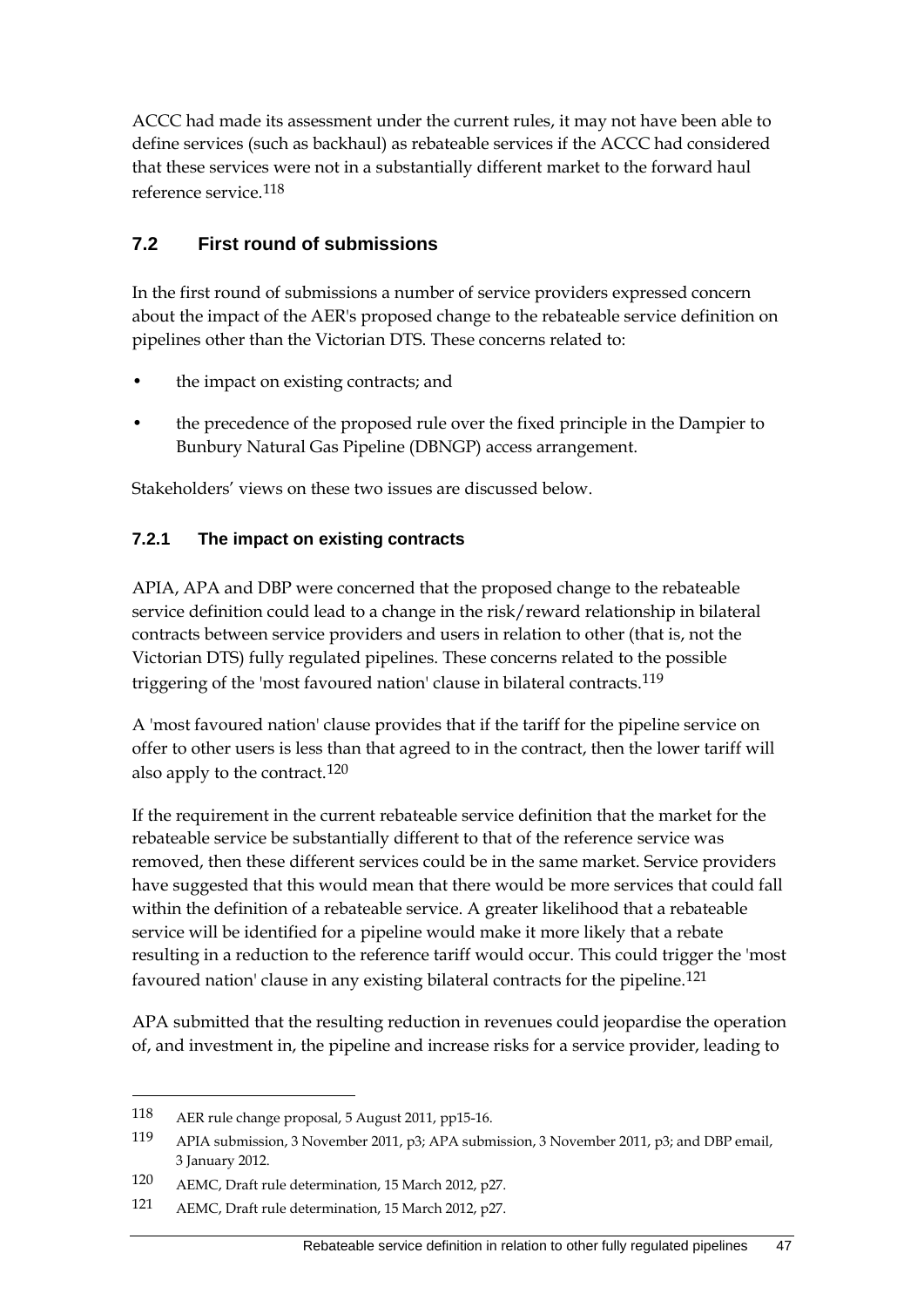ACCC had made its assessment under the current rules, it may not have been able to define services (such as backhaul) as rebateable services if the ACCC had considered that these services were not in a substantially different market to the forward haul reference service.[118]

## 7.2 First round of submissions

In the first round of submissions a number of service providers expressed concern about the impact of the AER's proposed change to the rebateable service definition on pipelines other than the Victorian DTS. These concerns related to:

- the impact on existing contracts; and
- the precedence of the proposed rule over the fixed principle in the Dampier to Bunbury Natural Gas Pipeline (DBNGP) access arrangement.

Stakeholders' views on these two issues are discussed below.

### 7.2.1 The impact on existing contracts

APIA, APA and DBP were concerned that the proposed change to the rebateable service definition could lead to a change in the risk/reward relationship in bilateral contracts between service providers and users in relation to other (that is, not the Victorian DTS) fully regulated pipelines. These concerns related to the possible triggering of the 'most favoured nation' clause in bilateral contracts.[119]

A 'most favoured nation' clause provides that if the tariff for the pipeline service on offer to other users is less than that agreed to in the contract, then the lower tariff will also apply to the contract.[120]

If the requirement in the current rebateable service definition that the market for the rebateable service be substantially different to that of the reference service was removed, then these different services could be in the same market. Service providers have suggested that this would mean that there would be more services that could fall within the definition of a rebateable service. A greater likelihood that a rebateable service will be identified for a pipeline would make it more likely that a rebate resulting in a reduction to the reference tariff would occur. This could trigger the 'most favoured nation' clause in any existing bilateral contracts for the pipeline.[121]

APA submitted that the resulting reduction in revenues could jeopardise the operation of, and investment in, the pipeline and increase risks for a service provider, leading to

---

118 AER rule change proposal, 5 August 2011, pp15-16.

119 APIA submission, 3 November 2011, p3; APA submission, 3 November 2011, p3; and DBP email, 3 January 2012.

120 AEMC, Draft rule determination, 15 March 2012, p27.

121 AEMC, Draft rule determination, 15 March 2012, p27.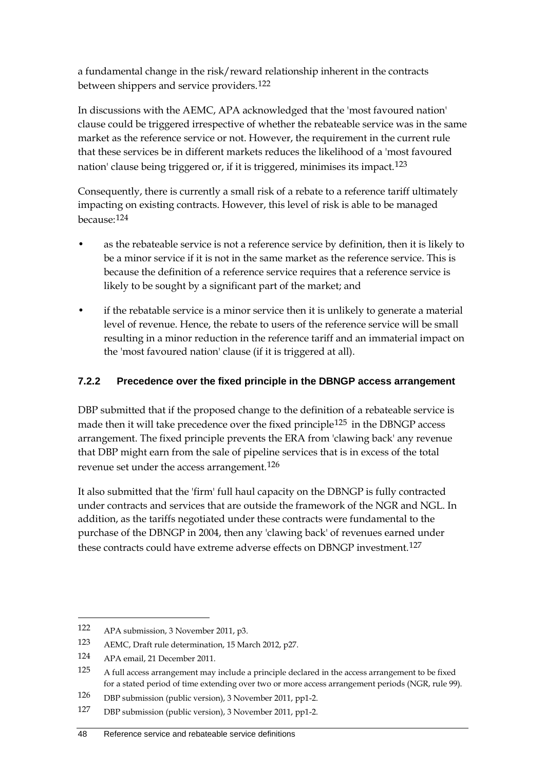a fundamental change in the risk/reward relationship inherent in the contracts between shippers and service providers.[122]

In discussions with the AEMC, APA acknowledged that the 'most favoured nation' clause could be triggered irrespective of whether the rebateable service was in the same market as the reference service or not. However, the requirement in the current rule that these services be in different markets reduces the likelihood of a 'most favoured nation' clause being triggered or, if it is triggered, minimises its impact.[123]

Consequently, there is currently a small risk of a rebate to a reference tariff ultimately impacting on existing contracts. However, this level of risk is able to be managed because:[124]

- as the rebateable service is not a reference service by definition, then it is likely to be a minor service if it is not in the same market as the reference service. This is because the definition of a reference service requires that a reference service is likely to be sought by a significant part of the market; and
- if the rebatable service is a minor service then it is unlikely to generate a material level of revenue. Hence, the rebate to users of the reference service will be small resulting in a minor reduction in the reference tariff and an immaterial impact on the 'most favoured nation' clause (if it is triggered at all).

### 7.2.2 Precedence over the fixed principle in the DBNGP access arrangement

DBP submitted that if the proposed change to the definition of a rebateable service is made then it will take precedence over the fixed principle[125] in the DBNGP access arrangement. The fixed principle prevents the ERA from 'clawing back' any revenue that DBP might earn from the sale of pipeline services that is in excess of the total revenue set under the access arrangement.[126]

It also submitted that the 'firm' full haul capacity on the DBNGP is fully contracted under contracts and services that are outside the framework of the NGR and NGL. In addition, as the tariffs negotiated under these contracts were fundamental to the purchase of the DBNGP in 2004, then any 'clawing back' of revenues earned under these contracts could have extreme adverse effects on DBNGP investment.[127]

---

122 APA submission, 3 November 2011, p3.

123 AEMC, Draft rule determination, 15 March 2012, p27.

124 APA email, 21 December 2011.

125 A full access arrangement may include a principle declared in the access arrangement to be fixed for a stated period of time extending over two or more access arrangement periods (NGR, rule 99).

126 DBP submission (public version), 3 November 2011, pp1-2.

127 DBP submission (public version), 3 November 2011, pp1-2.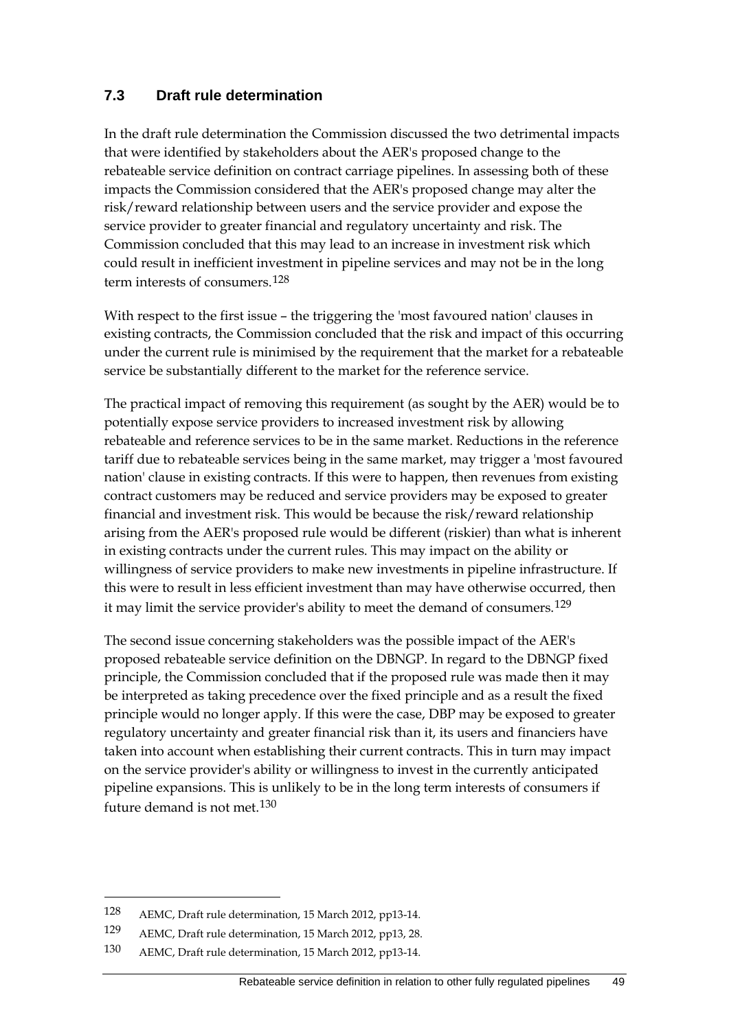## 7.3 Draft rule determination

In the draft rule determination the Commission discussed the two detrimental impacts that were identified by stakeholders about the AER's proposed change to the rebateable service definition on contract carriage pipelines. In assessing both of these impacts the Commission considered that the AER's proposed change may alter the risk/reward relationship between users and the service provider and expose the service provider to greater financial and regulatory uncertainty and risk. The Commission concluded that this may lead to an increase in investment risk which could result in inefficient investment in pipeline services and may not be in the long term interests of consumers.[128]

With respect to the first issue – the triggering the 'most favoured nation' clauses in existing contracts, the Commission concluded that the risk and impact of this occurring under the current rule is minimised by the requirement that the market for a rebateable service be substantially different to the market for the reference service.

The practical impact of removing this requirement (as sought by the AER) would be to potentially expose service providers to increased investment risk by allowing rebateable and reference services to be in the same market. Reductions in the reference tariff due to rebateable services being in the same market, may trigger a 'most favoured nation' clause in existing contracts. If this were to happen, then revenues from existing contract customers may be reduced and service providers may be exposed to greater financial and investment risk. This would be because the risk/reward relationship arising from the AER's proposed rule would be different (riskier) than what is inherent in existing contracts under the current rules. This may impact on the ability or willingness of service providers to make new investments in pipeline infrastructure. If this were to result in less efficient investment than may have otherwise occurred, then it may limit the service provider's ability to meet the demand of consumers.[129]

The second issue concerning stakeholders was the possible impact of the AER's proposed rebateable service definition on the DBNGP. In regard to the DBNGP fixed principle, the Commission concluded that if the proposed rule was made then it may be interpreted as taking precedence over the fixed principle and as a result the fixed principle would no longer apply. If this were the case, DBP may be exposed to greater regulatory uncertainty and greater financial risk than it, its users and financiers have taken into account when establishing their current contracts. This in turn may impact on the service provider's ability or willingness to invest in the currently anticipated pipeline expansions. This is unlikely to be in the long term interests of consumers if future demand is not met.[130]

128 AEMC, Draft rule determination, 15 March 2012, pp13-14.

129 AEMC, Draft rule determination, 15 March 2012, pp13, 28.

130 AEMC, Draft rule determination, 15 March 2012, pp13-14.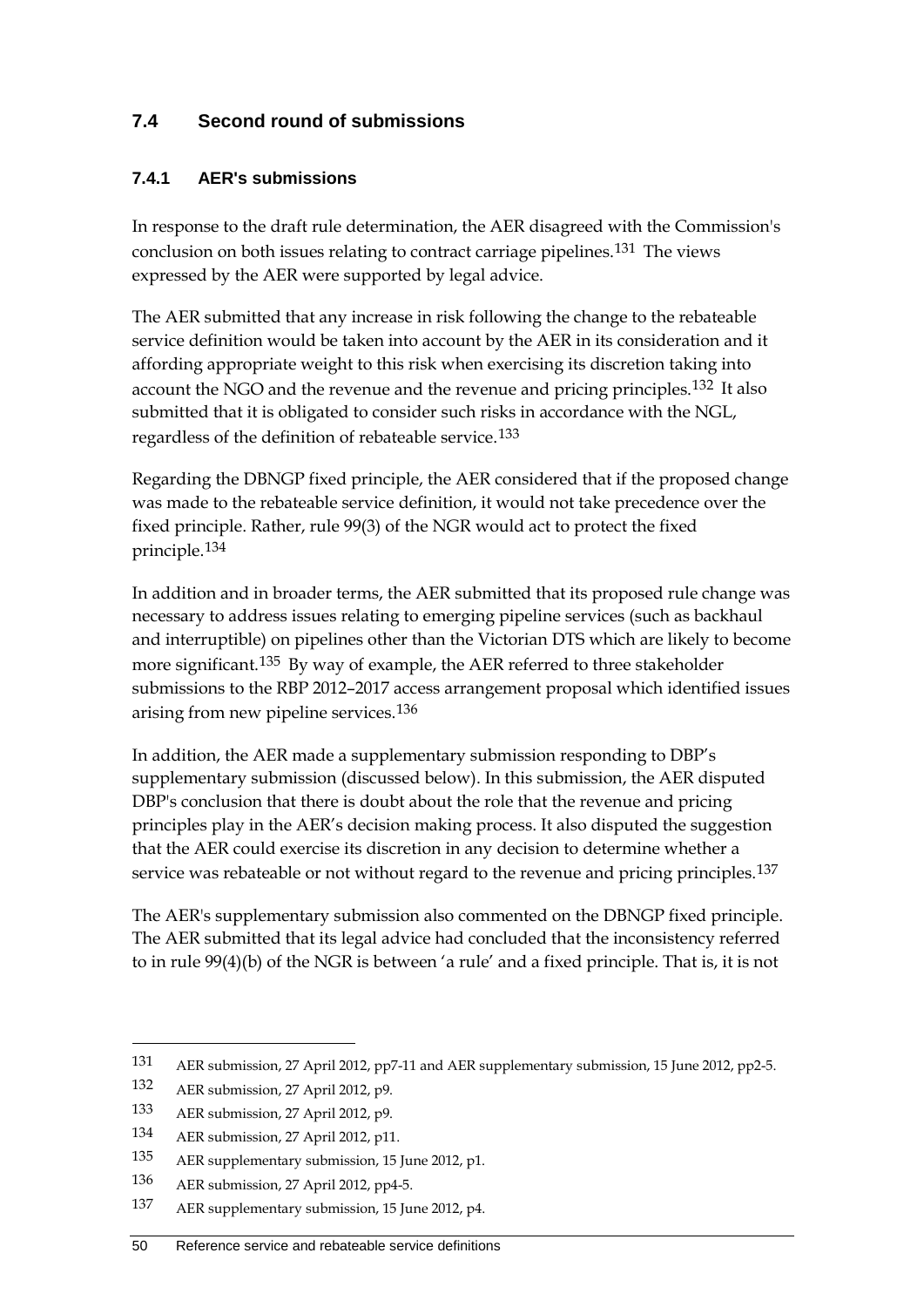## 7.4 Second round of submissions

### 7.4.1 AER's submissions

In response to the draft rule determination, the AER disagreed with the Commission's conclusion on both issues relating to contract carriage pipelines.[131] The views expressed by the AER were supported by legal advice.

The AER submitted that any increase in risk following the change to the rebateable service definition would be taken into account by the AER in its consideration and it affording appropriate weight to this risk when exercising its discretion taking into account the NGO and the revenue and the revenue and pricing principles.[132] It also submitted that it is obligated to consider such risks in accordance with the NGL, regardless of the definition of rebateable service.[133]

Regarding the DBNGP fixed principle, the AER considered that if the proposed change was made to the rebateable service definition, it would not take precedence over the fixed principle. Rather, rule 99(3) of the NGR would act to protect the fixed principle.[134]

In addition and in broader terms, the AER submitted that its proposed rule change was necessary to address issues relating to emerging pipeline services (such as backhaul and interruptible) on pipelines other than the Victorian DTS which are likely to become more significant.[135] By way of example, the AER referred to three stakeholder submissions to the RBP 2012–2017 access arrangement proposal which identified issues arising from new pipeline services.[136]

In addition, the AER made a supplementary submission responding to DBP's supplementary submission (discussed below). In this submission, the AER disputed DBP's conclusion that there is doubt about the role that the revenue and pricing principles play in the AER's decision making process. It also disputed the suggestion that the AER could exercise its discretion in any decision to determine whether a service was rebateable or not without regard to the revenue and pricing principles.[137]

The AER's supplementary submission also commented on the DBNGP fixed principle. The AER submitted that its legal advice had concluded that the inconsistency referred to in rule 99(4)(b) of the NGR is between 'a rule' and a fixed principle. That is, it is not

---

131 AER submission, 27 April 2012, pp7-11 and AER supplementary submission, 15 June 2012, pp2-5.

132 AER submission, 27 April 2012, p9.

133 AER submission, 27 April 2012, p9.

134 AER submission, 27 April 2012, p11.

135 AER supplementary submission, 15 June 2012, p1.

136 AER submission, 27 April 2012, pp4-5.

137 AER supplementary submission, 15 June 2012, p4.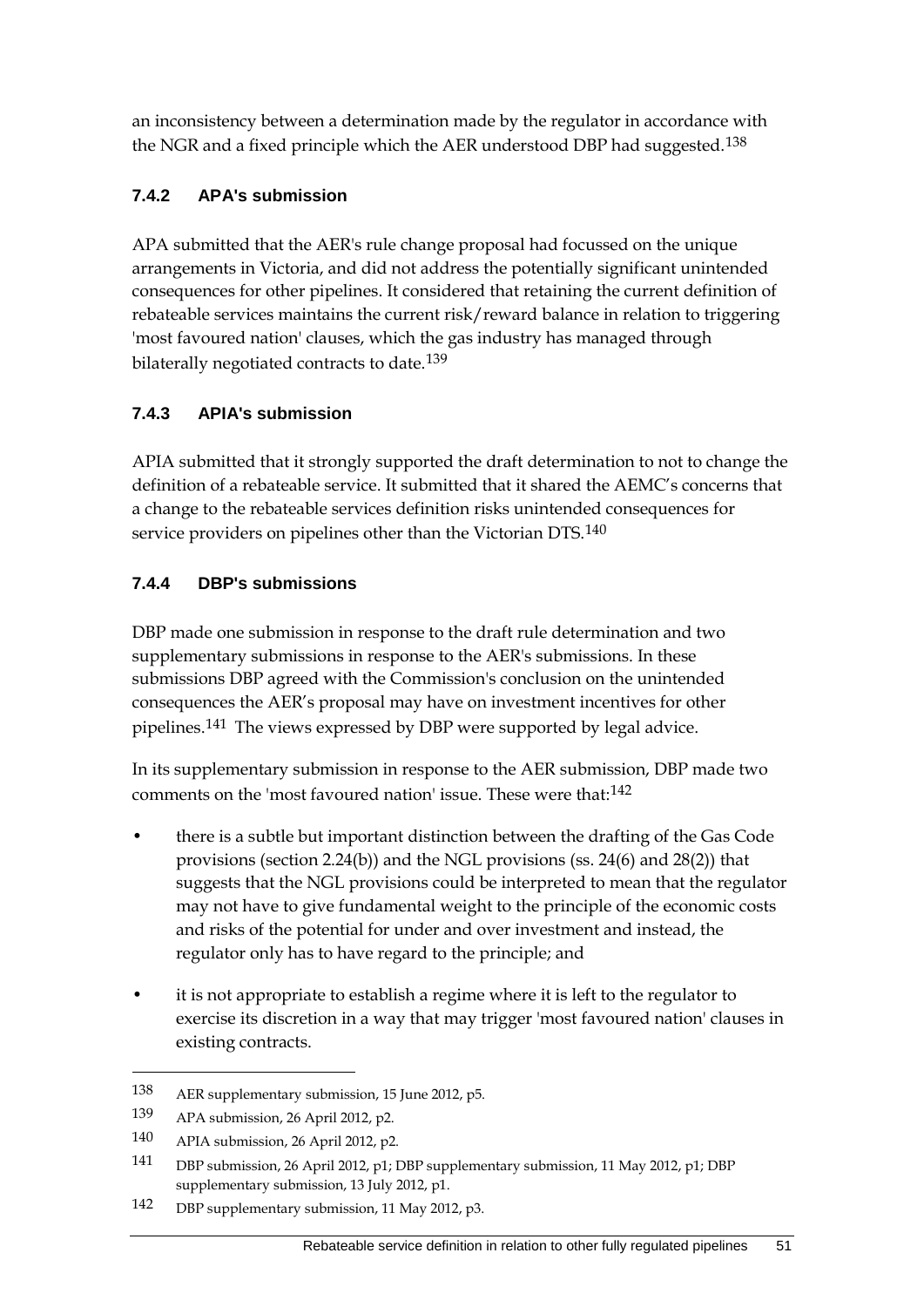an inconsistency between a determination made by the regulator in accordance with the NGR and a fixed principle which the AER understood DBP had suggested.[138]

### 7.4.2 APA's submission

APA submitted that the AER's rule change proposal had focussed on the unique arrangements in Victoria, and did not address the potentially significant unintended consequences for other pipelines. It considered that retaining the current definition of rebateable services maintains the current risk/reward balance in relation to triggering 'most favoured nation' clauses, which the gas industry has managed through bilaterally negotiated contracts to date.[139]

### 7.4.3 APIA's submission

APIA submitted that it strongly supported the draft determination to not to change the definition of a rebateable service. It submitted that it shared the AEMC's concerns that a change to the rebateable services definition risks unintended consequences for service providers on pipelines other than the Victorian DTS.[140]

### 7.4.4 DBP's submissions

DBP made one submission in response to the draft rule determination and two supplementary submissions in response to the AER's submissions. In these submissions DBP agreed with the Commission's conclusion on the unintended consequences the AER's proposal may have on investment incentives for other pipelines.[141] The views expressed by DBP were supported by legal advice.

In its supplementary submission in response to the AER submission, DBP made two comments on the 'most favoured nation' issue. These were that:[142]

- there is a subtle but important distinction between the drafting of the Gas Code provisions (section 2.24(b)) and the NGL provisions (ss. 24(6) and 28(2)) that suggests that the NGL provisions could be interpreted to mean that the regulator may not have to give fundamental weight to the principle of the economic costs and risks of the potential for under and over investment and instead, the regulator only has to have regard to the principle; and
- it is not appropriate to establish a regime where it is left to the regulator to exercise its discretion in a way that may trigger 'most favoured nation' clauses in existing contracts.

---

138 AER supplementary submission, 15 June 2012, p5.

139 APA submission, 26 April 2012, p2.

140 APIA submission, 26 April 2012, p2.

141 DBP submission, 26 April 2012, p1; DBP supplementary submission, 11 May 2012, p1; DBP supplementary submission, 13 July 2012, p1.

142 DBP supplementary submission, 11 May 2012, p3.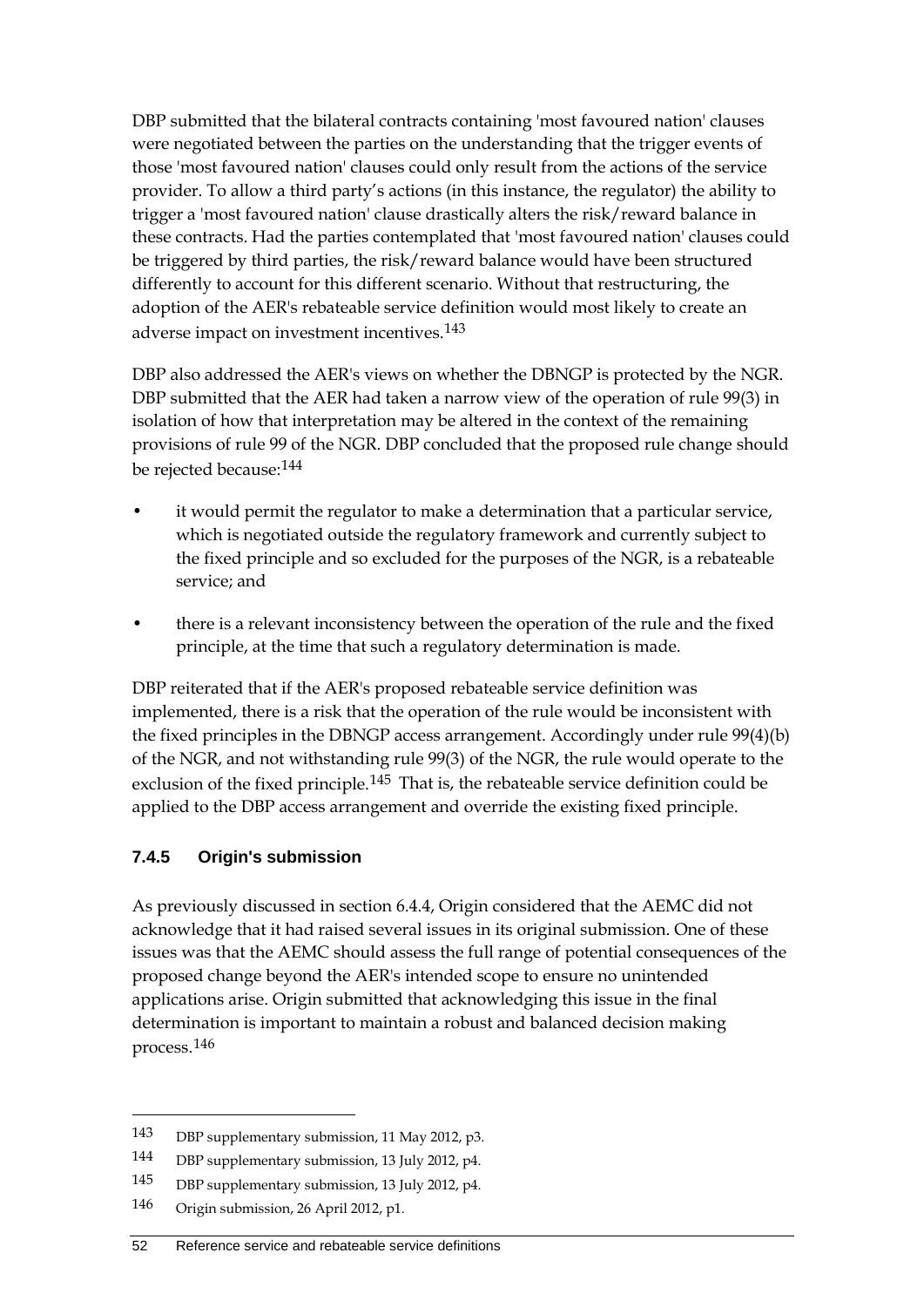DBP submitted that the bilateral contracts containing 'most favoured nation' clauses were negotiated between the parties on the understanding that the trigger events of those 'most favoured nation' clauses could only result from the actions of the service provider. To allow a third party's actions (in this instance, the regulator) the ability to trigger a 'most favoured nation' clause drastically alters the risk/reward balance in these contracts. Had the parties contemplated that 'most favoured nation' clauses could be triggered by third parties, the risk/reward balance would have been structured differently to account for this different scenario. Without that restructuring, the adoption of the AER's rebateable service definition would most likely to create an adverse impact on investment incentives.[143]

DBP also addressed the AER's views on whether the DBNGP is protected by the NGR. DBP submitted that the AER had taken a narrow view of the operation of rule 99(3) in isolation of how that interpretation may be altered in the context of the remaining provisions of rule 99 of the NGR. DBP concluded that the proposed rule change should be rejected because:[144]

- it would permit the regulator to make a determination that a particular service, which is negotiated outside the regulatory framework and currently subject to the fixed principle and so excluded for the purposes of the NGR, is a rebateable service; and
- there is a relevant inconsistency between the operation of the rule and the fixed principle, at the time that such a regulatory determination is made.

DBP reiterated that if the AER's proposed rebateable service definition was implemented, there is a risk that the operation of the rule would be inconsistent with the fixed principles in the DBNGP access arrangement. Accordingly under rule 99(4)(b) of the NGR, and not withstanding rule 99(3) of the NGR, the rule would operate to the exclusion of the fixed principle.[145] That is, the rebateable service definition could be applied to the DBP access arrangement and override the existing fixed principle.

### 7.4.5 Origin's submission

As previously discussed in section 6.4.4, Origin considered that the AEMC did not acknowledge that it had raised several issues in its original submission. One of these issues was that the AEMC should assess the full range of potential consequences of the proposed change beyond the AER's intended scope to ensure no unintended applications arise. Origin submitted that acknowledging this issue in the final determination is important to maintain a robust and balanced decision making process.[146]

---

143 DBP supplementary submission, 11 May 2012, p3.

144 DBP supplementary submission, 13 July 2012, p4.

145 DBP supplementary submission, 13 July 2012, p4.

146 Origin submission, 26 April 2012, p1.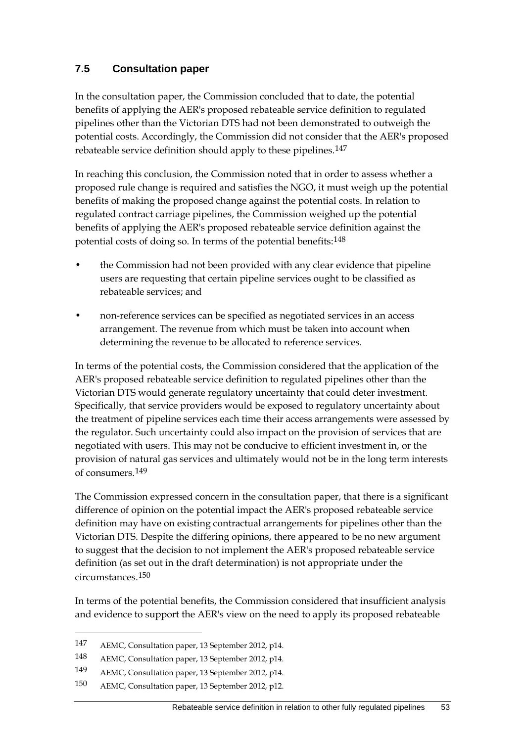## 7.5 Consultation paper

In the consultation paper, the Commission concluded that to date, the potential benefits of applying the AER's proposed rebateable service definition to regulated pipelines other than the Victorian DTS had not been demonstrated to outweigh the potential costs. Accordingly, the Commission did not consider that the AER's proposed rebateable service definition should apply to these pipelines.[147]

In reaching this conclusion, the Commission noted that in order to assess whether a proposed rule change is required and satisfies the NGO, it must weigh up the potential benefits of making the proposed change against the potential costs. In relation to regulated contract carriage pipelines, the Commission weighed up the potential benefits of applying the AER's proposed rebateable service definition against the potential costs of doing so. In terms of the potential benefits:[148]

- the Commission had not been provided with any clear evidence that pipeline users are requesting that certain pipeline services ought to be classified as rebateable services; and
- non-reference services can be specified as negotiated services in an access arrangement. The revenue from which must be taken into account when determining the revenue to be allocated to reference services.

In terms of the potential costs, the Commission considered that the application of the AER's proposed rebateable service definition to regulated pipelines other than the Victorian DTS would generate regulatory uncertainty that could deter investment. Specifically, that service providers would be exposed to regulatory uncertainty about the treatment of pipeline services each time their access arrangements were assessed by the regulator. Such uncertainty could also impact on the provision of services that are negotiated with users. This may not be conducive to efficient investment in, or the provision of natural gas services and ultimately would not be in the long term interests of consumers.[149]

The Commission expressed concern in the consultation paper, that there is a significant difference of opinion on the potential impact the AER's proposed rebateable service definition may have on existing contractual arrangements for pipelines other than the Victorian DTS. Despite the differing opinions, there appeared to be no new argument to suggest that the decision to not implement the AER's proposed rebateable service definition (as set out in the draft determination) is not appropriate under the circumstances.[150]

In terms of the potential benefits, the Commission considered that insufficient analysis and evidence to support the AER's view on the need to apply its proposed rebateable

---

147 AEMC, Consultation paper, 13 September 2012, p14.

148 AEMC, Consultation paper, 13 September 2012, p14.

149 AEMC, Consultation paper, 13 September 2012, p14.

150 AEMC, Consultation paper, 13 September 2012, p12.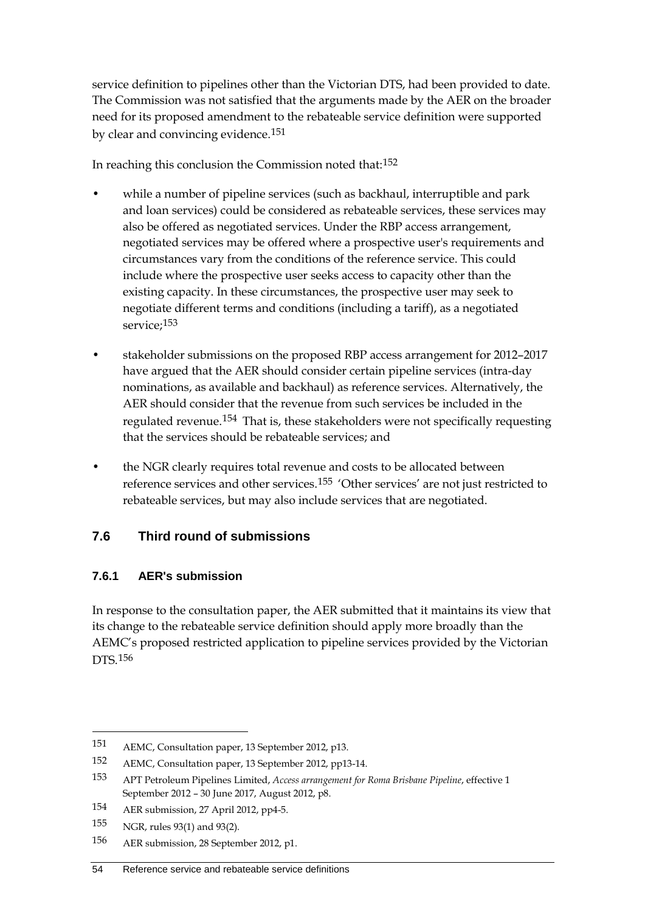service definition to pipelines other than the Victorian DTS, had been provided to date. The Commission was not satisfied that the arguments made by the AER on the broader need for its proposed amendment to the rebateable service definition were supported by clear and convincing evidence.[151]

In reaching this conclusion the Commission noted that:[152]

- while a number of pipeline services (such as backhaul, interruptible and park and loan services) could be considered as rebateable services, these services may also be offered as negotiated services. Under the RBP access arrangement, negotiated services may be offered where a prospective user's requirements and circumstances vary from the conditions of the reference service. This could include where the prospective user seeks access to capacity other than the existing capacity. In these circumstances, the prospective user may seek to negotiate different terms and conditions (including a tariff), as a negotiated service;[153]
- stakeholder submissions on the proposed RBP access arrangement for 2012–2017 have argued that the AER should consider certain pipeline services (intra-day nominations, as available and backhaul) as reference services. Alternatively, the AER should consider that the revenue from such services be included in the regulated revenue.[154] That is, these stakeholders were not specifically requesting that the services should be rebateable services; and
- the NGR clearly requires total revenue and costs to be allocated between reference services and other services.[155] 'Other services' are not just restricted to rebateable services, but may also include services that are negotiated.

## 7.6 Third round of submissions

### 7.6.1 AER's submission

In response to the consultation paper, the AER submitted that it maintains its view that its change to the rebateable service definition should apply more broadly than the AEMC's proposed restricted application to pipeline services provided by the Victorian DTS.[156]

---

151 AEMC, Consultation paper, 13 September 2012, p13.

152 AEMC, Consultation paper, 13 September 2012, pp13-14.

153 APT Petroleum Pipelines Limited, *Access arrangement for Roma Brisbane Pipeline*, effective 1 September 2012 – 30 June 2017, August 2012, p8.

154 AER submission, 27 April 2012, pp4-5.

155 NGR, rules 93(1) and 93(2).

156 AER submission, 28 September 2012, p1.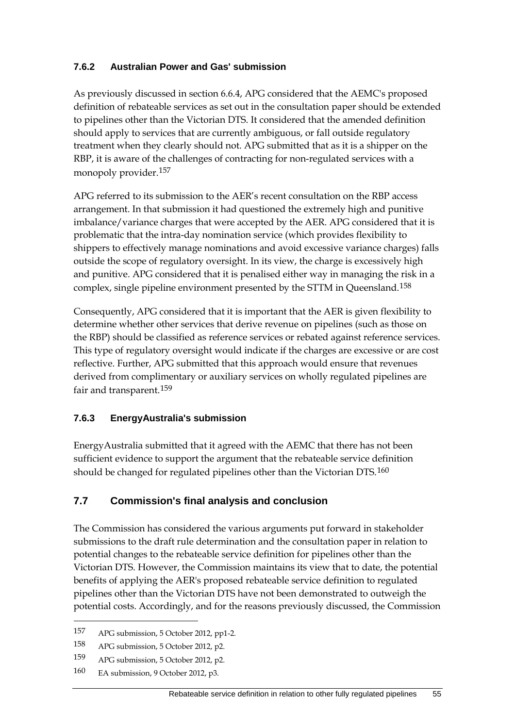### 7.6.2 Australian Power and Gas' submission

As previously discussed in section 6.6.4, APG considered that the AEMC's proposed definition of rebateable services as set out in the consultation paper should be extended to pipelines other than the Victorian DTS. It considered that the amended definition should apply to services that are currently ambiguous, or fall outside regulatory treatment when they clearly should not. APG submitted that as it is a shipper on the RBP, it is aware of the challenges of contracting for non-regulated services with a monopoly provider.[157]

APG referred to its submission to the AER's recent consultation on the RBP access arrangement. In that submission it had questioned the extremely high and punitive imbalance/variance charges that were accepted by the AER. APG considered that it is problematic that the intra-day nomination service (which provides flexibility to shippers to effectively manage nominations and avoid excessive variance charges) falls outside the scope of regulatory oversight. In its view, the charge is excessively high and punitive. APG considered that it is penalised either way in managing the risk in a complex, single pipeline environment presented by the STTM in Queensland.[158]

Consequently, APG considered that it is important that the AER is given flexibility to determine whether other services that derive revenue on pipelines (such as those on the RBP) should be classified as reference services or rebated against reference services. This type of regulatory oversight would indicate if the charges are excessive or are cost reflective. Further, APG submitted that this approach would ensure that revenues derived from complimentary or auxiliary services on wholly regulated pipelines are fair and transparent.[159]

### 7.6.3 EnergyAustralia's submission

EnergyAustralia submitted that it agreed with the AEMC that there has not been sufficient evidence to support the argument that the rebateable service definition should be changed for regulated pipelines other than the Victorian DTS.[160]

## 7.7 Commission's final analysis and conclusion

The Commission has considered the various arguments put forward in stakeholder submissions to the draft rule determination and the consultation paper in relation to potential changes to the rebateable service definition for pipelines other than the Victorian DTS. However, the Commission maintains its view that to date, the potential benefits of applying the AER's proposed rebateable service definition to regulated pipelines other than the Victorian DTS have not been demonstrated to outweigh the potential costs. Accordingly, and for the reasons previously discussed, the Commission

---

[157] APG submission, 5 October 2012, pp1-2.

[158] APG submission, 5 October 2012, p2.

[159] APG submission, 5 October 2012, p2.

[160] EA submission, 9 October 2012, p3.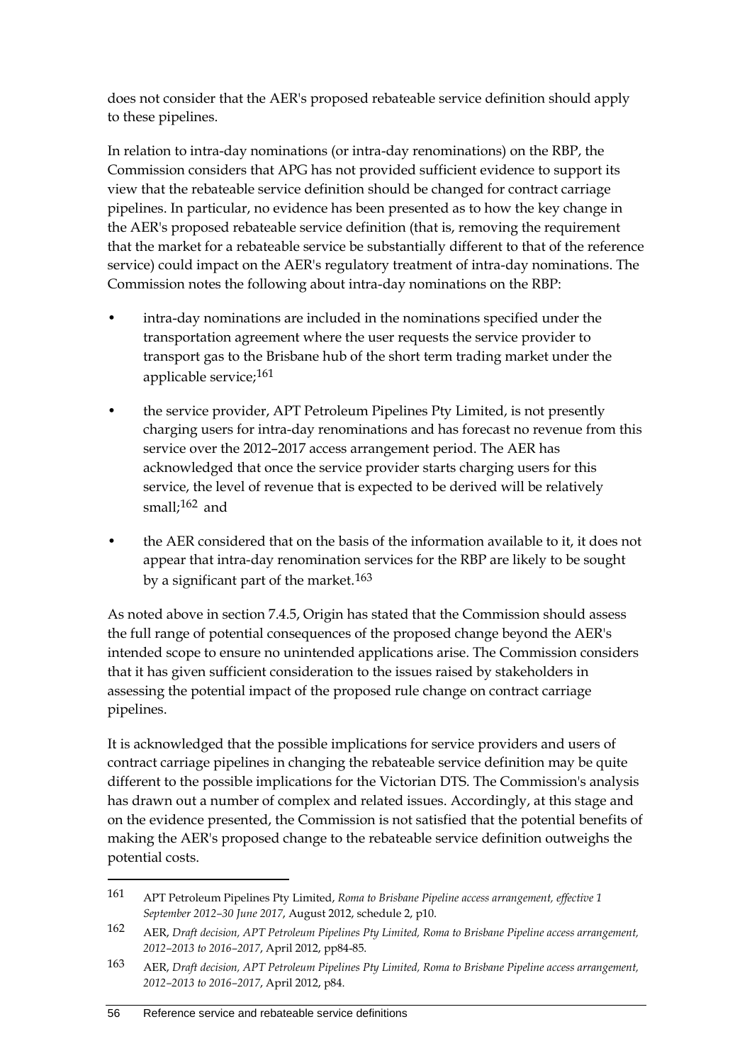does not consider that the AER's proposed rebateable service definition should apply to these pipelines.

In relation to intra-day nominations (or intra-day renominations) on the RBP, the Commission considers that APG has not provided sufficient evidence to support its view that the rebateable service definition should be changed for contract carriage pipelines. In particular, no evidence has been presented as to how the key change in the AER's proposed rebateable service definition (that is, removing the requirement that the market for a rebateable service be substantially different to that of the reference service) could impact on the AER's regulatory treatment of intra-day nominations. The Commission notes the following about intra-day nominations on the RBP:

- intra-day nominations are included in the nominations specified under the transportation agreement where the user requests the service provider to transport gas to the Brisbane hub of the short term trading market under the applicable service;[161]
- the service provider, APT Petroleum Pipelines Pty Limited, is not presently charging users for intra-day renominations and has forecast no revenue from this service over the 2012–2017 access arrangement period. The AER has acknowledged that once the service provider starts charging users for this service, the level of revenue that is expected to be derived will be relatively small;[162] and
- the AER considered that on the basis of the information available to it, it does not appear that intra-day renomination services for the RBP are likely to be sought by a significant part of the market.[163]

As noted above in section 7.4.5, Origin has stated that the Commission should assess the full range of potential consequences of the proposed change beyond the AER's intended scope to ensure no unintended applications arise. The Commission considers that it has given sufficient consideration to the issues raised by stakeholders in assessing the potential impact of the proposed rule change on contract carriage pipelines.

It is acknowledged that the possible implications for service providers and users of contract carriage pipelines in changing the rebateable service definition may be quite different to the possible implications for the Victorian DTS. The Commission's analysis has drawn out a number of complex and related issues. Accordingly, at this stage and on the evidence presented, the Commission is not satisfied that the potential benefits of making the AER's proposed change to the rebateable service definition outweighs the potential costs.

---

161 APT Petroleum Pipelines Pty Limited, *Roma to Brisbane Pipeline access arrangement, effective 1 September 2012–30 June 2017*, August 2012, schedule 2, p10.

162 AER, *Draft decision, APT Petroleum Pipelines Pty Limited, Roma to Brisbane Pipeline access arrangement, 2012–2013 to 2016–2017*, April 2012, pp84-85.

163 AER, *Draft decision, APT Petroleum Pipelines Pty Limited, Roma to Brisbane Pipeline access arrangement, 2012–2013 to 2016–2017*, April 2012, p84.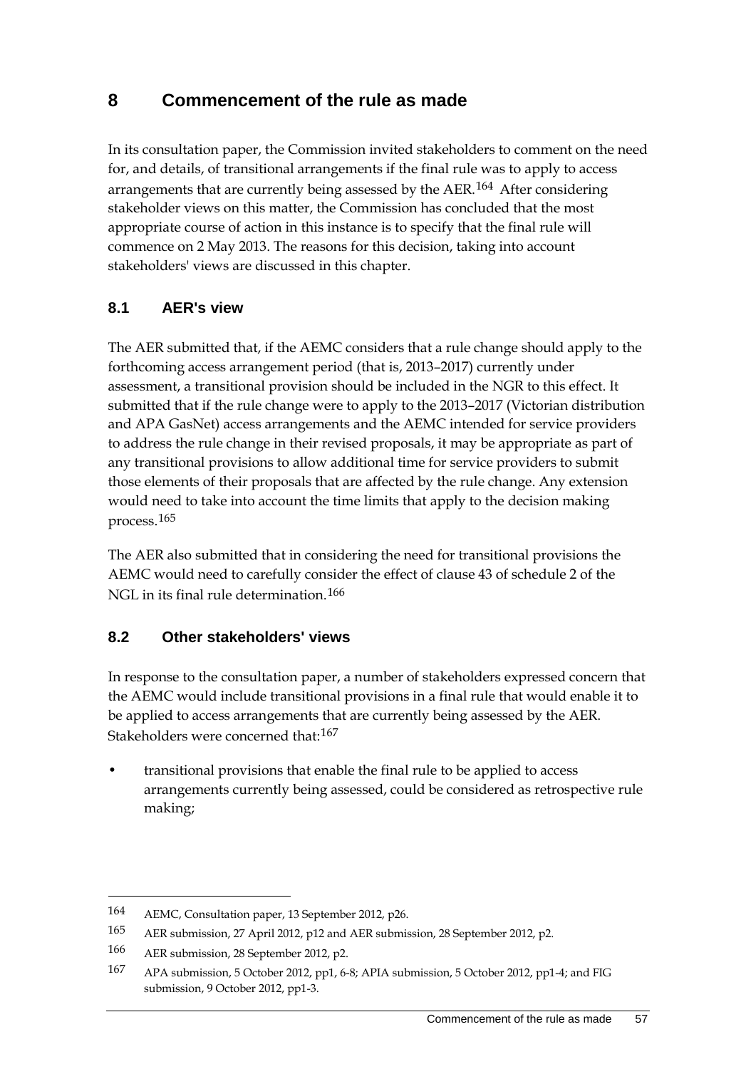# 8 Commencement of the rule as made

In its consultation paper, the Commission invited stakeholders to comment on the need for, and details, of transitional arrangements if the final rule was to apply to access arrangements that are currently being assessed by the AER.[164] After considering stakeholder views on this matter, the Commission has concluded that the most appropriate course of action in this instance is to specify that the final rule will commence on 2 May 2013. The reasons for this decision, taking into account stakeholders' views are discussed in this chapter.

## 8.1 AER's view

The AER submitted that, if the AEMC considers that a rule change should apply to the forthcoming access arrangement period (that is, 2013–2017) currently under assessment, a transitional provision should be included in the NGR to this effect. It submitted that if the rule change were to apply to the 2013–2017 (Victorian distribution and APA GasNet) access arrangements and the AEMC intended for service providers to address the rule change in their revised proposals, it may be appropriate as part of any transitional provisions to allow additional time for service providers to submit those elements of their proposals that are affected by the rule change. Any extension would need to take into account the time limits that apply to the decision making process.[165]

The AER also submitted that in considering the need for transitional provisions the AEMC would need to carefully consider the effect of clause 43 of schedule 2 of the NGL in its final rule determination.[166]

## 8.2 Other stakeholders' views

In response to the consultation paper, a number of stakeholders expressed concern that the AEMC would include transitional provisions in a final rule that would enable it to be applied to access arrangements that are currently being assessed by the AER. Stakeholders were concerned that:[167]

- transitional provisions that enable the final rule to be applied to access arrangements currently being assessed, could be considered as retrospective rule making;

---

164 AEMC, Consultation paper, 13 September 2012, p26.

165 AER submission, 27 April 2012, p12 and AER submission, 28 September 2012, p2.

166 AER submission, 28 September 2012, p2.

167 APA submission, 5 October 2012, pp1, 6-8; APIA submission, 5 October 2012, pp1-4; and FIG submission, 9 October 2012, pp1-3.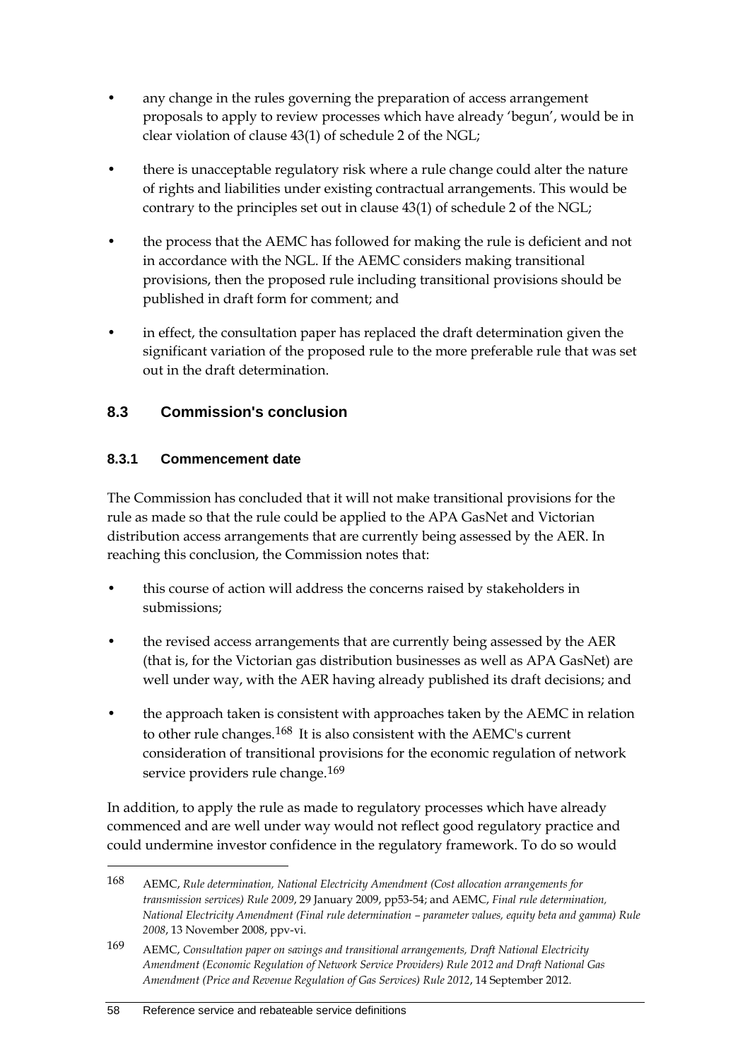- any change in the rules governing the preparation of access arrangement proposals to apply to review processes which have already 'begun', would be in clear violation of clause 43(1) of schedule 2 of the NGL;
- there is unacceptable regulatory risk where a rule change could alter the nature of rights and liabilities under existing contractual arrangements. This would be contrary to the principles set out in clause 43(1) of schedule 2 of the NGL;
- the process that the AEMC has followed for making the rule is deficient and not in accordance with the NGL. If the AEMC considers making transitional provisions, then the proposed rule including transitional provisions should be published in draft form for comment; and
- in effect, the consultation paper has replaced the draft determination given the significant variation of the proposed rule to the more preferable rule that was set out in the draft determination.

## 8.3 Commission's conclusion

### 8.3.1 Commencement date

The Commission has concluded that it will not make transitional provisions for the rule as made so that the rule could be applied to the APA GasNet and Victorian distribution access arrangements that are currently being assessed by the AER. In reaching this conclusion, the Commission notes that:

- this course of action will address the concerns raised by stakeholders in submissions;
- the revised access arrangements that are currently being assessed by the AER (that is, for the Victorian gas distribution businesses as well as APA GasNet) are well under way, with the AER having already published its draft decisions; and
- the approach taken is consistent with approaches taken by the AEMC in relation to other rule changes.[168] It is also consistent with the AEMC's current consideration of transitional provisions for the economic regulation of network service providers rule change.[169]

In addition, to apply the rule as made to regulatory processes which have already commenced and are well under way would not reflect good regulatory practice and could undermine investor confidence in the regulatory framework. To do so would

---

168 AEMC, *Rule determination, National Electricity Amendment (Cost allocation arrangements for transmission services) Rule 2009*, 29 January 2009, pp53-54; and AEMC, *Final rule determination, National Electricity Amendment (Final rule determination – parameter values, equity beta and gamma) Rule 2008*, 13 November 2008, ppv-vi.

169 AEMC, *Consultation paper on savings and transitional arrangements, Draft National Electricity Amendment (Economic Regulation of Network Service Providers) Rule 2012 and Draft National Gas Amendment (Price and Revenue Regulation of Gas Services) Rule 2012*, 14 September 2012.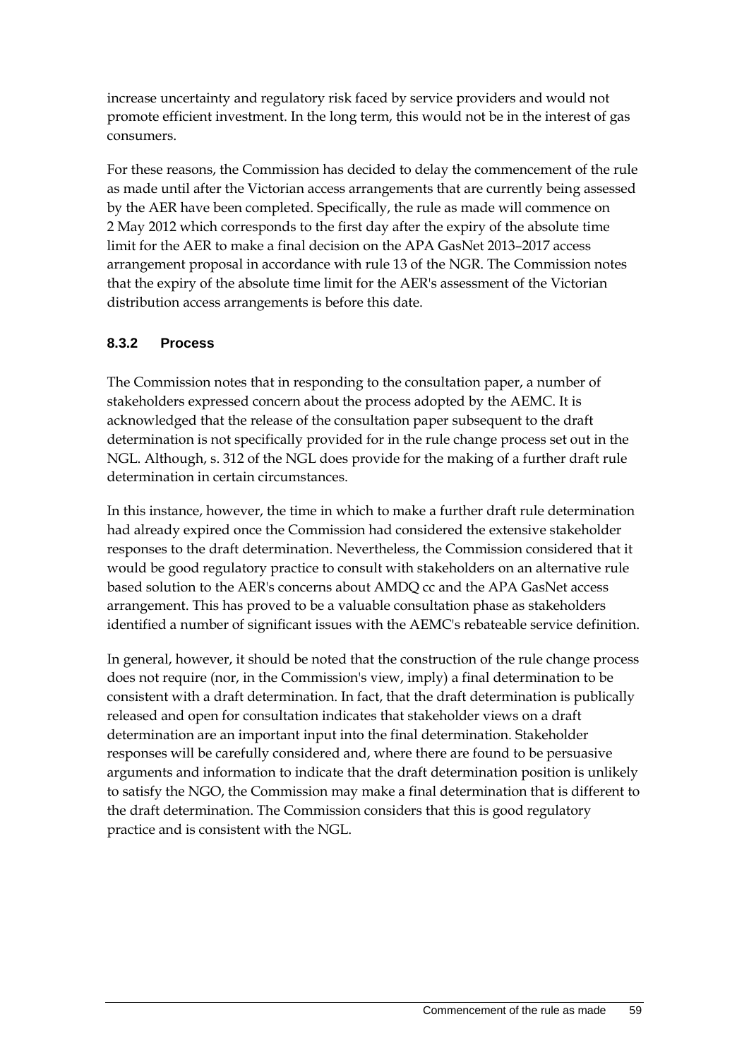increase uncertainty and regulatory risk faced by service providers and would not promote efficient investment. In the long term, this would not be in the interest of gas consumers.

For these reasons, the Commission has decided to delay the commencement of the rule as made until after the Victorian access arrangements that are currently being assessed by the AER have been completed. Specifically, the rule as made will commence on 2 May 2012 which corresponds to the first day after the expiry of the absolute time limit for the AER to make a final decision on the APA GasNet 2013–2017 access arrangement proposal in accordance with rule 13 of the NGR. The Commission notes that the expiry of the absolute time limit for the AER's assessment of the Victorian distribution access arrangements is before this date.

### 8.3.2 Process

The Commission notes that in responding to the consultation paper, a number of stakeholders expressed concern about the process adopted by the AEMC. It is acknowledged that the release of the consultation paper subsequent to the draft determination is not specifically provided for in the rule change process set out in the NGL. Although, s. 312 of the NGL does provide for the making of a further draft rule determination in certain circumstances.

In this instance, however, the time in which to make a further draft rule determination had already expired once the Commission had considered the extensive stakeholder responses to the draft determination. Nevertheless, the Commission considered that it would be good regulatory practice to consult with stakeholders on an alternative rule based solution to the AER's concerns about AMDQ cc and the APA GasNet access arrangement. This has proved to be a valuable consultation phase as stakeholders identified a number of significant issues with the AEMC's rebateable service definition.

In general, however, it should be noted that the construction of the rule change process does not require (nor, in the Commission's view, imply) a final determination to be consistent with a draft determination. In fact, that the draft determination is publically released and open for consultation indicates that stakeholder views on a draft determination are an important input into the final determination. Stakeholder responses will be carefully considered and, where there are found to be persuasive arguments and information to indicate that the draft determination position is unlikely to satisfy the NGO, the Commission may make a final determination that is different to the draft determination. The Commission considers that this is good regulatory practice and is consistent with the NGL.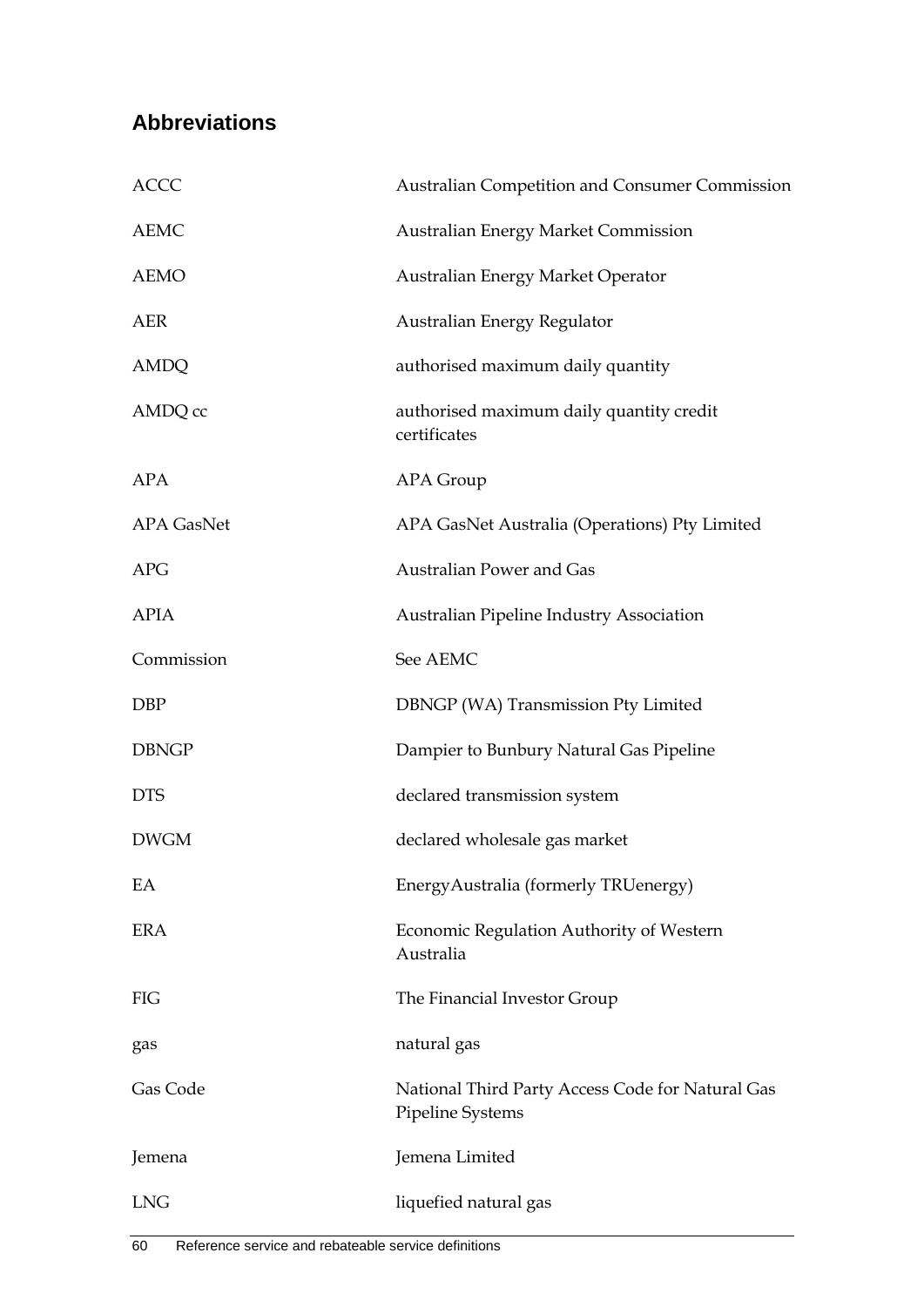## Abbreviations

| | |
|---|---|
| ACCC | Australian Competition and Consumer Commission |
| AEMC | Australian Energy Market Commission |
| AEMO | Australian Energy Market Operator |
| AER | Australian Energy Regulator |
| AMDQ | authorised maximum daily quantity |
| AMDQ cc | authorised maximum daily quantity credit certificates |
| APA | APA Group |
| APA GasNet | APA GasNet Australia (Operations) Pty Limited |
| APG | Australian Power and Gas |
| APIA | Australian Pipeline Industry Association |
| Commission | See AEMC |
| DBP | DBNGP (WA) Transmission Pty Limited |
| DBNGP | Dampier to Bunbury Natural Gas Pipeline |
| DTS | declared transmission system |
| DWGM | declared wholesale gas market |
| EA | EnergyAustralia (formerly TRUenergy) |
| ERA | Economic Regulation Authority of Western Australia |
| FIG | The Financial Investor Group |
| gas | natural gas |
| Gas Code | National Third Party Access Code for Natural Gas Pipeline Systems |
| Jemena | Jemena Limited |
| LNG | liquefied natural gas |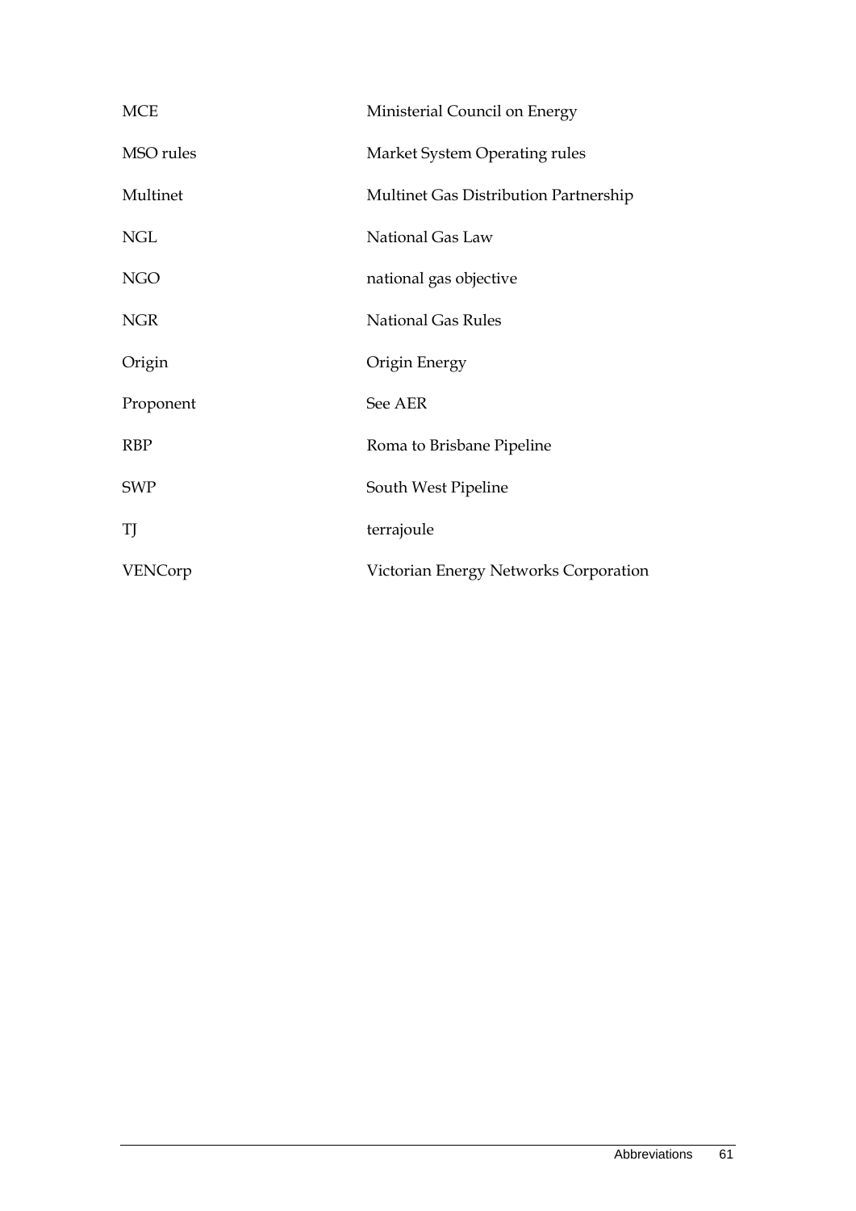| | |
|---|---|
| MCE | Ministerial Council on Energy |
| MSO rules | Market System Operating rules |
| Multinet | Multinet Gas Distribution Partnership |
| NGL | National Gas Law |
| NGO | national gas objective |
| NGR | National Gas Rules |
| Origin | Origin Energy |
| Proponent | See AER |
| RBP | Roma to Brisbane Pipeline |
| SWP | South West Pipeline |
| TJ | terrajoule |
| VENCorp | Victorian Energy Networks Corporation |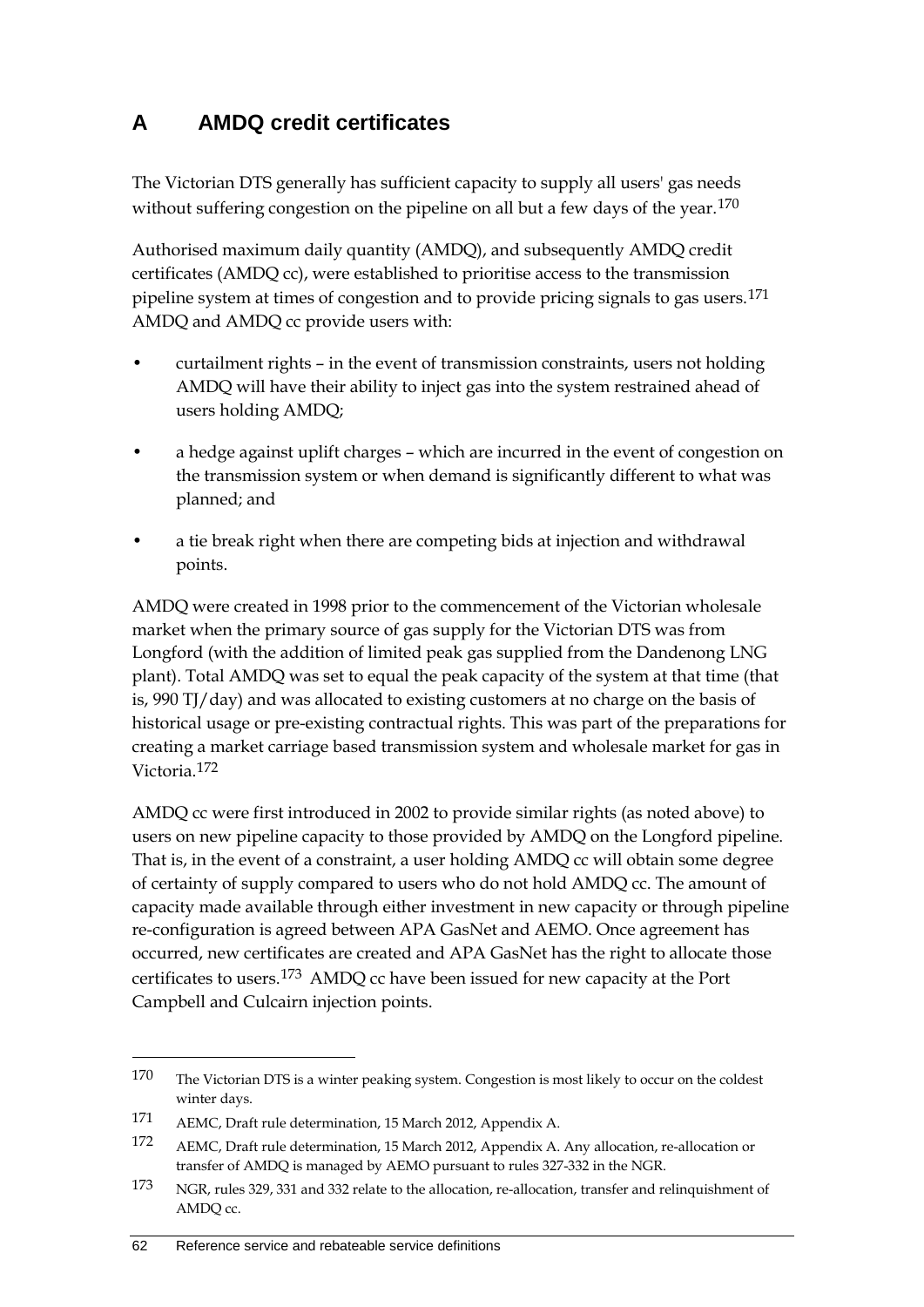# A AMDQ credit certificates

The Victorian DTS generally has sufficient capacity to supply all users' gas needs without suffering congestion on the pipeline on all but a few days of the year.[170]

Authorised maximum daily quantity (AMDQ), and subsequently AMDQ credit certificates (AMDQ cc), were established to prioritise access to the transmission pipeline system at times of congestion and to provide pricing signals to gas users.[171] AMDQ and AMDQ cc provide users with:

- curtailment rights – in the event of transmission constraints, users not holding AMDQ will have their ability to inject gas into the system restrained ahead of users holding AMDQ;
- a hedge against uplift charges – which are incurred in the event of congestion on the transmission system or when demand is significantly different to what was planned; and
- a tie break right when there are competing bids at injection and withdrawal points.

AMDQ were created in 1998 prior to the commencement of the Victorian wholesale market when the primary source of gas supply for the Victorian DTS was from Longford (with the addition of limited peak gas supplied from the Dandenong LNG plant). Total AMDQ was set to equal the peak capacity of the system at that time (that is, 990 TJ/day) and was allocated to existing customers at no charge on the basis of historical usage or pre-existing contractual rights. This was part of the preparations for creating a market carriage based transmission system and wholesale market for gas in Victoria.[172]

AMDQ cc were first introduced in 2002 to provide similar rights (as noted above) to users on new pipeline capacity to those provided by AMDQ on the Longford pipeline. That is, in the event of a constraint, a user holding AMDQ cc will obtain some degree of certainty of supply compared to users who do not hold AMDQ cc. The amount of capacity made available through either investment in new capacity or through pipeline re-configuration is agreed between APA GasNet and AEMO. Once agreement has occurred, new certificates are created and APA GasNet has the right to allocate those certificates to users.[173] AMDQ cc have been issued for new capacity at the Port Campbell and Culcairn injection points.

---

170 The Victorian DTS is a winter peaking system. Congestion is most likely to occur on the coldest winter days.

171 AEMC, Draft rule determination, 15 March 2012, Appendix A.

172 AEMC, Draft rule determination, 15 March 2012, Appendix A. Any allocation, re-allocation or transfer of AMDQ is managed by AEMO pursuant to rules 327-332 in the NGR.

173 NGR, rules 329, 331 and 332 relate to the allocation, re-allocation, transfer and relinquishment of AMDQ cc.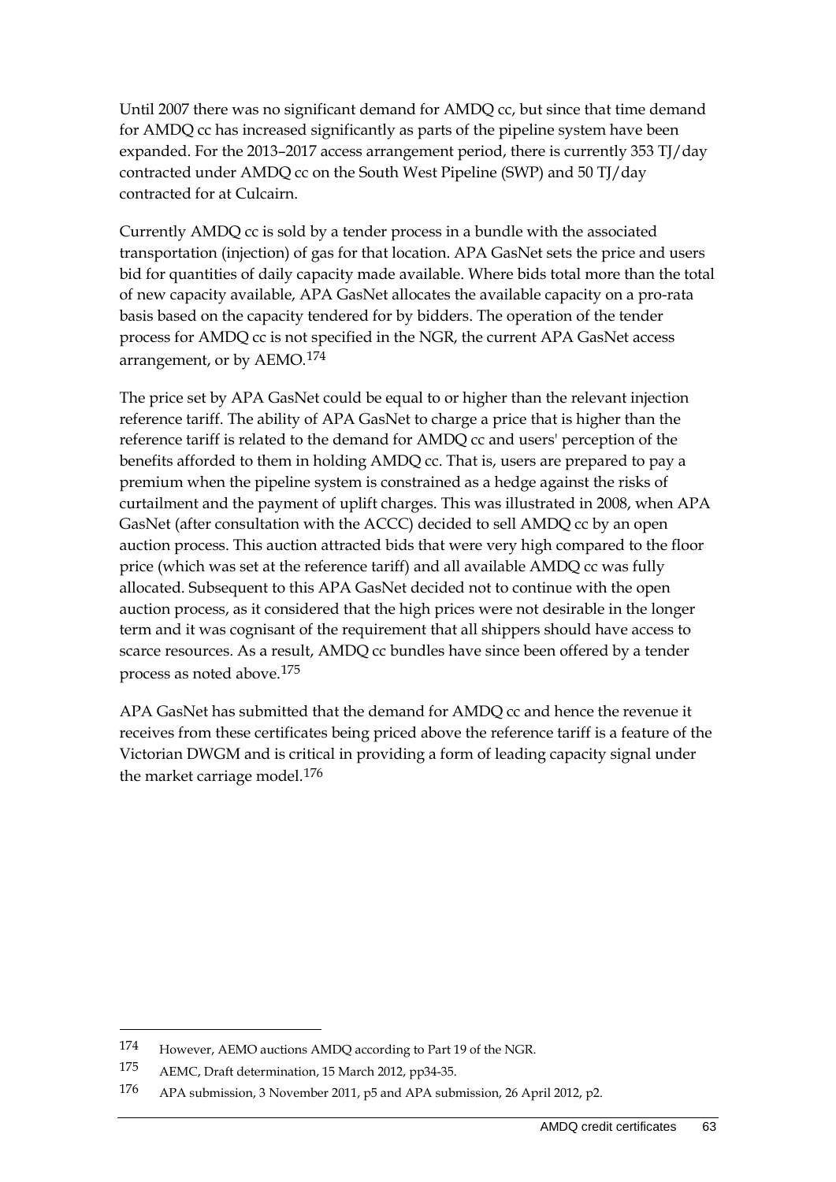Until 2007 there was no significant demand for AMDQ cc, but since that time demand for AMDQ cc has increased significantly as parts of the pipeline system have been expanded. For the 2013–2017 access arrangement period, there is currently 353 TJ/day contracted under AMDQ cc on the South West Pipeline (SWP) and 50 TJ/day contracted for at Culcairn.

Currently AMDQ cc is sold by a tender process in a bundle with the associated transportation (injection) of gas for that location. APA GasNet sets the price and users bid for quantities of daily capacity made available. Where bids total more than the total of new capacity available, APA GasNet allocates the available capacity on a pro-rata basis based on the capacity tendered for by bidders. The operation of the tender process for AMDQ cc is not specified in the NGR, the current APA GasNet access arrangement, or by AEMO.[174]

The price set by APA GasNet could be equal to or higher than the relevant injection reference tariff. The ability of APA GasNet to charge a price that is higher than the reference tariff is related to the demand for AMDQ cc and users' perception of the benefits afforded to them in holding AMDQ cc. That is, users are prepared to pay a premium when the pipeline system is constrained as a hedge against the risks of curtailment and the payment of uplift charges. This was illustrated in 2008, when APA GasNet (after consultation with the ACCC) decided to sell AMDQ cc by an open auction process. This auction attracted bids that were very high compared to the floor price (which was set at the reference tariff) and all available AMDQ cc was fully allocated. Subsequent to this APA GasNet decided not to continue with the open auction process, as it considered that the high prices were not desirable in the longer term and it was cognisant of the requirement that all shippers should have access to scarce resources. As a result, AMDQ cc bundles have since been offered by a tender process as noted above.[175]

APA GasNet has submitted that the demand for AMDQ cc and hence the revenue it receives from these certificates being priced above the reference tariff is a feature of the Victorian DWGM and is critical in providing a form of leading capacity signal under the market carriage model.[176]

---

[174] However, AEMO auctions AMDQ according to Part 19 of the NGR.

[175] AEMC, Draft determination, 15 March 2012, pp34-35.

[176] APA submission, 3 November 2011, p5 and APA submission, 26 April 2012, p2.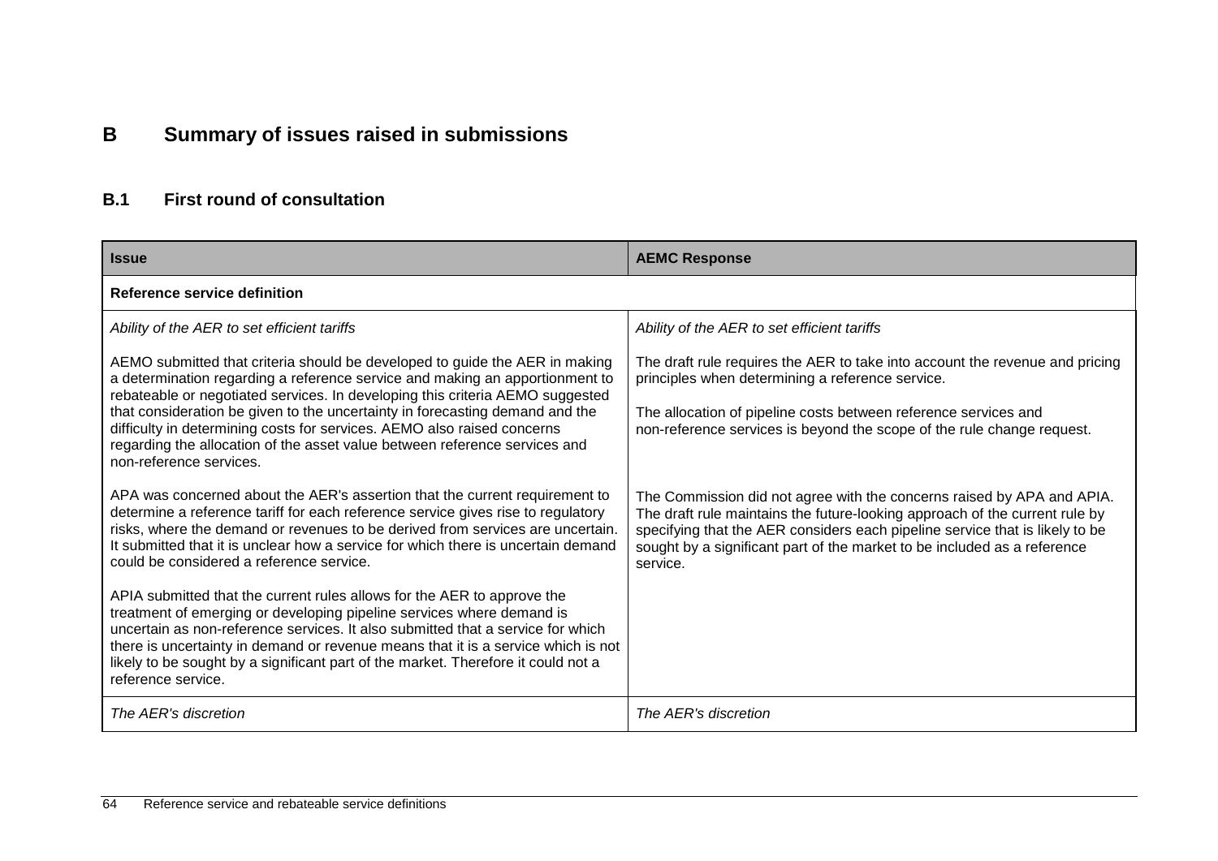# B Summary of issues raised in submissions

## B.1 First round of consultation

| Issue | AEMC Response |
|---|---|
| **Reference service definition** | |
| *Ability of the AER to set efficient tariffs*<br><br>AEMO submitted that criteria should be developed to guide the AER in making a determination regarding a reference service and making an apportionment to rebateable or negotiated services. In developing this criteria AEMO suggested that consideration be given to the uncertainty in forecasting demand and the difficulty in determining costs for services. AEMO also raised concerns regarding the allocation of the asset value between reference services and non-reference services.<br><br>APA was concerned about the AER's assertion that the current requirement to determine a reference tariff for each reference service gives rise to regulatory risks, where the demand or revenues to be derived from services are uncertain. It submitted that it is unclear how a service for which there is uncertain demand could be considered a reference service.<br><br>APIA submitted that the current rules allows for the AER to approve the treatment of emerging or developing pipeline services where demand is uncertain as non-reference services. It also submitted that a service for which there is uncertainty in demand or revenue means that it is a service which is not likely to be sought by a significant part of the market. Therefore it could not a reference service. | *Ability of the AER to set efficient tariffs*<br><br>The draft rule requires the AER to take into account the revenue and pricing principles when determining a reference service.<br><br>The allocation of pipeline costs between reference services and non-reference services is beyond the scope of the rule change request.<br><br>The Commission did not agree with the concerns raised by APA and APIA. The draft rule maintains the future-looking approach of the current rule by specifying that the AER considers each pipeline service that is likely to be sought by a significant part of the market to be included as a reference service. |
| *The AER's discretion* | *The AER's discretion* |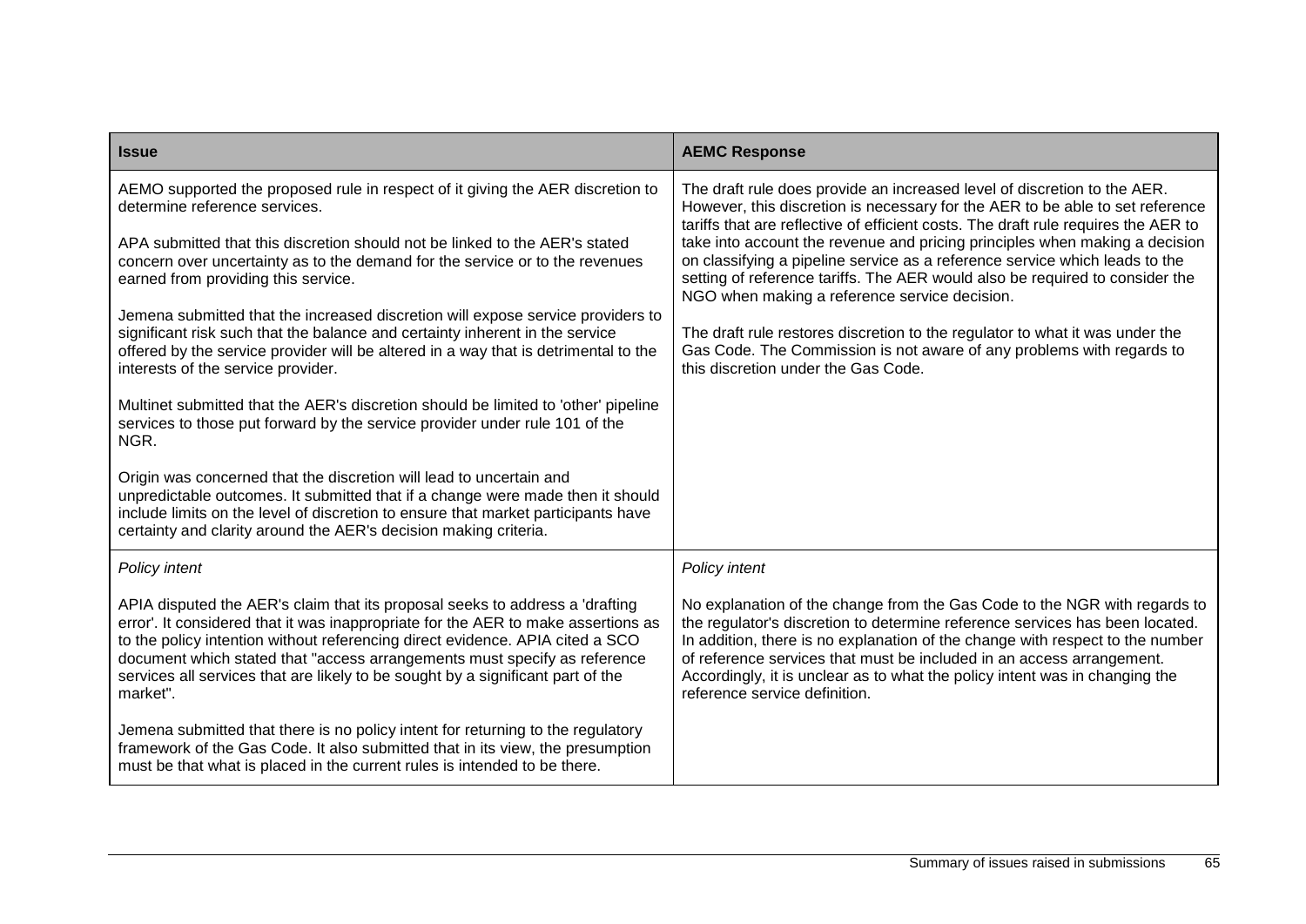| Issue | AEMC Response |
|---|---|
| AEMO supported the proposed rule in respect of it giving the AER discretion to determine reference services.<br><br>APA submitted that this discretion should not be linked to the AER's stated concern over uncertainty as to the demand for the service or to the revenues earned from providing this service.<br><br>Jemena submitted that the increased discretion will expose service providers to significant risk such that the balance and certainty inherent in the service offered by the service provider will be altered in a way that is detrimental to the interests of the service provider.<br><br>Multinet submitted that the AER's discretion should be limited to 'other' pipeline services to those put forward by the service provider under rule 101 of the NGR.<br><br>Origin was concerned that the discretion will lead to uncertain and unpredictable outcomes. It submitted that if a change were made then it should include limits on the level of discretion to ensure that market participants have certainty and clarity around the AER's decision making criteria. | The draft rule does provide an increased level of discretion to the AER. However, this discretion is necessary for the AER to be able to set reference tariffs that are reflective of efficient costs. The draft rule requires the AER to take into account the revenue and pricing principles when making a decision on classifying a pipeline service as a reference service which leads to the setting of reference tariffs. The AER would also be required to consider the NGO when making a reference service decision.<br><br>The draft rule restores discretion to the regulator to what it was under the Gas Code. The Commission is not aware of any problems with regards to this discretion under the Gas Code. |
| *Policy intent*<br><br>APIA disputed the AER's claim that its proposal seeks to address a 'drafting error'. It considered that it was inappropriate for the AER to make assertions as to the policy intention without referencing direct evidence. APIA cited a SCO document which stated that "access arrangements must specify as reference services all services that are likely to be sought by a significant part of the market".<br><br>Jemena submitted that there is no policy intent for returning to the regulatory framework of the Gas Code. It also submitted that in its view, the presumption must be that what is placed in the current rules is intended to be there. | *Policy intent*<br><br>No explanation of the change from the Gas Code to the NGR with regards to the regulator's discretion to determine reference services has been located. In addition, there is no explanation of the change with respect to the number of reference services that must be included in an access arrangement. Accordingly, it is unclear as to what the policy intent was in changing the reference service definition. |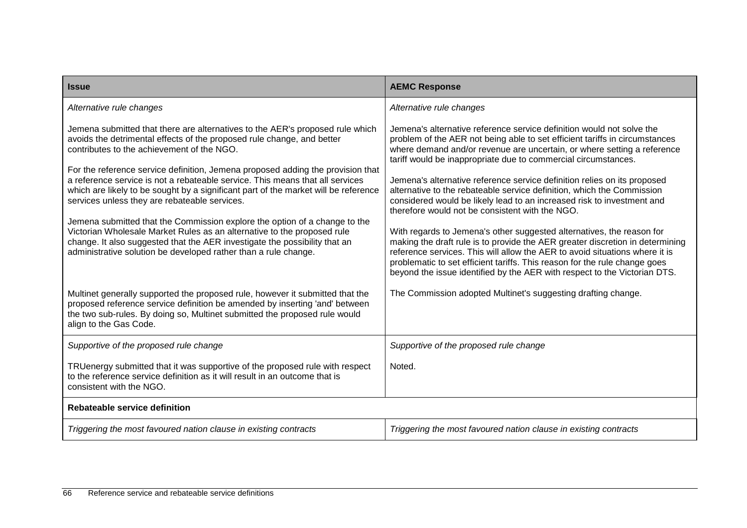| Issue | AEMC Response |
| --- | --- |
| *Alternative rule changes* | *Alternative rule changes* |
| Jemena submitted that there are alternatives to the AER's proposed rule which avoids the detrimental effects of the proposed rule change, and better contributes to the achievement of the NGO.<br><br>For the reference service definition, Jemena proposed adding the provision that a reference service is not a rebateable service. This means that all services which are likely to be sought by a significant part of the market will be reference services unless they are rebateable services.<br><br>Jemena submitted that the Commission explore the option of a change to the Victorian Wholesale Market Rules as an alternative to the proposed rule change. It also suggested that the AER investigate the possibility that an administrative solution be developed rather than a rule change. | Jemena's alternative reference service definition would not solve the problem of the AER not being able to set efficient tariffs in circumstances where demand and/or revenue are uncertain, or where setting a reference tariff would be inappropriate due to commercial circumstances.<br><br>Jemena's alternative reference service definition relies on its proposed alternative to the rebateable service definition, which the Commission considered would be likely lead to an increased risk to investment and therefore would not be consistent with the NGO.<br><br>With regards to Jemena's other suggested alternatives, the reason for making the draft rule is to provide the AER greater discretion in determining reference services. This will allow the AER to avoid situations where it is problematic to set efficient tariffs. This reason for the rule change goes beyond the issue identified by the AER with respect to the Victorian DTS. |
| Multinet generally supported the proposed rule, however it submitted that the proposed reference service definition be amended by inserting 'and' between the two sub-rules. By doing so, Multinet submitted the proposed rule would align to the Gas Code. | The Commission adopted Multinet's suggesting drafting change. |
| *Supportive of the proposed rule change* | *Supportive of the proposed rule change* |
| TRUenergy submitted that it was supportive of the proposed rule with respect to the reference service definition as it will result in an outcome that is consistent with the NGO. | Noted. |
| **Rebateable service definition** | |
| *Triggering the most favoured nation clause in existing contracts* | *Triggering the most favoured nation clause in existing contracts* |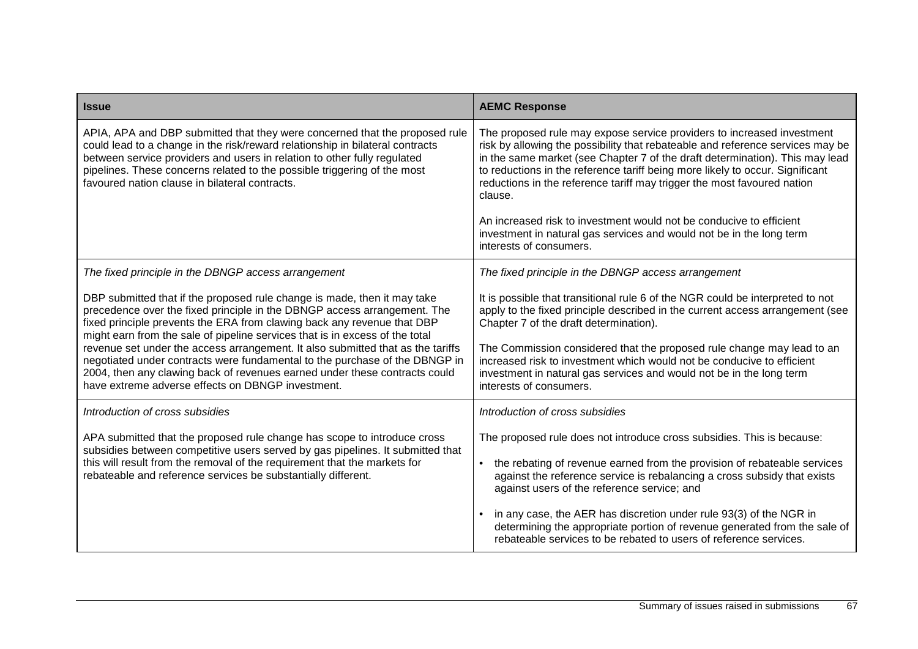| Issue | AEMC Response |
|---|---|
| APIA, APA and DBP submitted that they were concerned that the proposed rule could lead to a change in the risk/reward relationship in bilateral contracts between service providers and users in relation to other fully regulated pipelines. These concerns related to the possible triggering of the most favoured nation clause in bilateral contracts. | The proposed rule may expose service providers to increased investment risk by allowing the possibility that rebateable and reference services may be in the same market (see Chapter 7 of the draft determination). This may lead to reductions in the reference tariff being more likely to occur. Significant reductions in the reference tariff may trigger the most favoured nation clause.<br><br>An increased risk to investment would not be conducive to efficient investment in natural gas services and would not be in the long term interests of consumers. |
| *The fixed principle in the DBNGP access arrangement*<br><br>DBP submitted that if the proposed rule change is made, then it may take precedence over the fixed principle in the DBNGP access arrangement. The fixed principle prevents the ERA from clawing back any revenue that DBP might earn from the sale of pipeline services that is in excess of the total revenue set under the access arrangement. It also submitted that as the tariffs negotiated under contracts were fundamental to the purchase of the DBNGP in 2004, then any clawing back of revenues earned under these contracts could have extreme adverse effects on DBNGP investment. | *The fixed principle in the DBNGP access arrangement*<br><br>It is possible that transitional rule 6 of the NGR could be interpreted to not apply to the fixed principle described in the current access arrangement (see Chapter 7 of the draft determination).<br><br>The Commission considered that the proposed rule change may lead to an increased risk to investment which would not be conducive to efficient investment in natural gas services and would not be in the long term interests of consumers. |
| *Introduction of cross subsidies*<br><br>APA submitted that the proposed rule change has scope to introduce cross subsidies between competitive users served by gas pipelines. It submitted that this will result from the removal of the requirement that the markets for rebateable and reference services be substantially different. | *Introduction of cross subsidies*<br><br>The proposed rule does not introduce cross subsidies. This is because:<br><br>• the rebating of revenue earned from the provision of rebateable services against the reference service is rebalancing a cross subsidy that exists against users of the reference service; and<br><br>• in any case, the AER has discretion under rule 93(3) of the NGR in determining the appropriate portion of revenue generated from the sale of rebateable services to be rebated to users of reference services. |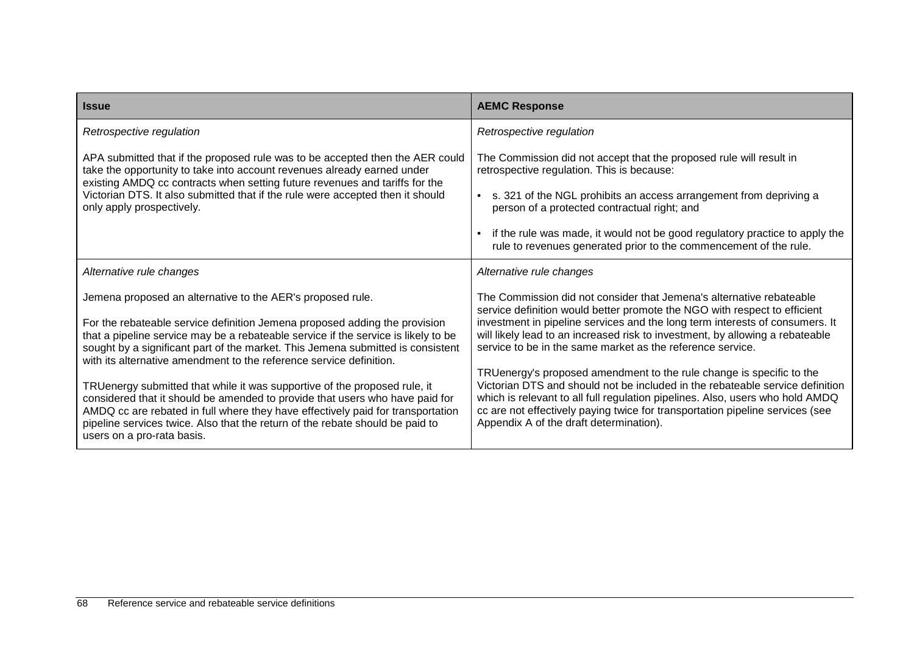| Issue | AEMC Response |
|---|---|
| *Retrospective regulation*<br><br>APA submitted that if the proposed rule was to be accepted then the AER could take the opportunity to take into account revenues already earned under existing AMDQ cc contracts when setting future revenues and tariffs for the Victorian DTS. It also submitted that if the rule were accepted then it should only apply prospectively. | *Retrospective regulation*<br><br>The Commission did not accept that the proposed rule will result in retrospective regulation. This is because:<br><br>• s. 321 of the NGL prohibits an access arrangement from depriving a person of a protected contractual right; and<br><br>• if the rule was made, it would not be good regulatory practice to apply the rule to revenues generated prior to the commencement of the rule. |
| *Alternative rule changes*<br><br>Jemena proposed an alternative to the AER's proposed rule.<br><br>For the rebateable service definition Jemena proposed adding the provision that a pipeline service may be a rebateable service if the service is likely to be sought by a significant part of the market. This Jemena submitted is consistent with its alternative amendment to the reference service definition.<br><br>TRUenergy submitted that while it was supportive of the proposed rule, it considered that it should be amended to provide that users who have paid for AMDQ cc are rebated in full where they have effectively paid for transportation pipeline services twice. Also that the return of the rebate should be paid to users on a pro-rata basis. | *Alternative rule changes*<br><br>The Commission did not consider that Jemena's alternative rebateable service definition would better promote the NGO with respect to efficient investment in pipeline services and the long term interests of consumers. It will likely lead to an increased risk to investment, by allowing a rebateable service to be in the same market as the reference service.<br><br>TRUenergy's proposed amendment to the rule change is specific to the Victorian DTS and should not be included in the rebateable service definition which is relevant to all full regulation pipelines. Also, users who hold AMDQ cc are not effectively paying twice for transportation pipeline services (see Appendix A of the draft determination). |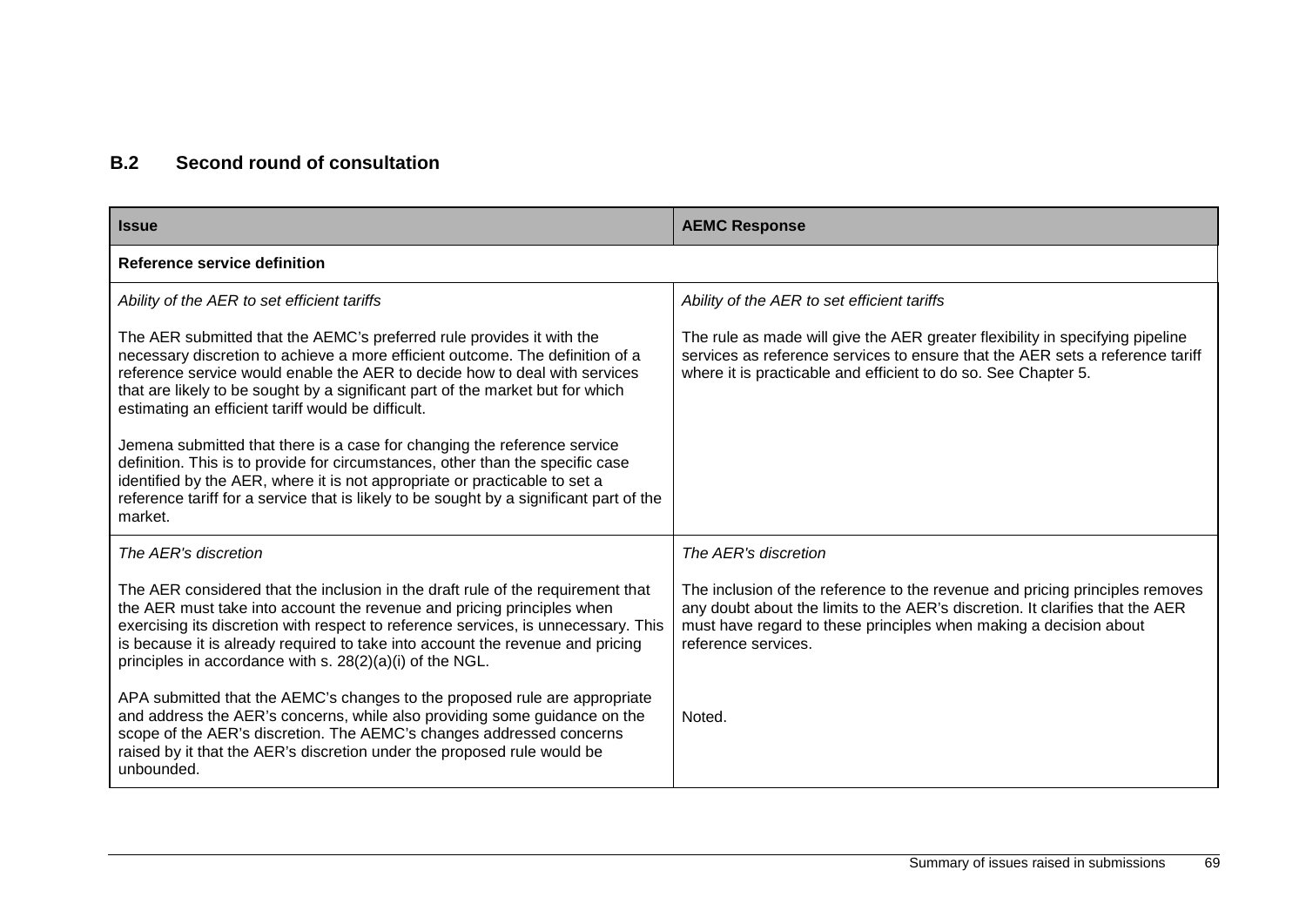## B.2 Second round of consultation

| Issue | AEMC Response |
|---|---|
| **Reference service definition** | |
| *Ability of the AER to set efficient tariffs*<br><br>The AER submitted that the AEMC's preferred rule provides it with the necessary discretion to achieve a more efficient outcome. The definition of a reference service would enable the AER to decide how to deal with services that are likely to be sought by a significant part of the market but for which estimating an efficient tariff would be difficult.<br><br>Jemena submitted that there is a case for changing the reference service definition. This is to provide for circumstances, other than the specific case identified by the AER, where it is not appropriate or practicable to set a reference tariff for a service that is likely to be sought by a significant part of the market. | *Ability of the AER to set efficient tariffs*<br><br>The rule as made will give the AER greater flexibility in specifying pipeline services as reference services to ensure that the AER sets a reference tariff where it is practicable and efficient to do so. See Chapter 5. |
| *The AER's discretion*<br><br>The AER considered that the inclusion in the draft rule of the requirement that the AER must take into account the revenue and pricing principles when exercising its discretion with respect to reference services, is unnecessary. This is because it is already required to take into account the revenue and pricing principles in accordance with s. 28(2)(a)(i) of the NGL.<br><br>APA submitted that the AEMC's changes to the proposed rule are appropriate and address the AER's concerns, while also providing some guidance on the scope of the AER's discretion. The AEMC's changes addressed concerns raised by it that the AER's discretion under the proposed rule would be unbounded. | *The AER's discretion*<br><br>The inclusion of the reference to the revenue and pricing principles removes any doubt about the limits to the AER's discretion. It clarifies that the AER must have regard to these principles when making a decision about reference services.<br><br>Noted. |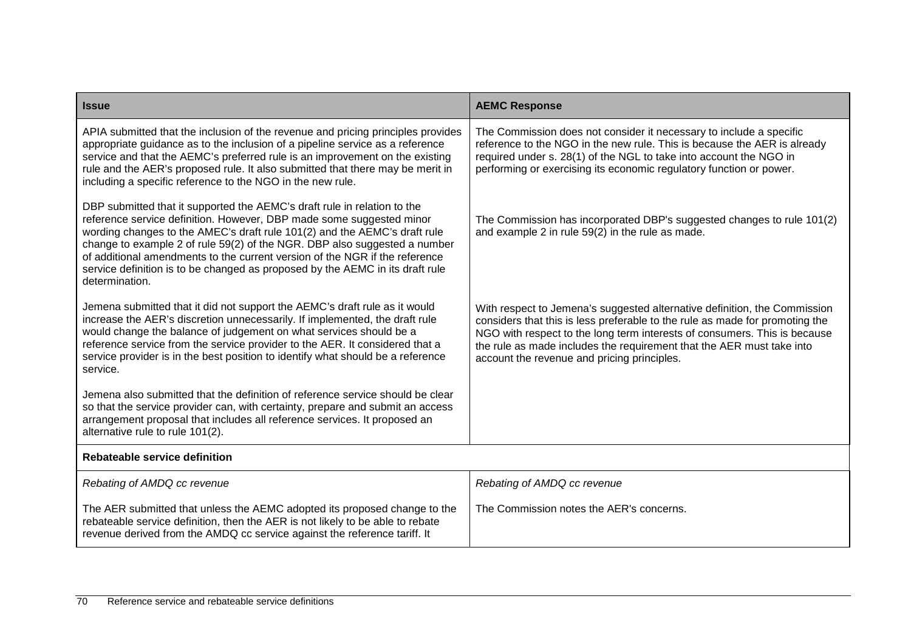| Issue | AEMC Response |
|---|---|
| APIA submitted that the inclusion of the revenue and pricing principles provides appropriate guidance as to the inclusion of a pipeline service as a reference service and that the AEMC's preferred rule is an improvement on the existing rule and the AER's proposed rule. It also submitted that there may be merit in including a specific reference to the NGO in the new rule. | The Commission does not consider it necessary to include a specific reference to the NGO in the new rule. This is because the AER is already required under s. 28(1) of the NGL to take into account the NGO in performing or exercising its economic regulatory function or power. |
| DBP submitted that it supported the AEMC's draft rule in relation to the reference service definition. However, DBP made some suggested minor wording changes to the AMEC's draft rule 101(2) and the AEMC's draft rule change to example 2 of rule 59(2) of the NGR. DBP also suggested a number of additional amendments to the current version of the NGR if the reference service definition is to be changed as proposed by the AEMC in its draft rule determination. | The Commission has incorporated DBP's suggested changes to rule 101(2) and example 2 in rule 59(2) in the rule as made. |
| Jemena submitted that it did not support the AEMC's draft rule as it would increase the AER's discretion unnecessarily. If implemented, the draft rule would change the balance of judgement on what services should be a reference service from the service provider to the AER. It considered that a service provider is in the best position to identify what should be a reference service.<br><br>Jemena also submitted that the definition of reference service should be clear so that the service provider can, with certainty, prepare and submit an access arrangement proposal that includes all reference services. It proposed an alternative rule to rule 101(2). | With respect to Jemena's suggested alternative definition, the Commission considers that this is less preferable to the rule as made for promoting the NGO with respect to the long term interests of consumers. This is because the rule as made includes the requirement that the AER must take into account the revenue and pricing principles. |
| **Rebateable service definition** | |
| *Rebating of AMDQ cc revenue* | *Rebating of AMDQ cc revenue* |
| The AER submitted that unless the AEMC adopted its proposed change to the rebateable service definition, then the AER is not likely to be able to rebate revenue derived from the AMDQ cc service against the reference tariff. It | The Commission notes the AER's concerns. |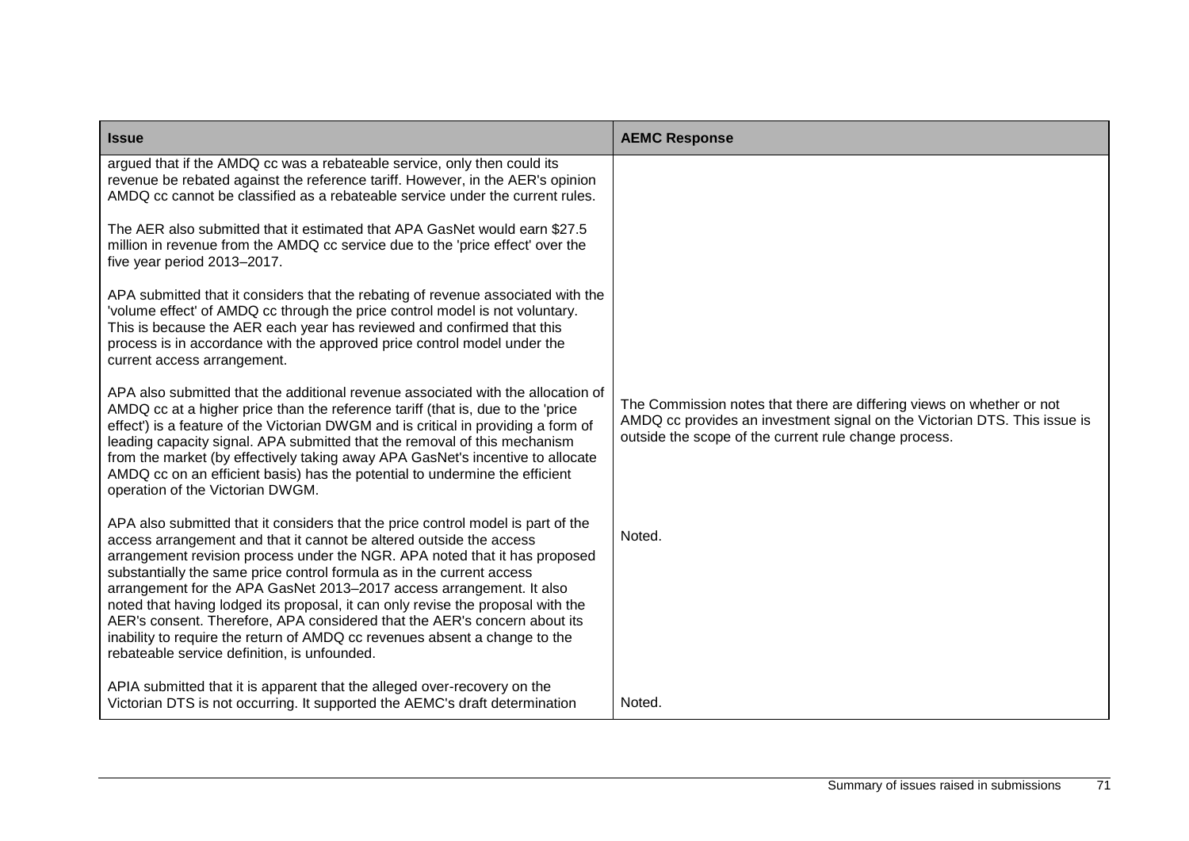| Issue | AEMC Response |
|---|---|
| argued that if the AMDQ cc was a rebateable service, only then could its revenue be rebated against the reference tariff. However, in the AER's opinion AMDQ cc cannot be classified as a rebateable service under the current rules.<br><br>The AER also submitted that it estimated that APA GasNet would earn \$27.5 million in revenue from the AMDQ cc service due to the 'price effect' over the five year period 2013–2017.<br><br>APA submitted that it considers that the rebating of revenue associated with the 'volume effect' of AMDQ cc through the price control model is not voluntary. This is because the AER each year has reviewed and confirmed that this process is in accordance with the approved price control model under the current access arrangement. | |
| APA also submitted that the additional revenue associated with the allocation of AMDQ cc at a higher price than the reference tariff (that is, due to the 'price effect') is a feature of the Victorian DWGM and is critical in providing a form of leading capacity signal. APA submitted that the removal of this mechanism from the market (by effectively taking away APA GasNet's incentive to allocate AMDQ cc on an efficient basis) has the potential to undermine the efficient operation of the Victorian DWGM. | The Commission notes that there are differing views on whether or not AMDQ cc provides an investment signal on the Victorian DTS. This issue is outside the scope of the current rule change process. |
| APA also submitted that it considers that the price control model is part of the access arrangement and that it cannot be altered outside the access arrangement revision process under the NGR. APA noted that it has proposed substantially the same price control formula as in the current access arrangement for the APA GasNet 2013–2017 access arrangement. It also noted that having lodged its proposal, it can only revise the proposal with the AER's consent. Therefore, APA considered that the AER's concern about its inability to require the return of AMDQ cc revenues absent a change to the rebateable service definition, is unfounded. | Noted. |
| APIA submitted that it is apparent that the alleged over-recovery on the Victorian DTS is not occurring. It supported the AEMC's draft determination | Noted. |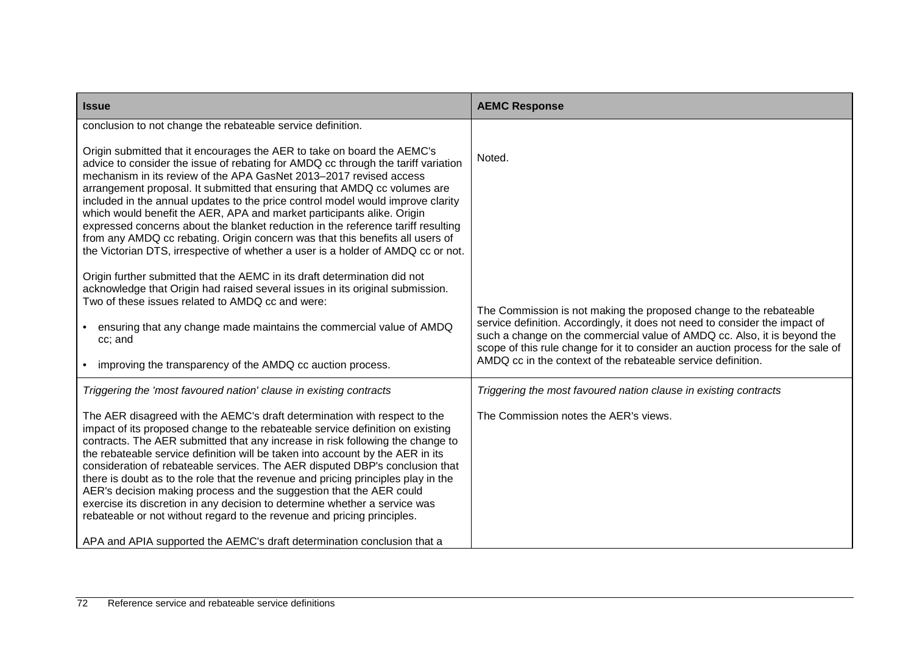| Issue | AEMC Response |
|---|---|
| conclusion to not change the rebateable service definition.<br><br>Origin submitted that it encourages the AER to take on board the AEMC's advice to consider the issue of rebating for AMDQ cc through the tariff variation mechanism in its review of the APA GasNet 2013–2017 revised access arrangement proposal. It submitted that ensuring that AMDQ cc volumes are included in the annual updates to the price control model would improve clarity which would benefit the AER, APA and market participants alike. Origin expressed concerns about the blanket reduction in the reference tariff resulting from any AMDQ cc rebating. Origin concern was that this benefits all users of the Victorian DTS, irrespective of whether a user is a holder of AMDQ cc or not.<br><br>Origin further submitted that the AEMC in its draft determination did not acknowledge that Origin had raised several issues in its original submission. Two of these issues related to AMDQ cc and were:<br><br>• ensuring that any change made maintains the commercial value of AMDQ cc; and<br><br>• improving the transparency of the AMDQ cc auction process. | Noted.<br><br>The Commission is not making the proposed change to the rebateable service definition. Accordingly, it does not need to consider the impact of such a change on the commercial value of AMDQ cc. Also, it is beyond the scope of this rule change for it to consider an auction process for the sale of AMDQ cc in the context of the rebateable service definition. |
| *Triggering the 'most favoured nation' clause in existing contracts*<br><br>The AER disagreed with the AEMC's draft determination with respect to the impact of its proposed change to the rebateable service definition on existing contracts. The AER submitted that any increase in risk following the change to the rebateable service definition will be taken into account by the AER in its consideration of rebateable services. The AER disputed DBP's conclusion that there is doubt as to the role that the revenue and pricing principles play in the AER's decision making process and the suggestion that the AER could exercise its discretion in any decision to determine whether a service was rebateable or not without regard to the revenue and pricing principles.<br><br>APA and APIA supported the AEMC's draft determination conclusion that a | *Triggering the most favoured nation clause in existing contracts*<br><br>The Commission notes the AER's views. |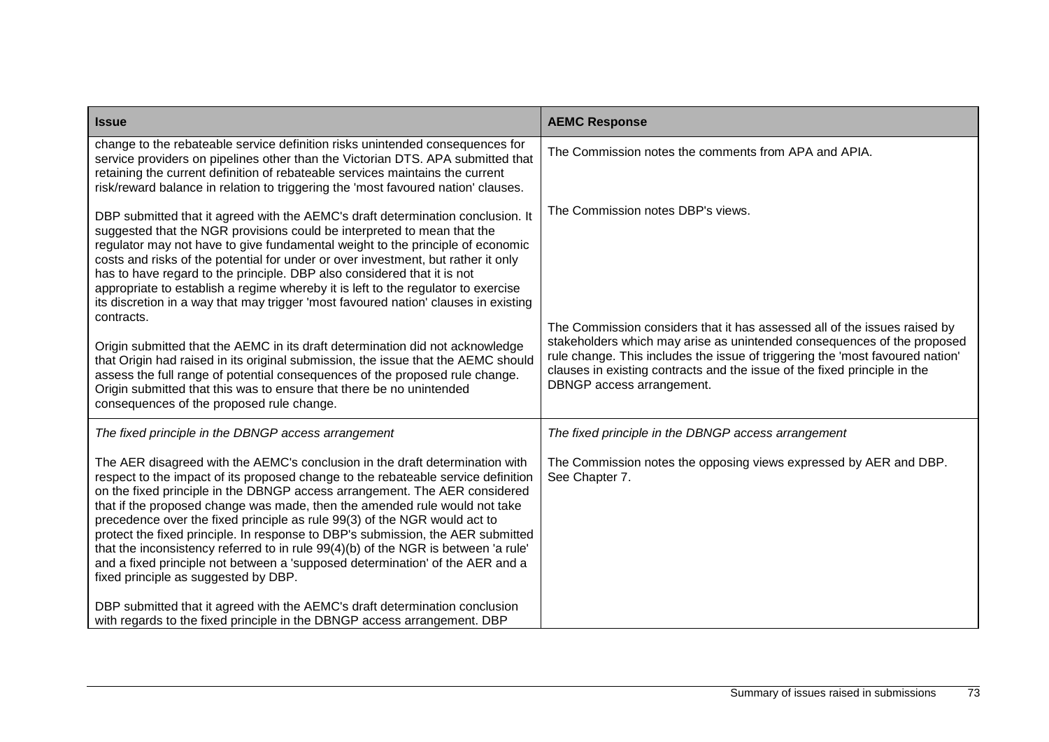| Issue | AEMC Response |
|---|---|
| change to the rebateable service definition risks unintended consequences for service providers on pipelines other than the Victorian DTS. APA submitted that retaining the current definition of rebateable services maintains the current risk/reward balance in relation to triggering the 'most favoured nation' clauses.<br><br>DBP submitted that it agreed with the AEMC's draft determination conclusion. It suggested that the NGR provisions could be interpreted to mean that the regulator may not have to give fundamental weight to the principle of economic costs and risks of the potential for under or over investment, but rather it only has to have regard to the principle. DBP also considered that it is not appropriate to establish a regime whereby it is left to the regulator to exercise its discretion in a way that may trigger 'most favoured nation' clauses in existing contracts.<br><br>Origin submitted that the AEMC in its draft determination did not acknowledge that Origin had raised in its original submission, the issue that the AEMC should assess the full range of potential consequences of the proposed rule change. Origin submitted that this was to ensure that there be no unintended consequences of the proposed rule change. | The Commission notes the comments from APA and APIA.<br><br>The Commission notes DBP's views.<br><br>The Commission considers that it has assessed all of the issues raised by stakeholders which may arise as unintended consequences of the proposed rule change. This includes the issue of triggering the 'most favoured nation' clauses in existing contracts and the issue of the fixed principle in the DBNGP access arrangement. |
| *The fixed principle in the DBNGP access arrangement*<br><br>The AER disagreed with the AEMC's conclusion in the draft determination with respect to the impact of its proposed change to the rebateable service definition on the fixed principle in the DBNGP access arrangement. The AER considered that if the proposed change was made, then the amended rule would not take precedence over the fixed principle as rule 99(3) of the NGR would act to protect the fixed principle. In response to DBP's submission, the AER submitted that the inconsistency referred to in rule 99(4)(b) of the NGR is between 'a rule' and a fixed principle not between a 'supposed determination' of the AER and a fixed principle as suggested by DBP.<br><br>DBP submitted that it agreed with the AEMC's draft determination conclusion with regards to the fixed principle in the DBNGP access arrangement. DBP | *The fixed principle in the DBNGP access arrangement*<br><br>The Commission notes the opposing views expressed by AER and DBP. See Chapter 7. |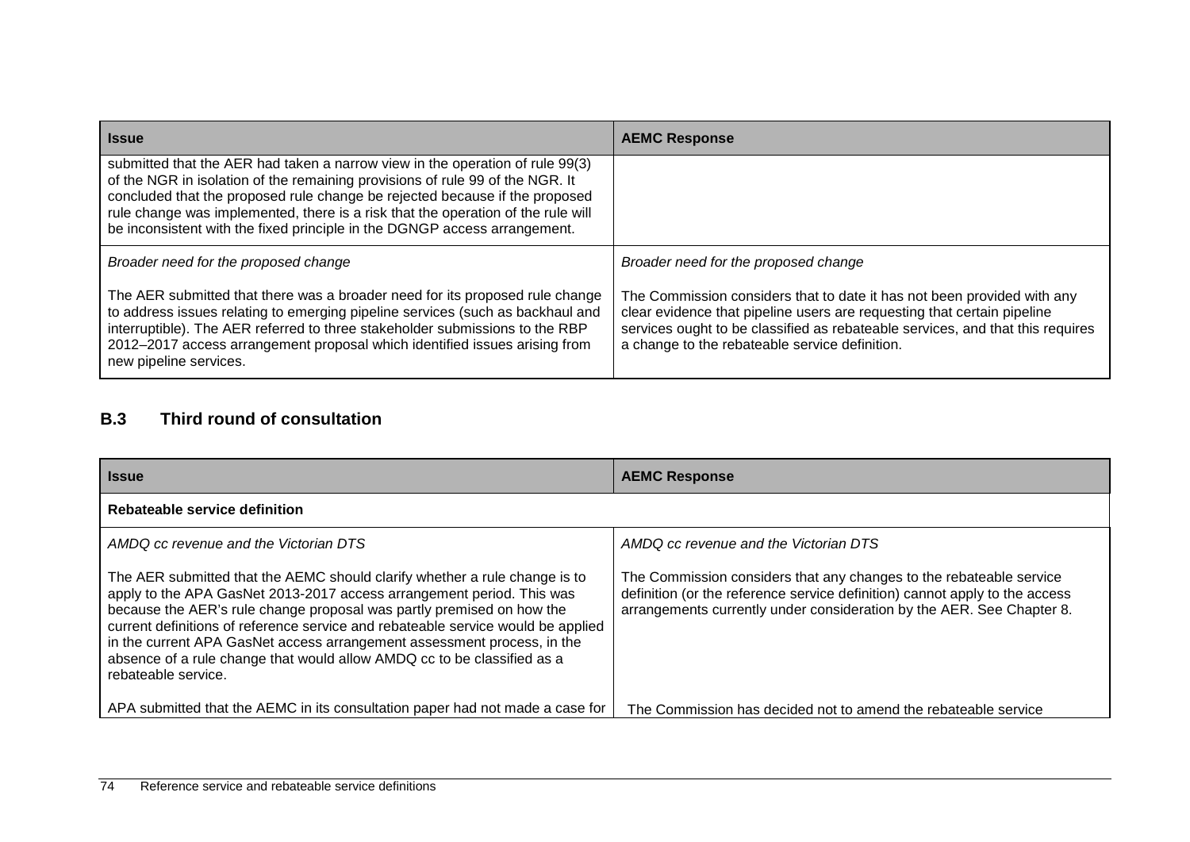| Issue | AEMC Response |
|---|---|
| submitted that the AER had taken a narrow view in the operation of rule 99(3) of the NGR in isolation of the remaining provisions of rule 99 of the NGR. It concluded that the proposed rule change be rejected because if the proposed rule change was implemented, there is a risk that the operation of the rule will be inconsistent with the fixed principle in the DGNGP access arrangement. | |
| *Broader need for the proposed change*<br><br>The AER submitted that there was a broader need for its proposed rule change to address issues relating to emerging pipeline services (such as backhaul and interruptible). The AER referred to three stakeholder submissions to the RBP 2012–2017 access arrangement proposal which identified issues arising from new pipeline services. | *Broader need for the proposed change*<br><br>The Commission considers that to date it has not been provided with any clear evidence that pipeline users are requesting that certain pipeline services ought to be classified as rebateable services, and that this requires a change to the rebateable service definition. |

## B.3 Third round of consultation

| Issue | AEMC Response |
|---|---|
| **Rebateable service definition** | |
| *AMDQ cc revenue and the Victorian DTS*<br><br>The AER submitted that the AEMC should clarify whether a rule change is to apply to the APA GasNet 2013-2017 access arrangement period. This was because the AER's rule change proposal was partly premised on how the current definitions of reference service and rebateable service would be applied in the current APA GasNet access arrangement assessment process, in the absence of a rule change that would allow AMDQ cc to be classified as a rebateable service. | *AMDQ cc revenue and the Victorian DTS*<br><br>The Commission considers that any changes to the rebateable service definition (or the reference service definition) cannot apply to the access arrangements currently under consideration by the AER. See Chapter 8. |
| APA submitted that the AEMC in its consultation paper had not made a case for | The Commission has decided not to amend the rebateable service |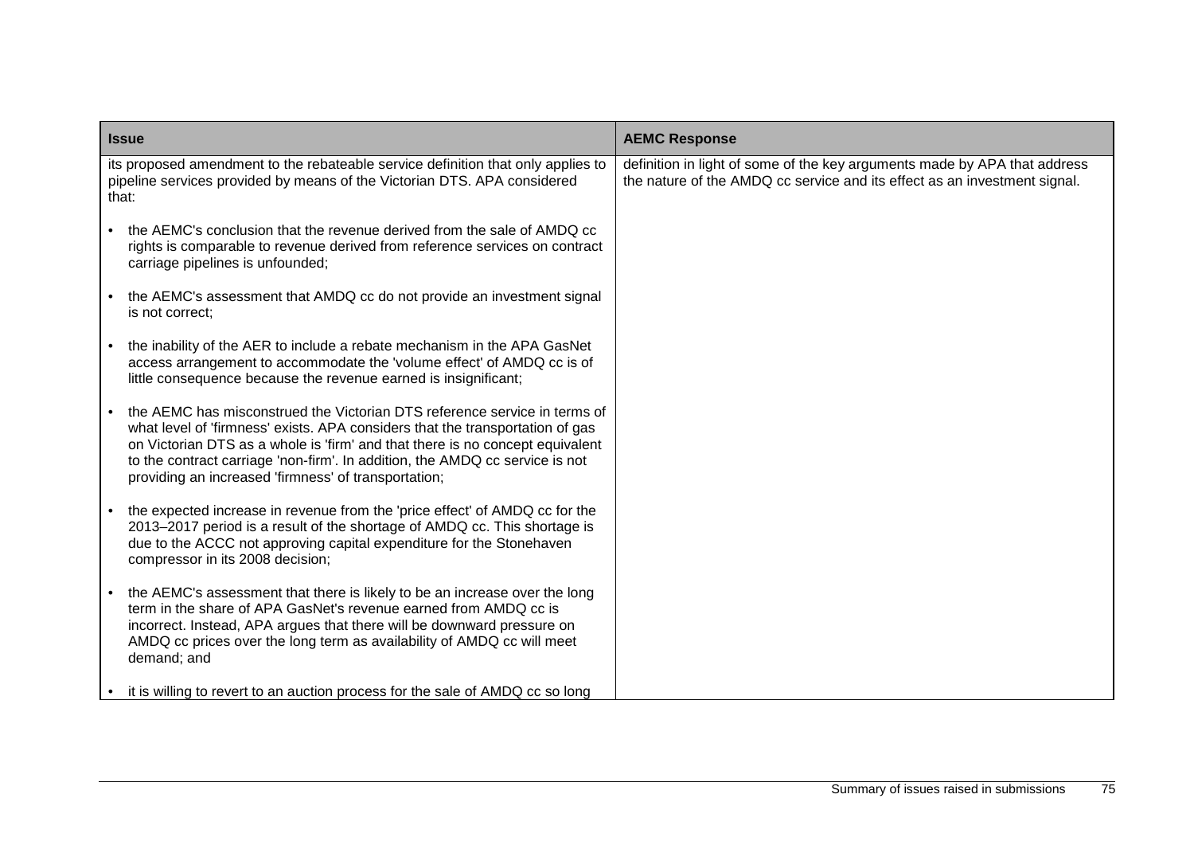| Issue | AEMC Response |
| --- | --- |
| its proposed amendment to the rebateable service definition that only applies to pipeline services provided by means of the Victorian DTS. APA considered that:<br><br>• the AEMC's conclusion that the revenue derived from the sale of AMDQ cc rights is comparable to revenue derived from reference services on contract carriage pipelines is unfounded;<br><br>• the AEMC's assessment that AMDQ cc do not provide an investment signal is not correct;<br><br>• the inability of the AER to include a rebate mechanism in the APA GasNet access arrangement to accommodate the 'volume effect' of AMDQ cc is of little consequence because the revenue earned is insignificant;<br><br>• the AEMC has misconstrued the Victorian DTS reference service in terms of what level of 'firmness' exists. APA considers that the transportation of gas on Victorian DTS as a whole is 'firm' and that there is no concept equivalent to the contract carriage 'non-firm'. In addition, the AMDQ cc service is not providing an increased 'firmness' of transportation;<br><br>• the expected increase in revenue from the 'price effect' of AMDQ cc for the 2013–2017 period is a result of the shortage of AMDQ cc. This shortage is due to the ACCC not approving capital expenditure for the Stonehaven compressor in its 2008 decision;<br><br>• the AEMC's assessment that there is likely to be an increase over the long term in the share of APA GasNet's revenue earned from AMDQ cc is incorrect. Instead, APA argues that there will be downward pressure on AMDQ cc prices over the long term as availability of AMDQ cc will meet demand; and<br><br>• it is willing to revert to an auction process for the sale of AMDQ cc so long | definition in light of some of the key arguments made by APA that address the nature of the AMDQ cc service and its effect as an investment signal. |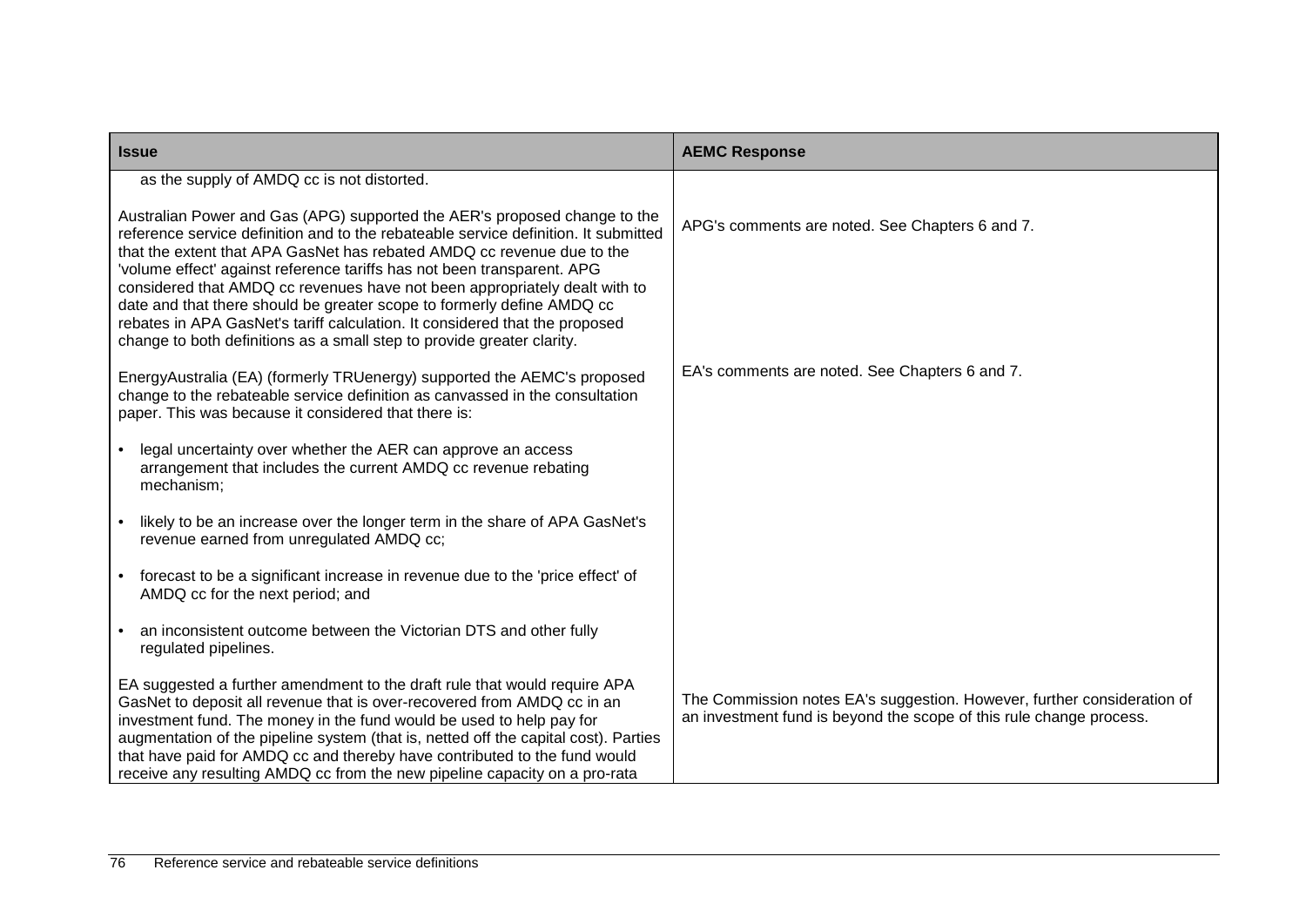| Issue | AEMC Response |
|---|---|
| as the supply of AMDQ cc is not distorted. | |
| Australian Power and Gas (APG) supported the AER's proposed change to the reference service definition and to the rebateable service definition. It submitted that the extent that APA GasNet has rebated AMDQ cc revenue due to the 'volume effect' against reference tariffs has not been transparent. APG considered that AMDQ cc revenues have not been appropriately dealt with to date and that there should be greater scope to formerly define AMDQ cc rebates in APA GasNet's tariff calculation. It considered that the proposed change to both definitions as a small step to provide greater clarity. | APG's comments are noted. See Chapters 6 and 7. |
| EnergyAustralia (EA) (formerly TRUenergy) supported the AEMC's proposed change to the rebateable service definition as canvassed in the consultation paper. This was because it considered that there is:<br><br>• legal uncertainty over whether the AER can approve an access arrangement that includes the current AMDQ cc revenue rebating mechanism;<br><br>• likely to be an increase over the longer term in the share of APA GasNet's revenue earned from unregulated AMDQ cc;<br><br>• forecast to be a significant increase in revenue due to the 'price effect' of AMDQ cc for the next period; and<br><br>• an inconsistent outcome between the Victorian DTS and other fully regulated pipelines. | EA's comments are noted. See Chapters 6 and 7. |
| EA suggested a further amendment to the draft rule that would require APA GasNet to deposit all revenue that is over-recovered from AMDQ cc in an investment fund. The money in the fund would be used to help pay for augmentation of the pipeline system (that is, netted off the capital cost). Parties that have paid for AMDQ cc and thereby have contributed to the fund would receive any resulting AMDQ cc from the new pipeline capacity on a pro-rata | The Commission notes EA's suggestion. However, further consideration of an investment fund is beyond the scope of this rule change process. |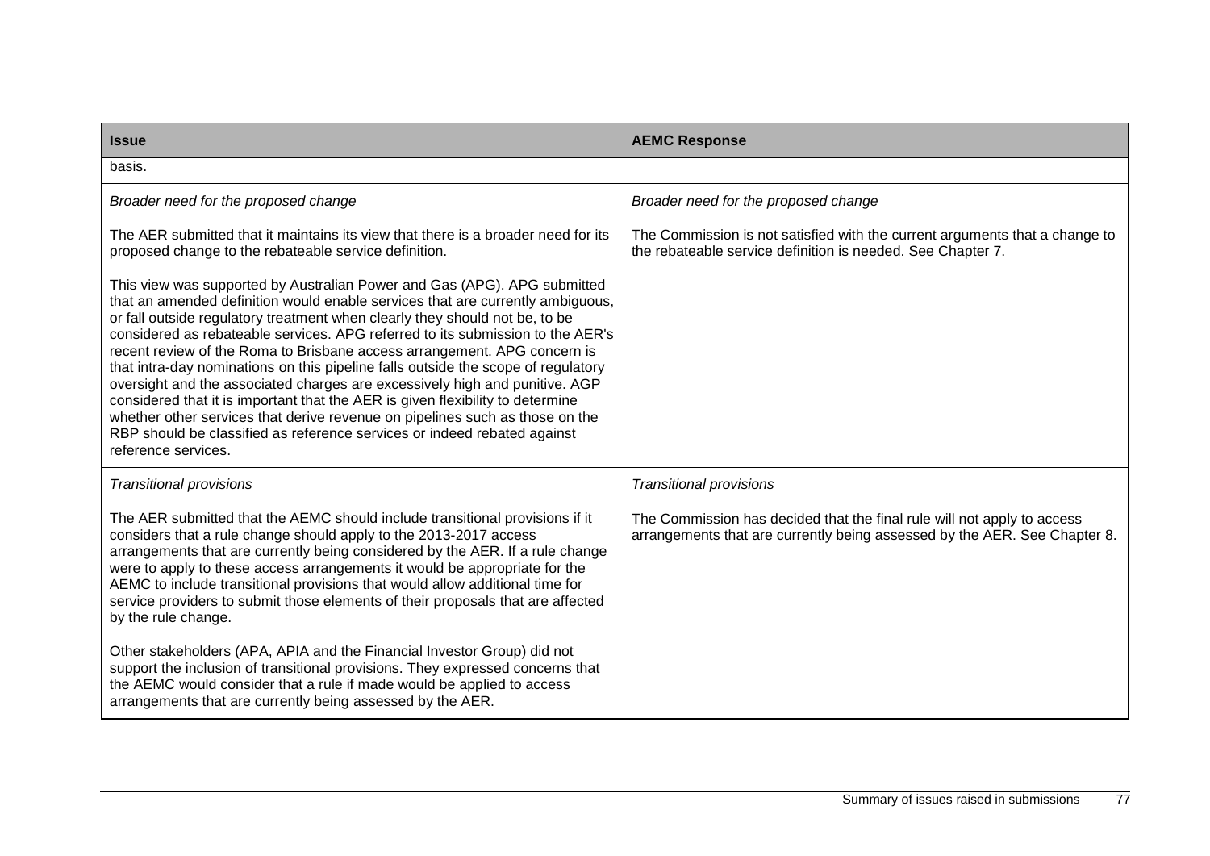| Issue | AEMC Response |
| --- | --- |
| basis. | |
| *Broader need for the proposed change*<br><br>The AER submitted that it maintains its view that there is a broader need for its proposed change to the rebateable service definition.<br><br>This view was supported by Australian Power and Gas (APG). APG submitted that an amended definition would enable services that are currently ambiguous, or fall outside regulatory treatment when clearly they should not be, to be considered as rebateable services. APG referred to its submission to the AER's recent review of the Roma to Brisbane access arrangement. APG concern is that intra-day nominations on this pipeline falls outside the scope of regulatory oversight and the associated charges are excessively high and punitive. AGP considered that it is important that the AER is given flexibility to determine whether other services that derive revenue on pipelines such as those on the RBP should be classified as reference services or indeed rebated against reference services. | *Broader need for the proposed change*<br><br>The Commission is not satisfied with the current arguments that a change to the rebateable service definition is needed. See Chapter 7. |
| *Transitional provisions*<br><br>The AER submitted that the AEMC should include transitional provisions if it considers that a rule change should apply to the 2013-2017 access arrangements that are currently being considered by the AER. If a rule change were to apply to these access arrangements it would be appropriate for the AEMC to include transitional provisions that would allow additional time for service providers to submit those elements of their proposals that are affected by the rule change.<br><br>Other stakeholders (APA, APIA and the Financial Investor Group) did not support the inclusion of transitional provisions. They expressed concerns that the AEMC would consider that a rule if made would be applied to access arrangements that are currently being assessed by the AER. | *Transitional provisions*<br><br>The Commission has decided that the final rule will not apply to access arrangements that are currently being assessed by the AER. See Chapter 8. |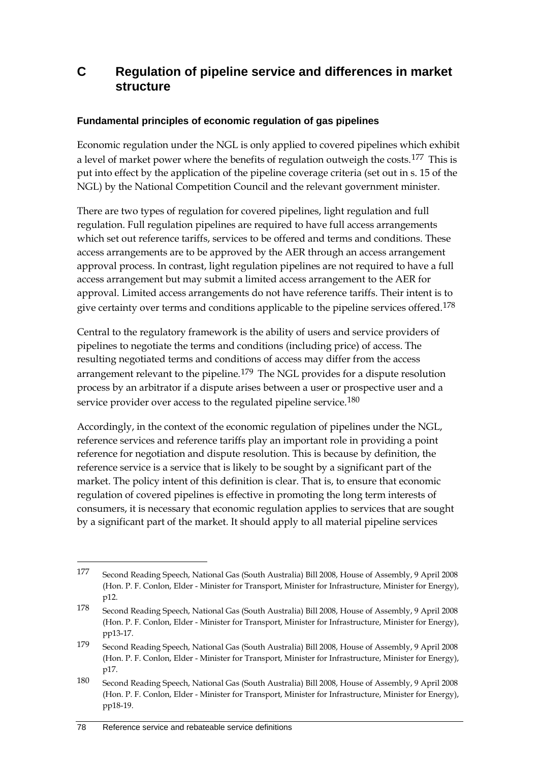# C Regulation of pipeline service and differences in market structure

### Fundamental principles of economic regulation of gas pipelines

Economic regulation under the NGL is only applied to covered pipelines which exhibit a level of market power where the benefits of regulation outweigh the costs.[177] This is put into effect by the application of the pipeline coverage criteria (set out in s. 15 of the NGL) by the National Competition Council and the relevant government minister.

There are two types of regulation for covered pipelines, light regulation and full regulation. Full regulation pipelines are required to have full access arrangements which set out reference tariffs, services to be offered and terms and conditions. These access arrangements are to be approved by the AER through an access arrangement approval process. In contrast, light regulation pipelines are not required to have a full access arrangement but may submit a limited access arrangement to the AER for approval. Limited access arrangements do not have reference tariffs. Their intent is to give certainty over terms and conditions applicable to the pipeline services offered.[178]

Central to the regulatory framework is the ability of users and service providers of pipelines to negotiate the terms and conditions (including price) of access. The resulting negotiated terms and conditions of access may differ from the access arrangement relevant to the pipeline.[179] The NGL provides for a dispute resolution process by an arbitrator if a dispute arises between a user or prospective user and a service provider over access to the regulated pipeline service.[180]

Accordingly, in the context of the economic regulation of pipelines under the NGL, reference services and reference tariffs play an important role in providing a point reference for negotiation and dispute resolution. This is because by definition, the reference service is a service that is likely to be sought by a significant part of the market. The policy intent of this definition is clear. That is, to ensure that economic regulation of covered pipelines is effective in promoting the long term interests of consumers, it is necessary that economic regulation applies to services that are sought by a significant part of the market. It should apply to all material pipeline services

---

177 Second Reading Speech, National Gas (South Australia) Bill 2008, House of Assembly, 9 April 2008 (Hon. P. F. Conlon, Elder - Minister for Transport, Minister for Infrastructure, Minister for Energy), p12.

178 Second Reading Speech, National Gas (South Australia) Bill 2008, House of Assembly, 9 April 2008 (Hon. P. F. Conlon, Elder - Minister for Transport, Minister for Infrastructure, Minister for Energy), pp13-17.

179 Second Reading Speech, National Gas (South Australia) Bill 2008, House of Assembly, 9 April 2008 (Hon. P. F. Conlon, Elder - Minister for Transport, Minister for Infrastructure, Minister for Energy), p17.

180 Second Reading Speech, National Gas (South Australia) Bill 2008, House of Assembly, 9 April 2008 (Hon. P. F. Conlon, Elder - Minister for Transport, Minister for Infrastructure, Minister for Energy), pp18-19.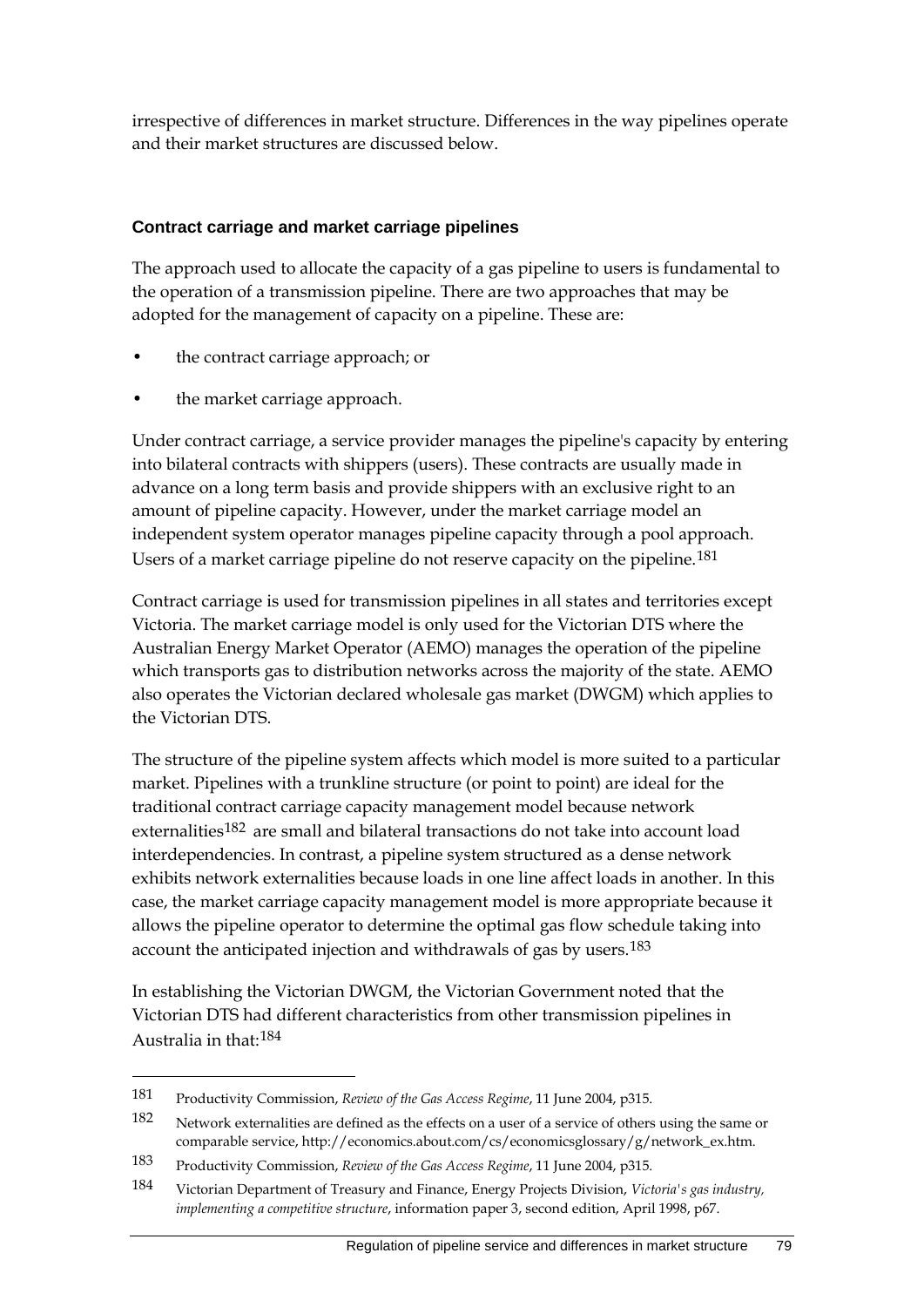irrespective of differences in market structure. Differences in the way pipelines operate and their market structures are discussed below.

### Contract carriage and market carriage pipelines

The approach used to allocate the capacity of a gas pipeline to users is fundamental to the operation of a transmission pipeline. There are two approaches that may be adopted for the management of capacity on a pipeline. These are:

- the contract carriage approach; or
- the market carriage approach.

Under contract carriage, a service provider manages the pipeline's capacity by entering into bilateral contracts with shippers (users). These contracts are usually made in advance on a long term basis and provide shippers with an exclusive right to an amount of pipeline capacity. However, under the market carriage model an independent system operator manages pipeline capacity through a pool approach. Users of a market carriage pipeline do not reserve capacity on the pipeline.[181]

Contract carriage is used for transmission pipelines in all states and territories except Victoria. The market carriage model is only used for the Victorian DTS where the Australian Energy Market Operator (AEMO) manages the operation of the pipeline which transports gas to distribution networks across the majority of the state. AEMO also operates the Victorian declared wholesale gas market (DWGM) which applies to the Victorian DTS.

The structure of the pipeline system affects which model is more suited to a particular market. Pipelines with a trunkline structure (or point to point) are ideal for the traditional contract carriage capacity management model because network externalities[182] are small and bilateral transactions do not take into account load interdependencies. In contrast, a pipeline system structured as a dense network exhibits network externalities because loads in one line affect loads in another. In this case, the market carriage capacity management model is more appropriate because it allows the pipeline operator to determine the optimal gas flow schedule taking into account the anticipated injection and withdrawals of gas by users.[183]

In establishing the Victorian DWGM, the Victorian Government noted that the Victorian DTS had different characteristics from other transmission pipelines in Australia in that:[184]

---

181 Productivity Commission, *Review of the Gas Access Regime*, 11 June 2004, p315.

182 Network externalities are defined as the effects on a user of a service of others using the same or comparable service, http://economics.about.com/cs/economicsglossary/g/network_ex.htm.

183 Productivity Commission, *Review of the Gas Access Regime*, 11 June 2004, p315.

184 Victorian Department of Treasury and Finance, Energy Projects Division, *Victoria's gas industry, implementing a competitive structure*, information paper 3, second edition, April 1998, p67.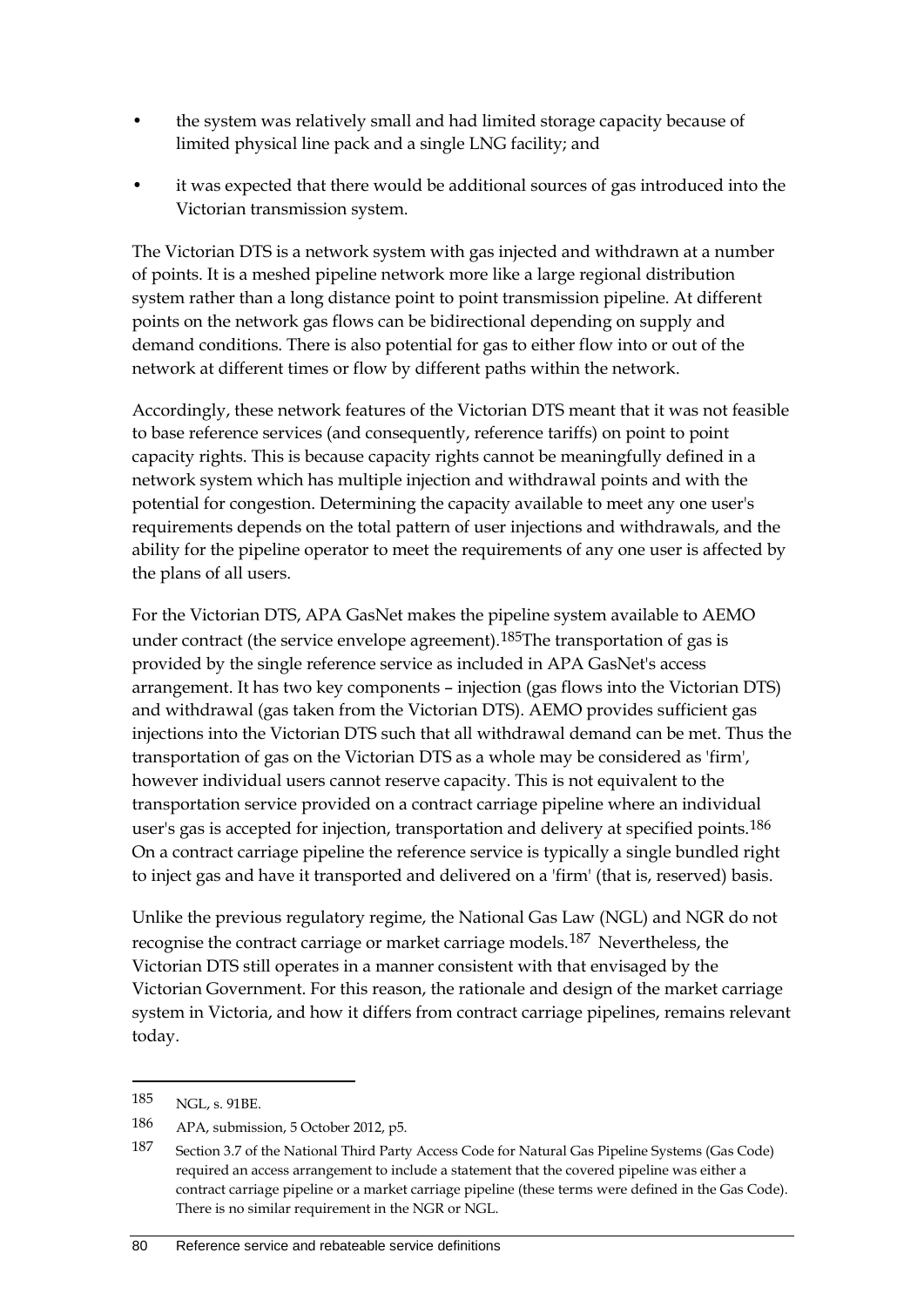- the system was relatively small and had limited storage capacity because of limited physical line pack and a single LNG facility; and
- it was expected that there would be additional sources of gas introduced into the Victorian transmission system.

The Victorian DTS is a network system with gas injected and withdrawn at a number of points. It is a meshed pipeline network more like a large regional distribution system rather than a long distance point to point transmission pipeline. At different points on the network gas flows can be bidirectional depending on supply and demand conditions. There is also potential for gas to either flow into or out of the network at different times or flow by different paths within the network.

Accordingly, these network features of the Victorian DTS meant that it was not feasible to base reference services (and consequently, reference tariffs) on point to point capacity rights. This is because capacity rights cannot be meaningfully defined in a network system which has multiple injection and withdrawal points and with the potential for congestion. Determining the capacity available to meet any one user's requirements depends on the total pattern of user injections and withdrawals, and the ability for the pipeline operator to meet the requirements of any one user is affected by the plans of all users.

For the Victorian DTS, APA GasNet makes the pipeline system available to AEMO under contract (the service envelope agreement).[185] The transportation of gas is provided by the single reference service as included in APA GasNet's access arrangement. It has two key components – injection (gas flows into the Victorian DTS) and withdrawal (gas taken from the Victorian DTS). AEMO provides sufficient gas injections into the Victorian DTS such that all withdrawal demand can be met. Thus the transportation of gas on the Victorian DTS as a whole may be considered as 'firm', however individual users cannot reserve capacity. This is not equivalent to the transportation service provided on a contract carriage pipeline where an individual user's gas is accepted for injection, transportation and delivery at specified points.[186] On a contract carriage pipeline the reference service is typically a single bundled right to inject gas and have it transported and delivered on a 'firm' (that is, reserved) basis.

Unlike the previous regulatory regime, the National Gas Law (NGL) and NGR do not recognise the contract carriage or market carriage models.[187] Nevertheless, the Victorian DTS still operates in a manner consistent with that envisaged by the Victorian Government. For this reason, the rationale and design of the market carriage system in Victoria, and how it differs from contract carriage pipelines, remains relevant today.

---

185 NGL, s. 91BE.

186 APA, submission, 5 October 2012, p5.

187 Section 3.7 of the National Third Party Access Code for Natural Gas Pipeline Systems (Gas Code) required an access arrangement to include a statement that the covered pipeline was either a contract carriage pipeline or a market carriage pipeline (these terms were defined in the Gas Code). There is no similar requirement in the NGR or NGL.